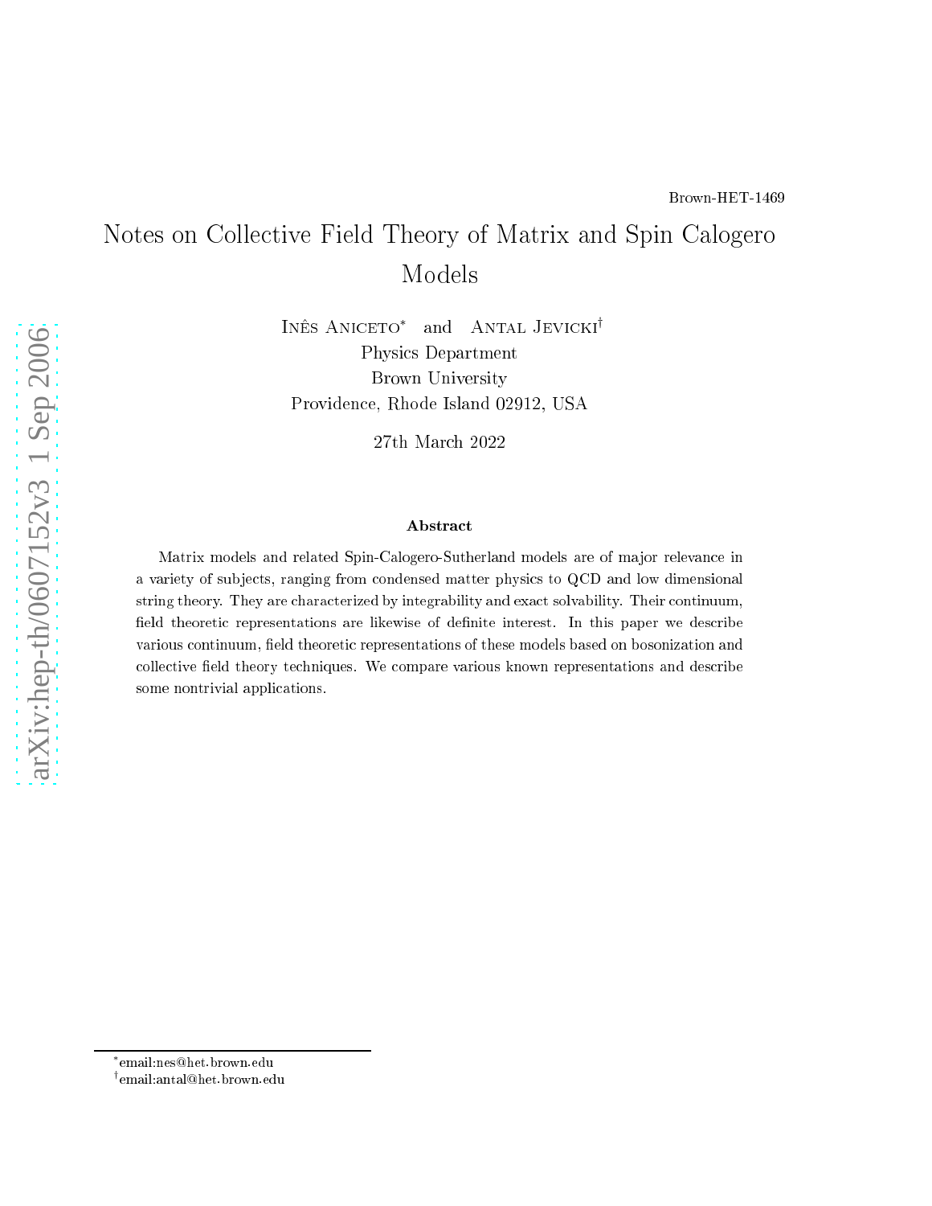Brown-HET-1469

# Notes on Collective Field Theory of Matrix and Spin Calogero Models

Inês Aniceto* and Antal Jevicki†

Physics Department
Brown University
Providence, Rhode Island 02912, USA

27th March 2022

### Abstract

Matrix models and related Spin-Calogero-Sutherland models are of major relevance in a variety of subjects, ranging from condensed matter physics to QCD and low dimensional string theory. They are characterized by integrability and exact solvability. Their continuum, field theoretic representations are likewise of definite interest. In this paper we describe various continuum, field theoretic representations of these models based on bosonization and collective field theory techniques. We compare various known representations and describe some nontrivial applications.

*email:nes@het.brown.edu
†email:antal@het.brown.edu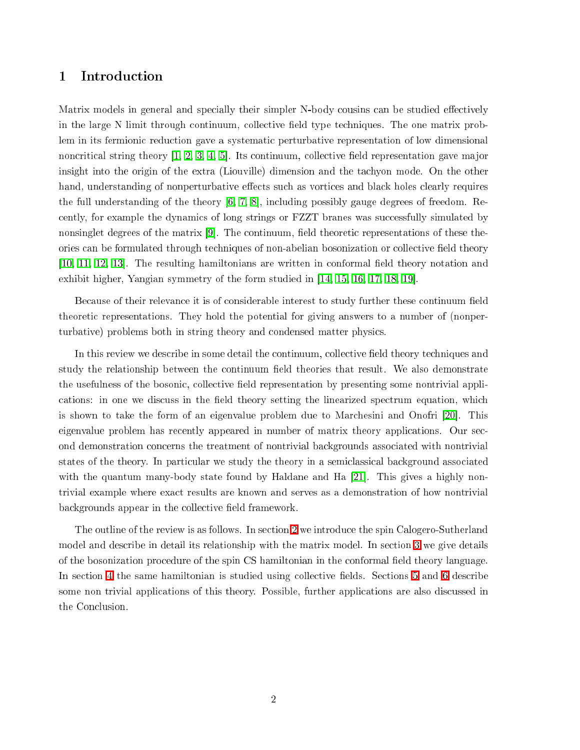# 1 Introduction

Matrix models in general and specially their simpler N-body cousins can be studied effectively in the large N limit through continuum, collective field type techniques. The one matrix problem in its fermionic reduction gave a systematic perturbative representation of low dimensional noncritical string theory [1, 2, 3, 4, 5]. Its continuum, collective field representation gave major insight into the origin of the extra (Liouville) dimension and the tachyon mode. On the other hand, understanding of nonperturbative effects such as vortices and black holes clearly requires the full understanding of the theory [6, 7, 8], including possibly gauge degrees of freedom. Recently, for example the dynamics of long strings or FZZT branes was successfully simulated by nonsinglet degrees of the matrix [9]. The continuum, field theoretic representations of these theories can be formulated through techniques of non-abelian bosonization or collective field theory [10, 11, 12, 13]. The resulting hamiltonians are written in conformal field theory notation and exhibit higher, Yangian symmetry of the form studied in [14, 15, 16, 17, 18, 19].

Because of their relevance it is of considerable interest to study further these continuum field theoretic representations. They hold the potential for giving answers to a number of (nonperturbative) problems both in string theory and condensed matter physics.

In this review we describe in some detail the continuum, collective field theory techniques and study the relationship between the continuum field theories that result. We also demonstrate the usefulness of the bosonic, collective field representation by presenting some nontrivial applications: in one we discuss in the field theory setting the linearized spectrum equation, which is shown to take the form of an eigenvalue problem due to Marchesini and Onofri [20]. This eigenvalue problem has recently appeared in number of matrix theory applications. Our second demonstration concerns the treatment of nontrivial backgrounds associated with nontrivial states of the theory. In particular we study the theory in a semiclassical background associated with the quantum many-body state found by Haldane and Ha [21]. This gives a highly nontrivial example where exact results are known and serves as a demonstration of how nontrivial backgrounds appear in the collective field framework.

The outline of the review is as follows. In section 2 we introduce the spin Calogero-Sutherland model and describe in detail its relationship with the matrix model. In section 3 we give details of the bosonization procedure of the spin CS hamiltonian in the conformal field theory language. In section 4 the same hamiltonian is studied using collective fields. Sections 5 and 6 describe some non trivial applications of this theory. Possible, further applications are also discussed in the Conclusion.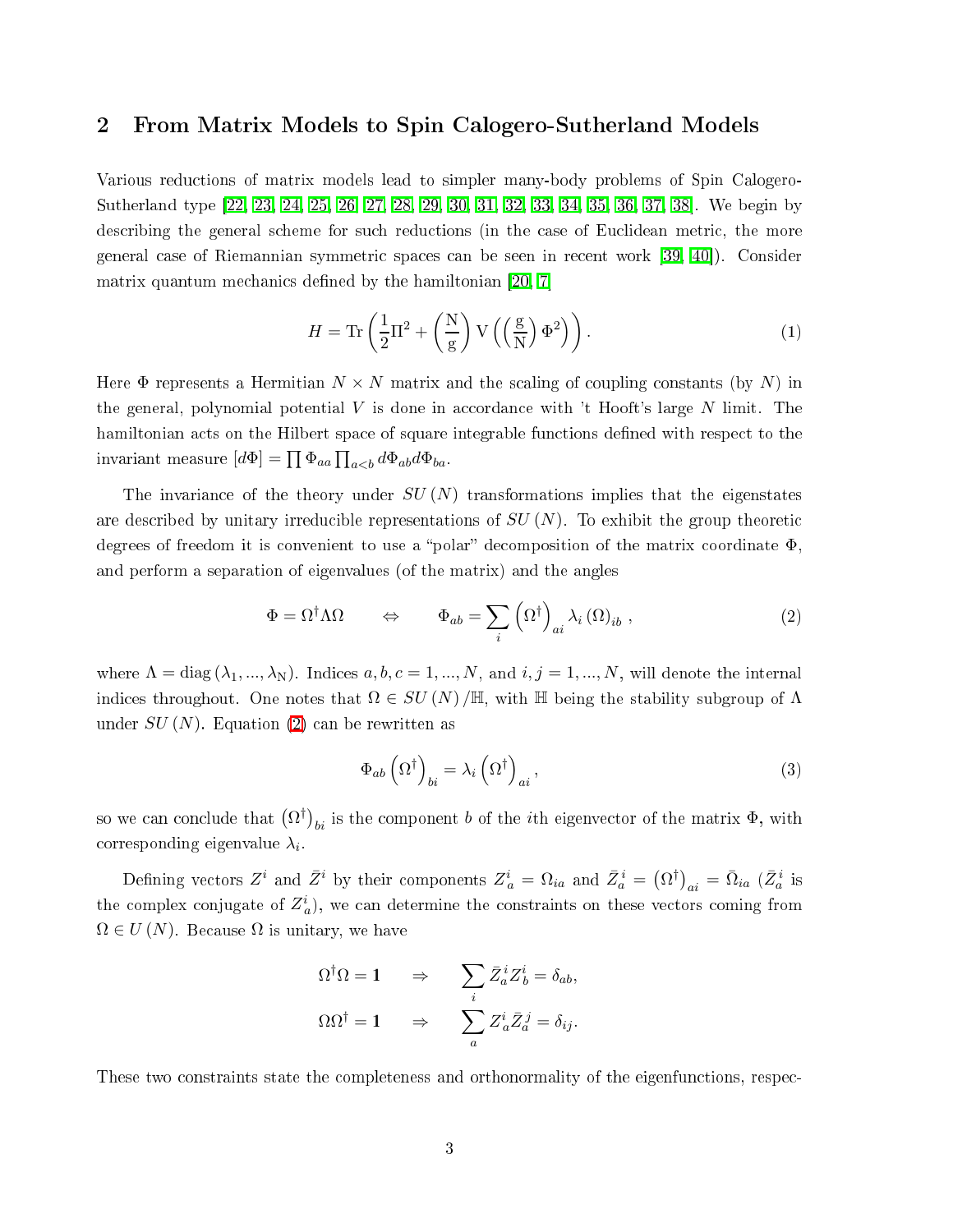## 2 From Matrix Models to Spin Calogero-Sutherland Models

Various reductions of matrix models lead to simpler many-body problems of Spin Calogero-Sutherland type [22, 23, 24, 25, 26, 27, 28, 29, 30, 31, 32, 33, 34, 35, 36, 37, 38]. We begin by describing the general scheme for such reductions (in the case of Euclidean metric, the more general case of Riemannian symmetric spaces can be seen in recent work [39, 40]). Consider matrix quantum mechanics defined by the hamiltonian [20, 7]

$$H = \mathrm{Tr}\left(\frac{1}{2}\Pi^2 + \left(\frac{\mathrm{N}}{\mathrm{g}}\right)\mathrm{V}\left(\left(\frac{\mathrm{g}}{\mathrm{N}}\right)\Phi^2\right)\right). \tag{1}$$

Here $\Phi$ represents a Hermitian $N \times N$ matrix and the scaling of coupling constants (by $N$) in the general, polynomial potential $V$ is done in accordance with 't Hooft's large $N$ limit. The hamiltonian acts on the Hilbert space of square integrable functions defined with respect to the invariant measure $[d\Phi] = \prod \Phi_{aa} \prod_{a<b} d\Phi_{ab} d\Phi_{ba}$.

The invariance of the theory under $SU(N)$ transformations implies that the eigenstates are described by unitary irreducible representations of $SU(N)$. To exhibit the group theoretic degrees of freedom it is convenient to use a "polar" decomposition of the matrix coordinate $\Phi$, and perform a separation of eigenvalues (of the matrix) and the angles

$$\Phi = \Omega^\dagger \Lambda \Omega \qquad \Leftrightarrow \qquad \Phi_{ab} = \sum_i \left(\Omega^\dagger\right)_{ai} \lambda_i \left(\Omega\right)_{ib}, \tag{2}$$

where $\Lambda = \mathrm{diag}(\lambda_1, ..., \lambda_\mathrm{N})$. Indices $a, b, c = 1, ..., N$, and $i, j = 1, ..., N$, will denote the internal indices throughout. One notes that $\Omega \in SU(N)/\mathbb{H}$, with $\mathbb{H}$ being the stability subgroup of $\Lambda$ under $SU(N)$. Equation (2) can be rewritten as

$$\Phi_{ab}\left(\Omega^\dagger\right)_{bi} = \lambda_i \left(\Omega^\dagger\right)_{ai}, \tag{3}$$

so we can conclude that $\left(\Omega^\dagger\right)_{bi}$ is the component $b$ of the $i$th eigenvector of the matrix $\Phi$, with corresponding eigenvalue $\lambda_i$.

Defining vectors $Z^i$ and $\bar{Z}^i$ by their components $Z^i_a = \Omega_{ia}$ and $\bar{Z}^i_a = \left(\Omega^\dagger\right)_{ai} = \bar{\Omega}_{ia}$ ($\bar{Z}^i_a$ is the complex conjugate of $Z^i_a$), we can determine the constraints on these vectors coming from $\Omega \in U(N)$. Because $\Omega$ is unitary, we have

$$\Omega^\dagger \Omega = \mathbf{1} \qquad \Rightarrow \qquad \sum_i \bar{Z}^i_a Z^i_b = \delta_{ab},$$
$$\Omega \Omega^\dagger = \mathbf{1} \qquad \Rightarrow \qquad \sum_a Z^i_a \bar{Z}^j_a = \delta_{ij}.$$

These two constraints state the completeness and orthonormality of the eigenfunctions, respec-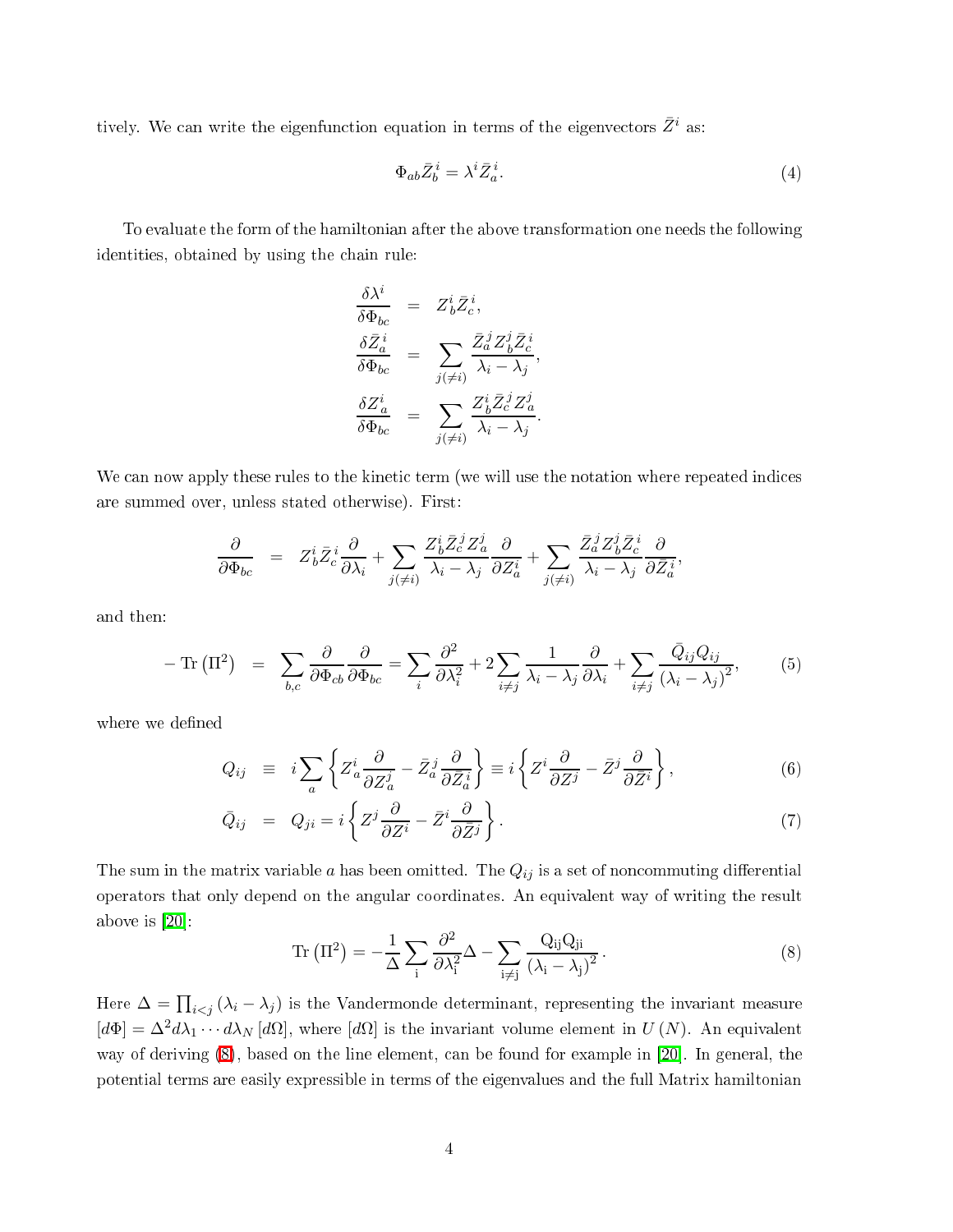tively. We can write the eigenfunction equation in terms of the eigenvectors $\bar{Z}^i$ as:

$$\Phi_{ab}\bar{Z}^i_b = \lambda^i \bar{Z}^i_a. \tag{4}$$

To evaluate the form of the hamiltonian after the above transformation one needs the following identities, obtained by using the chain rule:

$$\begin{aligned}
\frac{\delta \lambda^i}{\delta \Phi_{bc}} &= Z^i_b \bar{Z}^i_c, \\
\frac{\delta \bar{Z}^i_a}{\delta \Phi_{bc}} &= \sum_{j(\neq i)} \frac{\bar{Z}^j_a Z^j_b \bar{Z}^i_c}{\lambda_i - \lambda_j}, \\
\frac{\delta Z^i_a}{\delta \Phi_{bc}} &= \sum_{j(\neq i)} \frac{Z^i_b \bar{Z}^j_c Z^j_a}{\lambda_i - \lambda_j}.
\end{aligned}$$

We can now apply these rules to the kinetic term (we will use the notation where repeated indices are summed over, unless stated otherwise). First:

$$\frac{\partial}{\partial \Phi_{bc}} = Z^i_b \bar{Z}^i_c \frac{\partial}{\partial \lambda_i} + \sum_{j(\neq i)} \frac{Z^i_b \bar{Z}^j_c Z^j_a}{\lambda_i - \lambda_j} \frac{\partial}{\partial Z^i_a} + \sum_{j(\neq i)} \frac{\bar{Z}^j_a Z^j_b \bar{Z}^i_c}{\lambda_i - \lambda_j} \frac{\partial}{\partial \bar{Z}^i_a},$$

and then:

$$-\,\mathrm{Tr}\left(\Pi^2\right) = \sum_{b,c} \frac{\partial}{\partial \Phi_{cb}} \frac{\partial}{\partial \Phi_{bc}} = \sum_i \frac{\partial^2}{\partial \lambda_i^2} + 2\sum_{i\neq j} \frac{1}{\lambda_i - \lambda_j}\frac{\partial}{\partial \lambda_i} + \sum_{i \neq j} \frac{\bar{Q}_{ij} Q_{ij}}{\left(\lambda_i - \lambda_j\right)^2}, \tag{5}$$

where we defined

$$Q_{ij} \equiv i \sum_a \left\{ Z^i_a \frac{\partial}{\partial Z^j_a} - \bar{Z}^j_a \frac{\partial}{\partial \bar{Z}^i_a} \right\} \equiv i \left\{ Z^i \frac{\partial}{\partial Z^j} - \bar{Z}^j \frac{\partial}{\partial \bar{Z}^i} \right\}, \tag{6}$$

$$\bar{Q}_{ij} = Q_{ji} = i \left\{ Z^j \frac{\partial}{\partial Z^i} - \bar{Z}^i \frac{\partial}{\partial \bar{Z}^j} \right\}. \tag{7}$$

The sum in the matrix variable $a$ has been omitted. The $Q_{ij}$ is a set of noncommuting differential operators that only depend on the angular coordinates. An equivalent way of writing the result above is [20]:

$$\mathrm{Tr}\left(\Pi^2\right) = -\frac{1}{\Delta} \sum_i \frac{\partial^2}{\partial \lambda_i^2} \Delta - \sum_{i \neq j} \frac{Q_{ij} Q_{ji}}{\left(\lambda_i - \lambda_j\right)^2}. \tag{8}$$

Here $\Delta = \prod_{i<j}\left(\lambda_i - \lambda_j\right)$ is the Vandermonde determinant, representing the invariant measure $[d\Phi] = \Delta^2 d\lambda_1 \cdots d\lambda_N \,[d\Omega]$, where $[d\Omega]$ is the invariant volume element in $U(N)$. An equivalent way of deriving (8), based on the line element, can be found for example in [20]. In general, the potential terms are easily expressible in terms of the eigenvalues and the full Matrix hamiltonian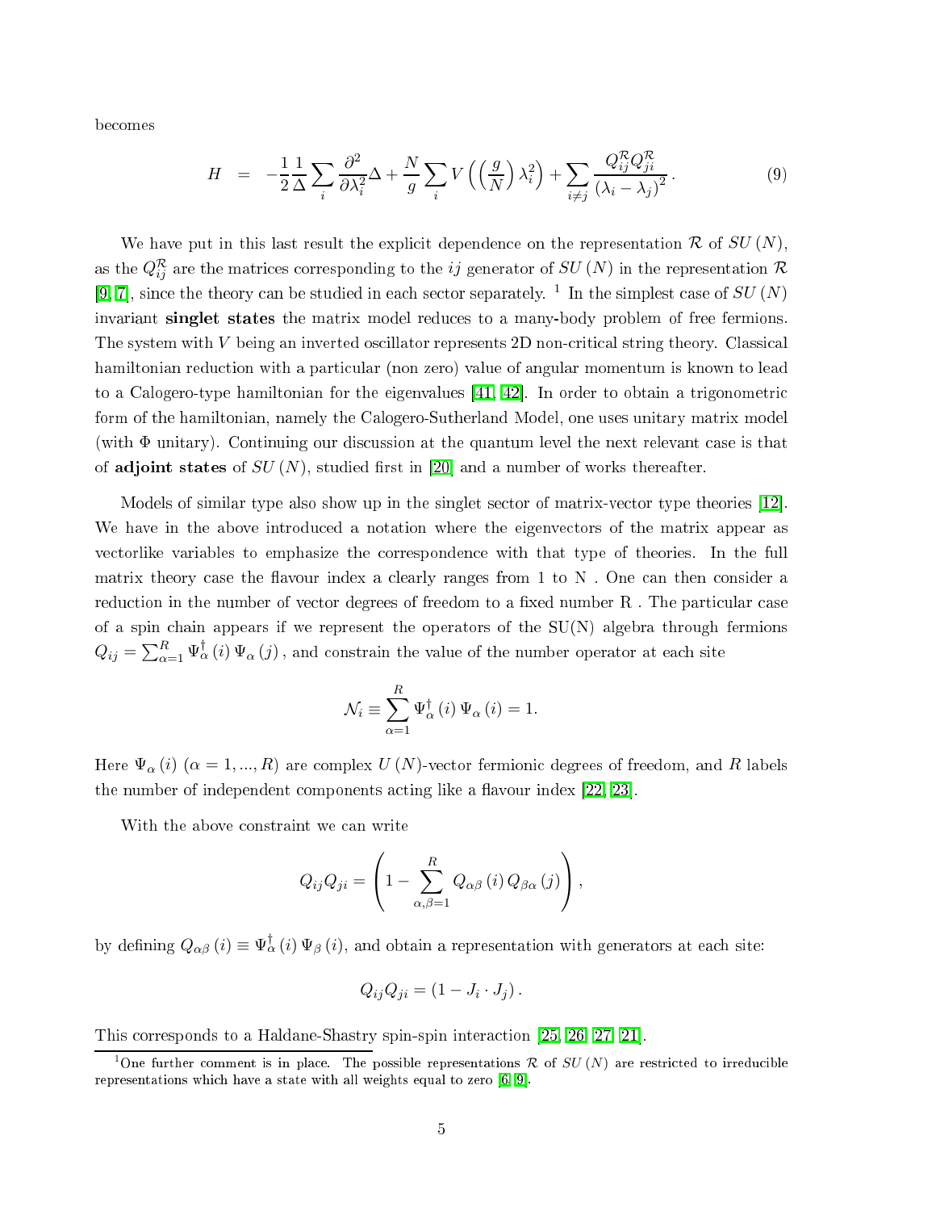becomes

$$H = -\frac{1}{2}\frac{1}{\Delta}\sum_i \frac{\partial^2}{\partial \lambda_i^2}\Delta + \frac{N}{g}\sum_i V\left(\left(\frac{g}{N}\right)\lambda_i^2\right) + \sum_{i\neq j}\frac{Q_{ij}^{\mathcal{R}}Q_{ji}^{\mathcal{R}}}{(\lambda_i-\lambda_j)^2}. \tag{9}$$

We have put in this last result the explicit dependence on the representation $\mathcal{R}$ of $SU(N)$, as the $Q_{ij}^{\mathcal{R}}$ are the matrices corresponding to the $ij$ generator of $SU(N)$ in the representation $\mathcal{R}$ [9, 7], since the theory can be studied in each sector separately. [1] In the simplest case of $SU(N)$ invariant **singlet states** the matrix model reduces to a many-body problem of free fermions. The system with $V$ being an inverted oscillator represents 2D non-critical string theory. Classical hamiltonian reduction with a particular (non zero) value of angular momentum is known to lead to a Calogero-type hamiltonian for the eigenvalues [41, 42]. In order to obtain a trigonometric form of the hamiltonian, namely the Calogero-Sutherland Model, one uses unitary matrix model (with $\Phi$ unitary). Continuing our discussion at the quantum level the next relevant case is that of **adjoint states** of $SU(N)$, studied first in [20] and a number of works thereafter.

Models of similar type also show up in the singlet sector of matrix-vector type theories [12]. We have in the above introduced a notation where the eigenvectors of the matrix appear as vectorlike variables to emphasize the correspondence with that type of theories. In the full matrix theory case the flavour index a clearly ranges from 1 to N . One can then consider a reduction in the number of vector degrees of freedom to a fixed number R . The particular case of a spin chain appears if we represent the operators of the SU(N) algebra through fermions $Q_{ij} = \sum_{\alpha=1}^{R}\Psi_\alpha^\dagger(i)\Psi_\alpha(j)$, and constrain the value of the number operator at each site

$$\mathcal{N}_i \equiv \sum_{\alpha=1}^{R}\Psi_\alpha^\dagger(i)\Psi_\alpha(i) = 1.$$

Here $\Psi_\alpha(i)$ $(\alpha = 1, ..., R)$ are complex $U(N)$-vector fermionic degrees of freedom, and $R$ labels the number of independent components acting like a flavour index [22, 23].

With the above constraint we can write

$$Q_{ij}Q_{ji} = \left(1 - \sum_{\alpha,\beta=1}^{R} Q_{\alpha\beta}(i)\,Q_{\beta\alpha}(j)\right),$$

by defining $Q_{\alpha\beta}(i) \equiv \Psi_\alpha^\dagger(i)\Psi_\beta(i)$, and obtain a representation with generators at each site:

$$Q_{ij}Q_{ji} = (1 - J_i \cdot J_j).$$

This corresponds to a Haldane-Shastry spin-spin interaction [25, 26, 27, 21].

[1] One further comment is in place. The possible representations $\mathcal{R}$ of $SU(N)$ are restricted to irreducible representations which have a state with all weights equal to zero [6, 9].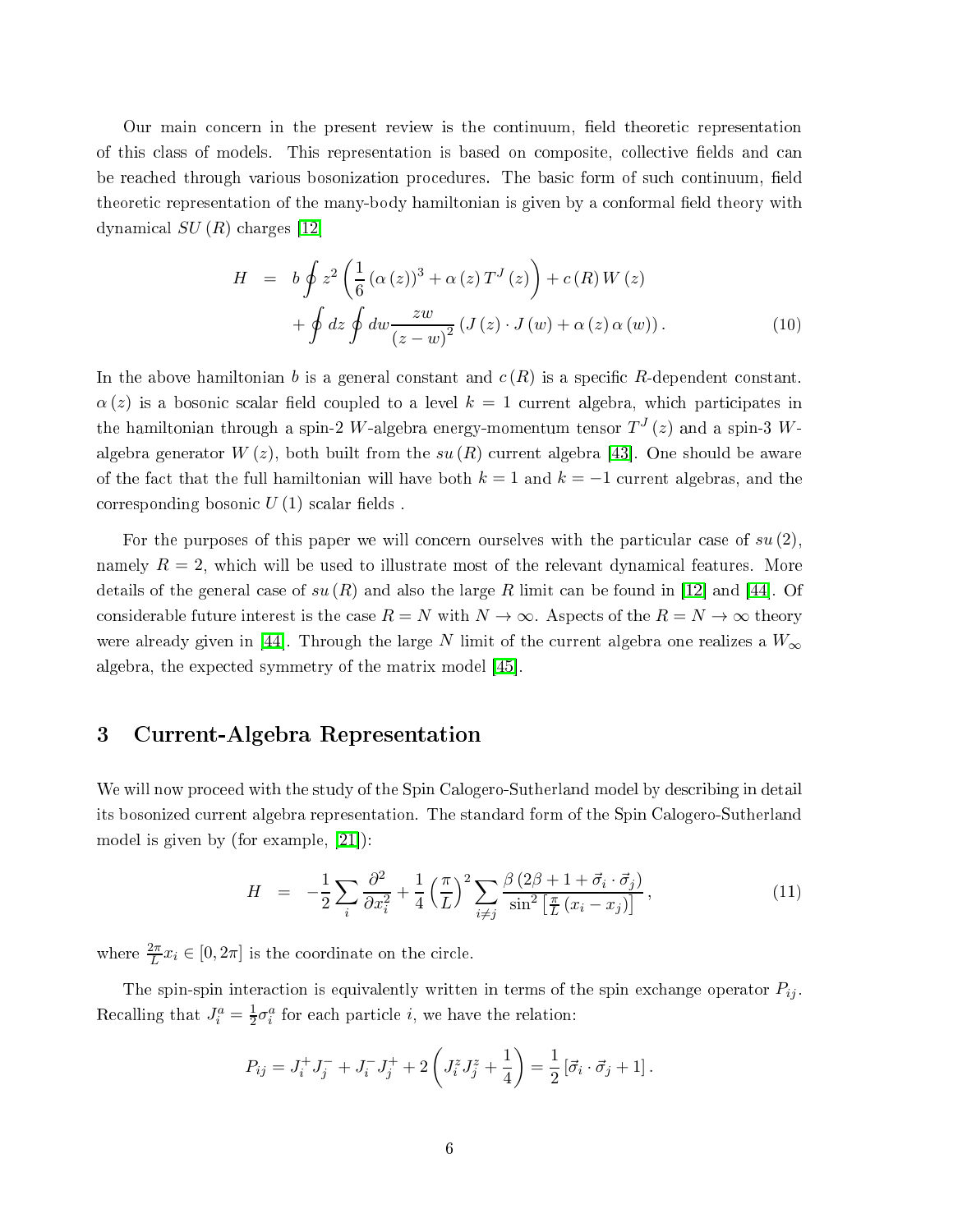Our main concern in the present review is the continuum, field theoretic representation of this class of models. This representation is based on composite, collective fields and can be reached through various bosonization procedures. The basic form of such continuum, field theoretic representation of the many-body hamiltonian is given by a conformal field theory with dynamical $SU(R)$ charges [12]

$$
\begin{aligned}
H &= b \oint z^2 \left( \frac{1}{6} (\alpha(z))^3 + \alpha(z) T^J(z) \right) + c(R) W(z) \\
&\quad + \oint dz \oint dw \frac{zw}{(z-w)^2} \left( J(z) \cdot J(w) + \alpha(z) \alpha(w) \right). \qquad (10)
\end{aligned}
$$

In the above hamiltonian $b$ is a general constant and $c(R)$ is a specific $R$-dependent constant. $\alpha(z)$ is a bosonic scalar field coupled to a level $k = 1$ current algebra, which participates in the hamiltonian through a spin-2 $W$-algebra energy-momentum tensor $T^J(z)$ and a spin-3 $W$-algebra generator $W(z)$, both built from the $su(R)$ current algebra [43]. One should be aware of the fact that the full hamiltonian will have both $k = 1$ and $k = -1$ current algebras, and the corresponding bosonic $U(1)$ scalar fields .

For the purposes of this paper we will concern ourselves with the particular case of $su(2)$, namely $R = 2$, which will be used to illustrate most of the relevant dynamical features. More details of the general case of $su(R)$ and also the large $R$ limit can be found in [12] and [44]. Of considerable future interest is the case $R = N$ with $N \to \infty$. Aspects of the $R = N \to \infty$ theory were already given in [44]. Through the large $N$ limit of the current algebra one realizes a $W_\infty$ algebra, the expected symmetry of the matrix model [45].

# 3 Current-Algebra Representation

We will now proceed with the study of the Spin Calogero-Sutherland model by describing in detail its bosonized current algebra representation. The standard form of the Spin Calogero-Sutherland model is given by (for example, [21]):

$$
H = -\frac{1}{2} \sum_i \frac{\partial^2}{\partial x_i^2} + \frac{1}{4} \left( \frac{\pi}{L} \right)^2 \sum_{i \neq j} \frac{\beta (2\beta + 1 + \vec{\sigma}_i \cdot \vec{\sigma}_j)}{\sin^2 \left[ \frac{\pi}{L} (x_i - x_j) \right]}, \qquad (11)
$$

where $\frac{2\pi}{L} x_i \in [0, 2\pi]$ is the coordinate on the circle.

The spin-spin interaction is equivalently written in terms of the spin exchange operator $P_{ij}$. Recalling that $J_i^a = \frac{1}{2} \sigma_i^a$ for each particle $i$, we have the relation:

$$
P_{ij} = J_i^+ J_j^- + J_i^- J_j^+ + 2 \left( J_i^z J_j^z + \frac{1}{4} \right) = \frac{1}{2} \left[ \vec{\sigma}_i \cdot \vec{\sigma}_j + 1 \right].
$$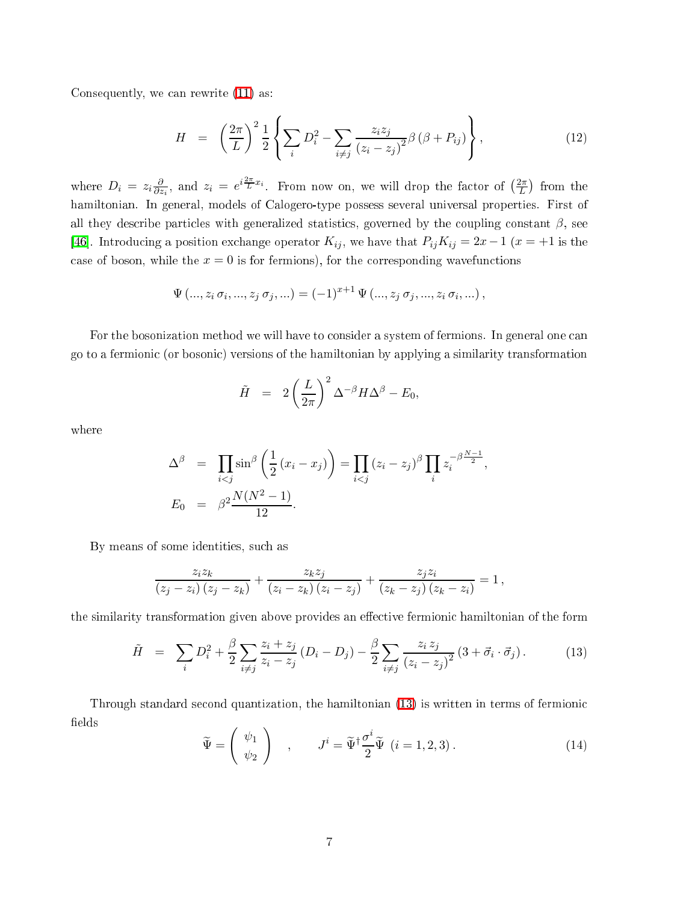Consequently, we can rewrite (11) as:

$$
H \;=\; \left(\frac{2\pi}{L}\right)^2 \frac{1}{2}\left\{\sum_i D_i^2 - \sum_{i\neq j}\frac{z_i z_j}{(z_i - z_j)^2}\beta\left(\beta + P_{ij}\right)\right\}, \tag{12}
$$

where $D_i = z_i \frac{\partial}{\partial z_i}$, and $z_i = e^{i\frac{2\pi}{L}x_i}$. From now on, we will drop the factor of $\left(\frac{2\pi}{L}\right)$ from the hamiltonian. In general, models of Calogero-type possess several universal properties. First of all they describe particles with generalized statistics, governed by the coupling constant $\beta$, see [46]. Introducing a position exchange operator $K_{ij}$, we have that $P_{ij}K_{ij} = 2x - 1$ ($x = +1$ is the case of boson, while the $x = 0$ is for fermions), for the corresponding wavefunctions

$$
\Psi\left(..., z_i\,\sigma_i, ..., z_j\,\sigma_j, ...\right) = (-1)^{x+1}\,\Psi\left(..., z_j\,\sigma_j, ..., z_i\,\sigma_i, ...\right),
$$

For the bosonization method we will have to consider a system of fermions. In general one can go to a fermionic (or bosonic) versions of the hamiltonian by applying a similarity transformation

$$
\tilde{H} \;=\; 2\left(\frac{L}{2\pi}\right)^2 \Delta^{-\beta} H \Delta^{\beta} - E_0,
$$

where

$$
\begin{aligned}
\Delta^{\beta} &= \prod_{i<j}\sin^{\beta}\left(\frac{1}{2}\left(x_i - x_j\right)\right) = \prod_{i<j}\left(z_i - z_j\right)^{\beta}\prod_i z_i^{-\beta\frac{N-1}{2}}, \\
E_0 &= \beta^2\frac{N(N^2-1)}{12}.
\end{aligned}
$$

By means of some identities, such as

$$
\frac{z_i z_k}{\left(z_j - z_i\right)\left(z_j - z_k\right)} + \frac{z_k z_j}{\left(z_i - z_k\right)\left(z_i - z_j\right)} + \frac{z_j z_i}{\left(z_k - z_j\right)\left(z_k - z_i\right)} = 1\,,
$$

the similarity transformation given above provides an effective fermionic hamiltonian of the form

$$
\tilde{H} \;=\; \sum_i D_i^2 + \frac{\beta}{2}\sum_{i\neq j}\frac{z_i + z_j}{z_i - z_j}\left(D_i - D_j\right) - \frac{\beta}{2}\sum_{i\neq j}\frac{z_i\,z_j}{\left(z_i - z_j\right)^2}\left(3 + \vec{\sigma}_i\cdot\vec{\sigma}_j\right). \tag{13}
$$

Through standard second quantization, the hamiltonian (13) is written in terms of fermionic fields

$$
\widetilde{\Psi} = \begin{pmatrix}\psi_1 \\ \psi_2\end{pmatrix} \quad , \qquad J^i = \widetilde{\Psi}^{\dagger}\frac{\sigma^i}{2}\widetilde{\Psi} \;\; (i = 1, 2, 3)\,. \tag{14}
$$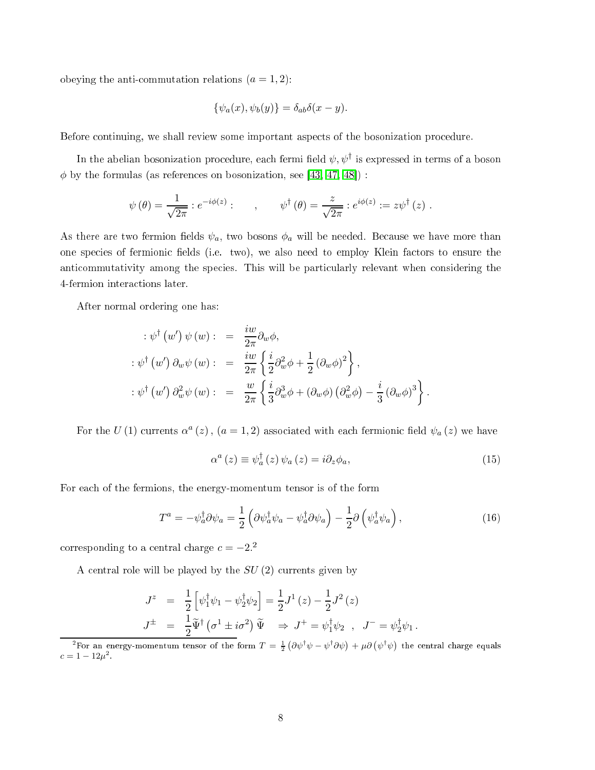obeying the anti-commutation relations ($a = 1, 2$):

$$\{\psi_a(x), \psi_b(y)\} = \delta_{ab}\delta(x-y).$$

Before continuing, we shall review some important aspects of the bosonization procedure.

In the abelian bosonization procedure, each fermi field $\psi, \psi^\dagger$ is expressed in terms of a boson $\phi$ by the formulas (as references on bosonization, see [43, 47, 48]) :

$$\psi(\theta) = \frac{1}{\sqrt{2\pi}} : e^{-i\phi(z)} : \qquad , \qquad \psi^\dagger(\theta) = \frac{z}{\sqrt{2\pi}} : e^{i\phi(z)} := z\psi^\dagger(z) \ .$$

As there are two fermion fields $\psi_a$, two bosons $\phi_a$ will be needed. Because we have more than one species of fermionic fields (i.e. two), we also need to employ Klein factors to ensure the anticommutativity among the species. This will be particularly relevant when considering the 4-fermion interactions later.

After normal ordering one has:

$$\begin{aligned}
:\psi^\dagger(w')\,\psi(w): &= \frac{iw}{2\pi}\partial_w\phi, \\
:\psi^\dagger(w')\,\partial_w\psi(w): &= \frac{iw}{2\pi}\left\{\frac{i}{2}\partial_w^2\phi + \frac{1}{2}(\partial_w\phi)^2\right\}, \\
:\psi^\dagger(w')\,\partial_w^2\psi(w): &= \frac{w}{2\pi}\left\{\frac{i}{3}\partial_w^3\phi + (\partial_w\phi)\left(\partial_w^2\phi\right) - \frac{i}{3}(\partial_w\phi)^3\right\}.
\end{aligned}$$

For the $U(1)$ currents $\alpha^a(z)$, $(a = 1, 2)$ associated with each fermionic field $\psi_a(z)$ we have

$$\alpha^a(z) \equiv \psi_a^\dagger(z)\,\psi_a(z) = i\partial_z\phi_a, \tag{15}$$

For each of the fermions, the energy-momentum tensor is of the form

$$T^a = -\psi_a^\dagger\partial\psi_a = \frac{1}{2}\left(\partial\psi_a^\dagger\psi_a - \psi_a^\dagger\partial\psi_a\right) - \frac{1}{2}\partial\left(\psi_a^\dagger\psi_a\right), \tag{16}$$

corresponding to a central charge $c = -2$.[2]

A central role will be played by the $SU(2)$ currents given by

$$\begin{aligned}
J^z &= \frac{1}{2}\left[\psi_1^\dagger\psi_1 - \psi_2^\dagger\psi_2\right] = \frac{1}{2}J^1(z) - \frac{1}{2}J^2(z) \\
J^\pm &= \frac{1}{2}\widetilde{\Psi}^\dagger\left(\sigma^1 \pm i\sigma^2\right)\widetilde{\Psi} \quad \Rightarrow J^+ = \psi_1^\dagger\psi_2 \ \ , \ \ J^- = \psi_2^\dagger\psi_1 \, .
\end{aligned}$$

---

[2] For an energy-momentum tensor of the form $T = \frac{1}{2}\left(\partial\psi^\dagger\psi - \psi^\dagger\partial\psi\right) + \mu\partial\left(\psi^\dagger\psi\right)$ the central charge equals $c = 1 - 12\mu^2$.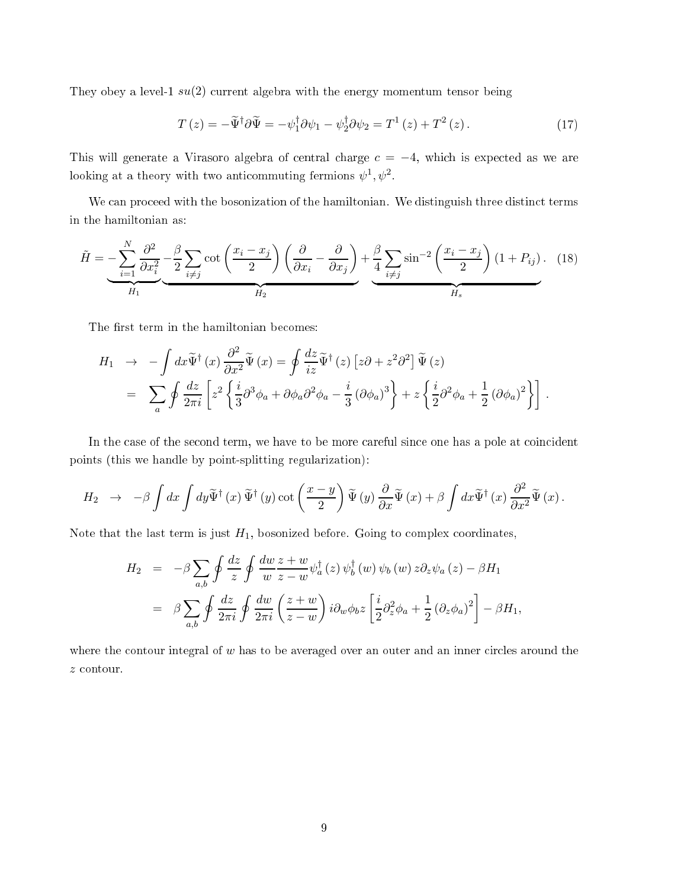They obey a level-1 $su(2)$ current algebra with the energy momentum tensor being

$$T(z) = -\widetilde{\Psi}^{\dagger}\partial\widetilde{\Psi} = -\psi_1^{\dagger}\partial\psi_1 - \psi_2^{\dagger}\partial\psi_2 = T^1(z) + T^2(z). \tag{17}$$

This will generate a Virasoro algebra of central charge $c = -4$, which is expected as we are looking at a theory with two anticommuting fermions $\psi^1, \psi^2$.

We can proceed with the bosonization of the hamiltonian. We distinguish three distinct terms in the hamiltonian as:

$$\tilde{H} = \underbrace{-\sum_{i=1}^{N}\frac{\partial^2}{\partial x_i^2}}_{H_1}\underbrace{-\frac{\beta}{2}\sum_{i\neq j}\cot\left(\frac{x_i - x_j}{2}\right)\left(\frac{\partial}{\partial x_i} - \frac{\partial}{\partial x_j}\right)}_{H_2} + \underbrace{\frac{\beta}{4}\sum_{i\neq j}\sin^{-2}\left(\frac{x_i - x_j}{2}\right)(1 + P_{ij})}_{H_s}. \tag{18}$$

The first term in the hamiltonian becomes:

$$\begin{aligned}
H_1 &\rightarrow -\int dx \widetilde{\Psi}^{\dagger}(x)\frac{\partial^2}{\partial x^2}\widetilde{\Psi}(x) = \oint \frac{dz}{iz}\widetilde{\Psi}^{\dagger}(z)\left[z\partial + z^2\partial^2\right]\widetilde{\Psi}(z) \\
&= \sum_a \oint \frac{dz}{2\pi i}\left[z^2\left\{\frac{i}{3}\partial^3\phi_a + \partial\phi_a\partial^2\phi_a - \frac{i}{3}(\partial\phi_a)^3\right\} + z\left\{\frac{i}{2}\partial^2\phi_a + \frac{1}{2}(\partial\phi_a)^2\right\}\right].
\end{aligned}$$

In the case of the second term, we have to be more careful since one has a pole at coincident points (this we handle by point-splitting regularization):

$$H_2 \rightarrow -\beta\int dx\int dy \widetilde{\Psi}^{\dagger}(x)\widetilde{\Psi}^{\dagger}(y)\cot\left(\frac{x-y}{2}\right)\widetilde{\Psi}(y)\frac{\partial}{\partial x}\widetilde{\Psi}(x) + \beta\int dx \widetilde{\Psi}^{\dagger}(x)\frac{\partial^2}{\partial x^2}\widetilde{\Psi}(x).$$

Note that the last term is just $H_1$, bosonized before. Going to complex coordinates,

$$\begin{aligned}
H_2 &= -\beta\sum_{a,b}\oint\frac{dz}{z}\oint\frac{dw}{w}\frac{z+w}{z-w}\psi_a^{\dagger}(z)\psi_b^{\dagger}(w)\psi_b(w)z\partial_z\psi_a(z) - \beta H_1 \\
&= \beta\sum_{a,b}\oint\frac{dz}{2\pi i}\oint\frac{dw}{2\pi i}\left(\frac{z+w}{z-w}\right)i\partial_w\phi_b z\left[\frac{i}{2}\partial_z^2\phi_a + \frac{1}{2}(\partial_z\phi_a)^2\right] - \beta H_1,
\end{aligned}$$

where the contour integral of $w$ has to be averaged over an outer and an inner circles around the $z$ contour.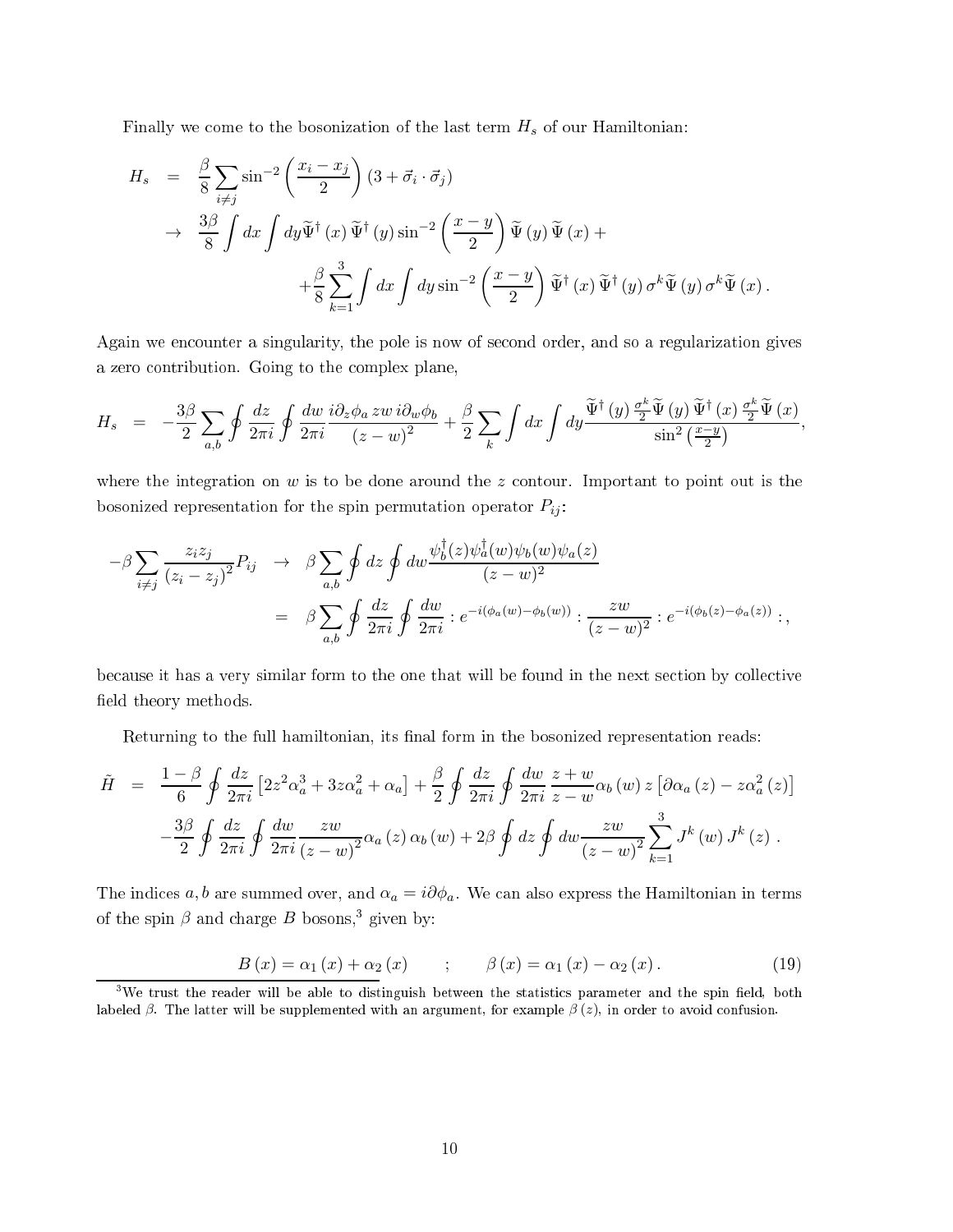Finally we come to the bosonization of the last term $H_s$ of our Hamiltonian:

$$
\begin{aligned}
H_s &= \frac{\beta}{8}\sum_{i\neq j}\sin^{-2}\left(\frac{x_i - x_j}{2}\right)\left(3+\vec{\sigma}_i\cdot\vec{\sigma}_j\right) \\
&\to \frac{3\beta}{8}\int dx\int dy \widetilde{\Psi}^{\dagger}(x)\,\widetilde{\Psi}^{\dagger}(y)\sin^{-2}\left(\frac{x-y}{2}\right)\widetilde{\Psi}(y)\,\widetilde{\Psi}(x) + \\
&\qquad + \frac{\beta}{8}\sum_{k=1}^{3}\int dx\int dy\sin^{-2}\left(\frac{x-y}{2}\right)\widetilde{\Psi}^{\dagger}(x)\,\widetilde{\Psi}^{\dagger}(y)\,\sigma^k\widetilde{\Psi}(y)\,\sigma^k\widetilde{\Psi}(x)\,.
\end{aligned}
$$

Again we encounter a singularity, the pole is now of second order, and so a regularization gives a zero contribution. Going to the complex plane,

$$
H_s = -\frac{3\beta}{2}\sum_{a,b}\oint\frac{dz}{2\pi i}\oint\frac{dw}{2\pi i}\frac{i\partial_z\phi_a\, zw\, i\partial_w\phi_b}{(z-w)^2} + \frac{\beta}{2}\sum_k\int dx\int dy\frac{\widetilde{\Psi}^{\dagger}(y)\,\frac{\sigma^k}{2}\widetilde{\Psi}(y)\,\widetilde{\Psi}^{\dagger}(x)\,\frac{\sigma^k}{2}\widetilde{\Psi}(x)}{\sin^2\left(\frac{x-y}{2}\right)},
$$

where the integration on $w$ is to be done around the $z$ contour. Important to point out is the bosonized representation for the spin permutation operator $P_{ij}$:

$$
\begin{aligned}
-\beta\sum_{i\neq j}\frac{z_i z_j}{(z_i - z_j)^2}P_{ij} &\to \beta\sum_{a,b}\oint dz\oint dw\frac{\psi_b^{\dagger}(z)\psi_a^{\dagger}(w)\psi_b(w)\psi_a(z)}{(z-w)^2} \\
&= \beta\sum_{a,b}\oint\frac{dz}{2\pi i}\oint\frac{dw}{2\pi i}:e^{-i(\phi_a(w)-\phi_b(w))}:\frac{zw}{(z-w)^2}:e^{-i(\phi_b(z)-\phi_a(z))}:,
\end{aligned}
$$

because it has a very similar form to the one that will be found in the next section by collective field theory methods.

Returning to the full hamiltonian, its final form in the bosonized representation reads:

$$
\begin{aligned}
\tilde{H} &= \frac{1-\beta}{6}\oint\frac{dz}{2\pi i}\left[2z^2\alpha_a^3 + 3z\alpha_a^2 + \alpha_a\right] + \frac{\beta}{2}\oint\frac{dz}{2\pi i}\oint\frac{dw}{2\pi i}\frac{z+w}{z-w}\alpha_b(w)\, z\left[\partial\alpha_a(z) - z\alpha_a^2(z)\right] \\
&\quad -\frac{3\beta}{2}\oint\frac{dz}{2\pi i}\oint\frac{dw}{2\pi i}\frac{zw}{(z-w)^2}\alpha_a(z)\,\alpha_b(w) + 2\beta\oint dz\oint dw\frac{zw}{(z-w)^2}\sum_{k=1}^{3}J^k(w)\,J^k(z)\,.
\end{aligned}
$$

The indices $a, b$ are summed over, and $\alpha_a = i\partial\phi_a$. We can also express the Hamiltonian in terms of the spin $\beta$ and charge $B$ bosons,[3] given by:

$$
B(x) = \alpha_1(x) + \alpha_2(x) \qquad ; \qquad \beta(x) = \alpha_1(x) - \alpha_2(x)\,. \tag{19}
$$

[3]We trust the reader will be able to distinguish between the statistics parameter and the spin field, both labeled $\beta$. The latter will be supplemented with an argument, for example $\beta(z)$, in order to avoid confusion.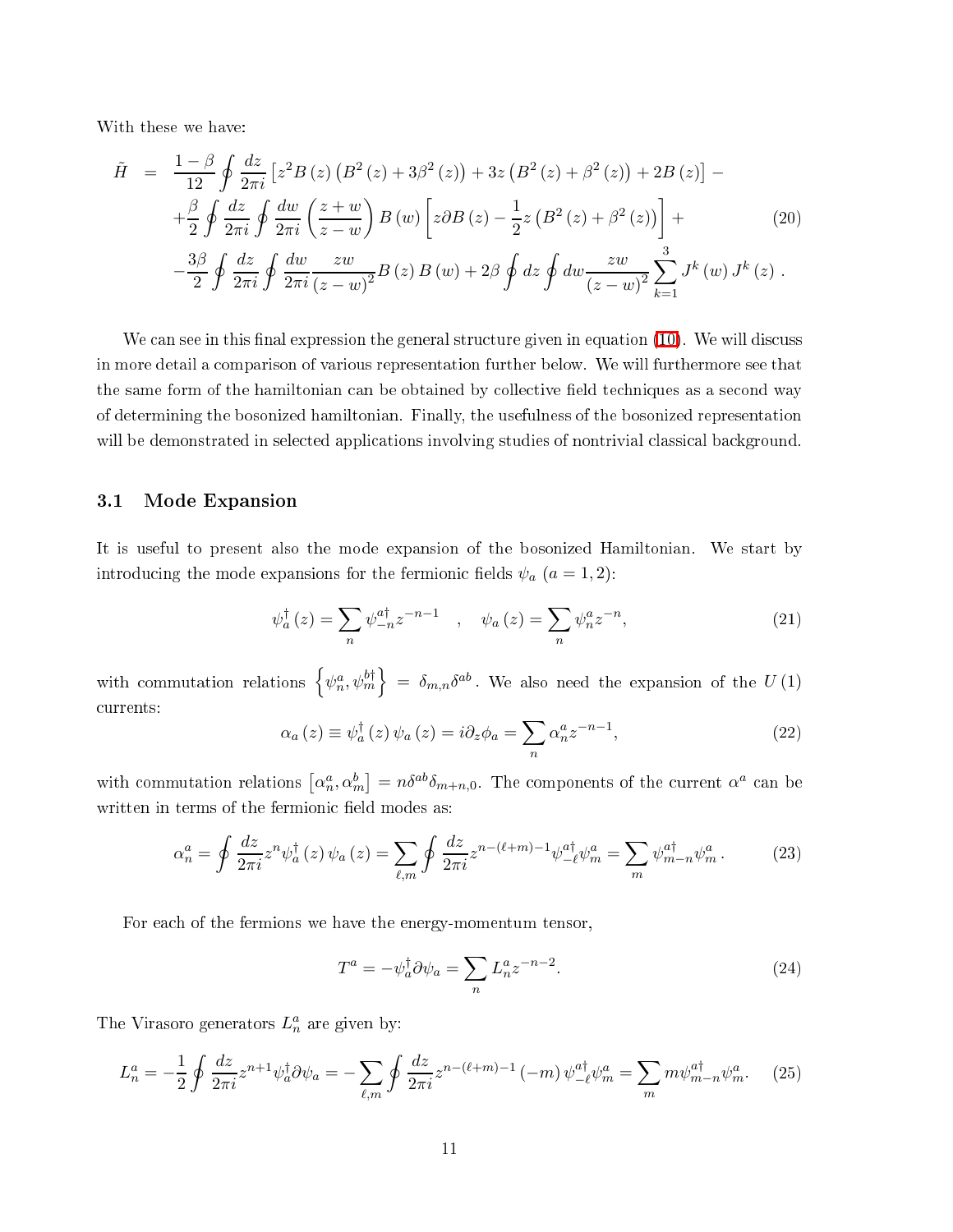With these we have:

$$
\begin{aligned}
\tilde{H} &= \frac{1-\beta}{12} \oint \frac{dz}{2\pi i} \left[ z^2 B(z) \left( B^2(z) + 3\beta^2(z) \right) + 3z \left( B^2(z) + \beta^2(z) \right) + 2B(z) \right] - \\
&+ \frac{\beta}{2} \oint \frac{dz}{2\pi i} \oint \frac{dw}{2\pi i} \left( \frac{z+w}{z-w} \right) B(w) \left[ z\partial B(z) - \frac{1}{2} z \left( B^2(z) + \beta^2(z) \right) \right] + \\
&- \frac{3\beta}{2} \oint \frac{dz}{2\pi i} \oint \frac{dw}{2\pi i} \frac{zw}{(z-w)^2} B(z) B(w) + 2\beta \oint dz \oint dw \frac{zw}{(z-w)^2} \sum_{k=1}^{3} J^k(w) J^k(z) \,.
\end{aligned}
\tag{20}
$$

We can see in this final expression the general structure given in equation (10). We will discuss in more detail a comparison of various representation further below. We will furthermore see that the same form of the hamiltonian can be obtained by collective field techniques as a second way of determining the bosonized hamiltonian. Finally, the usefulness of the bosonized representation will be demonstrated in selected applications involving studies of nontrivial classical background.

### 3.1 Mode Expansion

It is useful to present also the mode expansion of the bosonized Hamiltonian. We start by introducing the mode expansions for the fermionic fields $\psi_a$ $(a = 1, 2)$:

$$
\psi_a^\dagger(z) = \sum_n \psi_{-n}^{a\dagger} z^{-n-1} \quad , \quad \psi_a(z) = \sum_n \psi_n^a z^{-n}, \tag{21}
$$

with commutation relations $\left\{ \psi_n^a, \psi_m^{b\dagger} \right\} = \delta_{m,n} \delta^{ab}$. We also need the expansion of the $U(1)$ currents:

$$
\alpha_a(z) \equiv \psi_a^\dagger(z) \psi_a(z) = i\partial_z \phi_a = \sum_n \alpha_n^a z^{-n-1}, \tag{22}
$$

with commutation relations $\left[ \alpha_n^a, \alpha_m^b \right] = n\delta^{ab}\delta_{m+n,0}$. The components of the current $\alpha^a$ can be written in terms of the fermionic field modes as:

$$
\alpha_n^a = \oint \frac{dz}{2\pi i} z^n \psi_a^\dagger(z) \psi_a(z) = \sum_{\ell,m} \oint \frac{dz}{2\pi i} z^{n-(\ell+m)-1} \psi_{-\ell}^{a\dagger} \psi_m^a = \sum_m \psi_{m-n}^{a\dagger} \psi_m^a \,. \tag{23}
$$

For each of the fermions we have the energy-momentum tensor,

$$
T^a = -\psi_a^\dagger \partial \psi_a = \sum_n L_n^a z^{-n-2}. \tag{24}
$$

The Virasoro generators $L_n^a$ are given by:

$$
L_n^a = -\frac{1}{2} \oint \frac{dz}{2\pi i} z^{n+1} \psi_a^\dagger \partial \psi_a = -\sum_{\ell,m} \oint \frac{dz}{2\pi i} z^{n-(\ell+m)-1} (-m) \psi_{-\ell}^{a\dagger} \psi_m^a = \sum_m m \psi_{m-n}^{a\dagger} \psi_m^a. \tag{25}
$$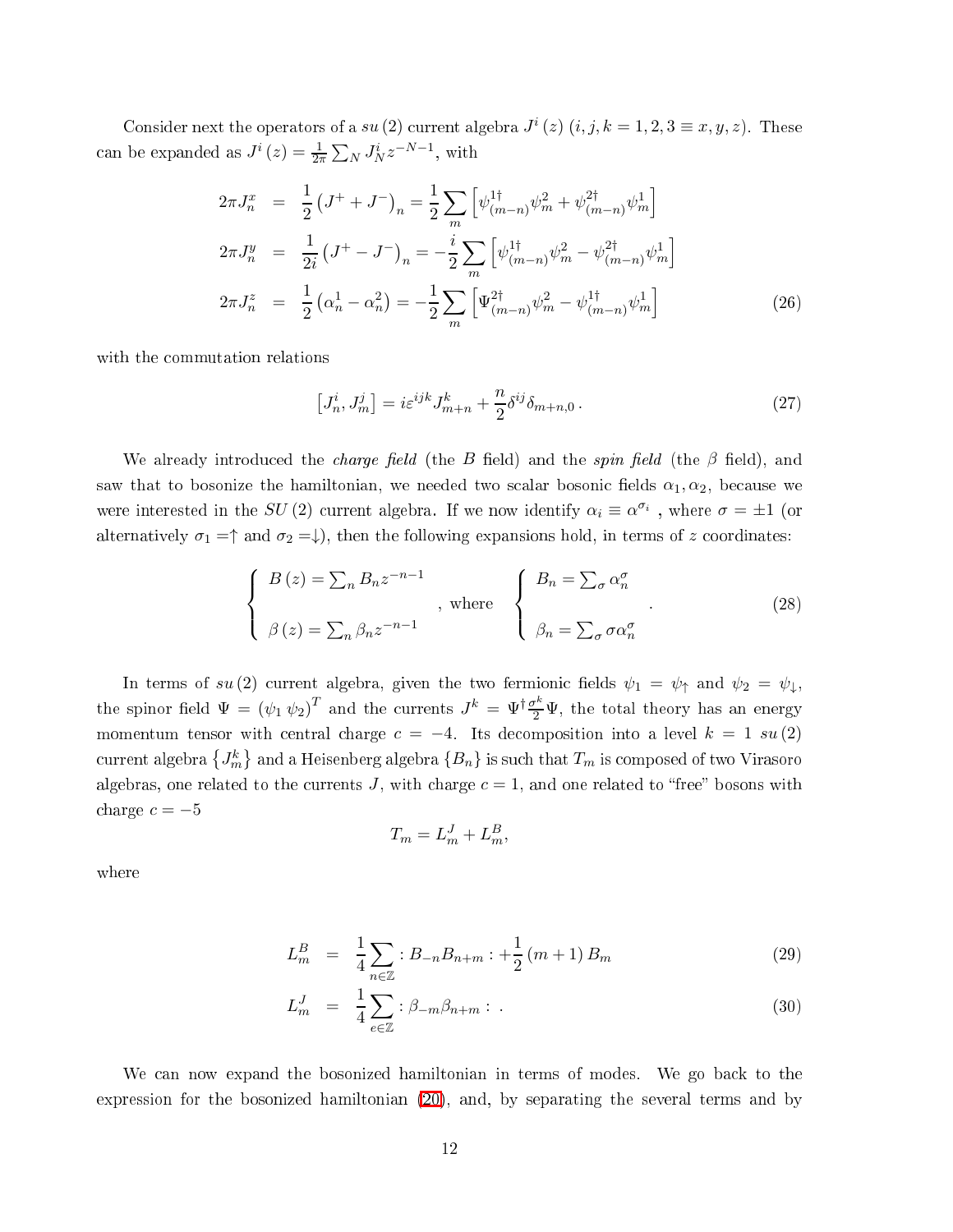Consider next the operators of a $su(2)$ current algebra $J^i(z)$ $(i,j,k = 1,2,3 \equiv x,y,z)$. These can be expanded as $J^i(z) = \frac{1}{2\pi}\sum_N J^i_N z^{-N-1}$, with

$$
\begin{aligned}
2\pi J^x_n &= \frac{1}{2}\left(J^+ + J^-\right)_n = \frac{1}{2}\sum_m \left[\psi^{1\dagger}_{(m-n)}\psi^2_m + \psi^{2\dagger}_{(m-n)}\psi^1_m\right] \\
2\pi J^y_n &= \frac{1}{2i}\left(J^+ - J^-\right)_n = -\frac{i}{2}\sum_m \left[\psi^{1\dagger}_{(m-n)}\psi^2_m - \psi^{2\dagger}_{(m-n)}\psi^1_m\right] \\
2\pi J^z_n &= \frac{1}{2}\left(\alpha^1_n - \alpha^2_n\right) = -\frac{1}{2}\sum_m \left[\Psi^{2\dagger}_{(m-n)}\psi^2_m - \psi^{1\dagger}_{(m-n)}\psi^1_m\right]
\end{aligned}
\tag{26}
$$

with the commutation relations

$$
\left[J^i_n, J^j_m\right] = i\varepsilon^{ijk}J^k_{m+n} + \frac{n}{2}\delta^{ij}\delta_{m+n,0}\,. \tag{27}
$$

We already introduced the *charge field* (the $B$ field) and the *spin field* (the $\beta$ field), and saw that to bosonize the hamiltonian, we needed two scalar bosonic fields $\alpha_1, \alpha_2$, because we were interested in the $SU(2)$ current algebra. If we now identify $\alpha_i \equiv \alpha^{\sigma_i}$ , where $\sigma = \pm 1$ (or alternatively $\sigma_1 = \uparrow$ and $\sigma_2 = \downarrow$), then the following expansions hold, in terms of $z$ coordinates:

$$
\left\{
\begin{array}{l}
B(z) = \sum_n B_n z^{-n-1} \\
\\
\beta(z) = \sum_n \beta_n z^{-n-1}
\end{array}
\right.
, \text{ where }
\left\{
\begin{array}{l}
B_n = \sum_\sigma \alpha^\sigma_n \\
\\
\beta_n = \sum_\sigma \sigma\alpha^\sigma_n
\end{array}
\right. . \tag{28}
$$

In terms of $su(2)$ current algebra, given the two fermionic fields $\psi_1 = \psi_\uparrow$ and $\psi_2 = \psi_\downarrow$, the spinor field $\Psi = (\psi_1\,\psi_2)^T$ and the currents $J^k = \Psi^\dagger \frac{\sigma^k}{2}\Psi$, the total theory has an energy momentum tensor with central charge $c = -4$. Its decomposition into a level $k = 1$ $su(2)$ current algebra $\left\{J^k_m\right\}$ and a Heisenberg algebra $\{B_n\}$ is such that $T_m$ is composed of two Virasoro algebras, one related to the currents $J$, with charge $c = 1$, and one related to "free" bosons with charge $c = -5$

$$
T_m = L^J_m + L^B_m,
$$

where

$$
\begin{aligned}
L^B_m &= \frac{1}{4}\sum_{n\in\mathbb{Z}} : B_{-n}B_{n+m} : + \frac{1}{2}(m+1)B_m && (29) \\
L^J_m &= \frac{1}{4}\sum_{e\in\mathbb{Z}} : \beta_{-m}\beta_{n+m} : \;. && (30)
\end{aligned}
$$

We can now expand the bosonized hamiltonian in terms of modes. We go back to the expression for the bosonized hamiltonian (20), and, by separating the several terms and by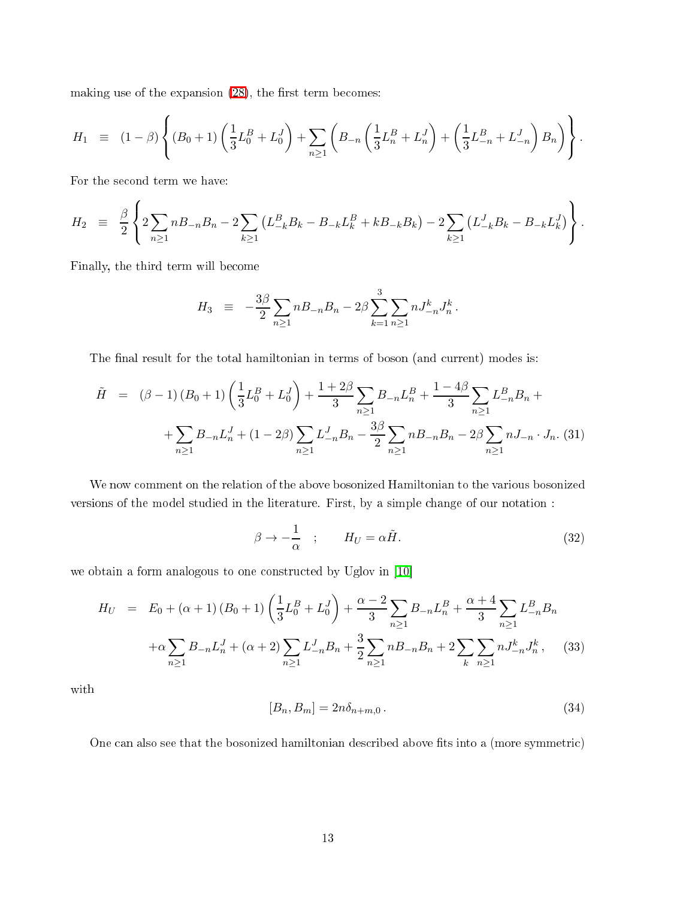making use of the expansion (28), the first term becomes:

$$H_1 \equiv (1-\beta)\left\{(B_0+1)\left(\frac{1}{3}L_0^B+L_0^J\right)+\sum_{n\geq 1}\left(B_{-n}\left(\frac{1}{3}L_n^B+L_n^J\right)+\left(\frac{1}{3}L_{-n}^B+L_{-n}^J\right)B_n\right)\right\}.$$

For the second term we have:

$$H_2 \equiv \frac{\beta}{2}\left\{2\sum_{n\geq 1}nB_{-n}B_n-2\sum_{k\geq 1}\left(L_{-k}^B B_k-B_{-k}L_k^B+kB_{-k}B_k\right)-2\sum_{k\geq 1}\left(L_{-k}^J B_k-B_{-k}L_k^J\right)\right\}.$$

Finally, the third term will become

$$H_3 \equiv -\frac{3\beta}{2}\sum_{n\geq 1}nB_{-n}B_n-2\beta\sum_{k=1}^{3}\sum_{n\geq 1}nJ_{-n}^k J_n^k\,.$$

The final result for the total hamiltonian in terms of boson (and current) modes is:

$$\begin{aligned}\tilde{H} &= (\beta-1)(B_0+1)\left(\frac{1}{3}L_0^B+L_0^J\right)+\frac{1+2\beta}{3}\sum_{n\geq 1}B_{-n}L_n^B+\frac{1-4\beta}{3}\sum_{n\geq 1}L_{-n}^B B_n+\\ &\quad+\sum_{n\geq 1}B_{-n}L_n^J+(1-2\beta)\sum_{n\geq 1}L_{-n}^J B_n-\frac{3\beta}{2}\sum_{n\geq 1}nB_{-n}B_n-2\beta\sum_{n\geq 1}nJ_{-n}\cdot J_n. \quad (31)\end{aligned}$$

We now comment on the relation of the above bosonized Hamiltonian to the various bosonized versions of the model studied in the literature. First, by a simple change of our notation :

$$\beta\to-\frac{1}{\alpha}\quad;\qquad H_U=\alpha\tilde{H}. \quad (32)$$

we obtain a form analogous to one constructed by Uglov in [10]

$$\begin{aligned}H_U &= E_0+(\alpha+1)(B_0+1)\left(\frac{1}{3}L_0^B+L_0^J\right)+\frac{\alpha-2}{3}\sum_{n\geq 1}B_{-n}L_n^B+\frac{\alpha+4}{3}\sum_{n\geq 1}L_{-n}^B B_n\\ &\quad+\alpha\sum_{n\geq 1}B_{-n}L_n^J+(\alpha+2)\sum_{n\geq 1}L_{-n}^J B_n+\frac{3}{2}\sum_{n\geq 1}nB_{-n}B_n+2\sum_{k}\sum_{n\geq 1}nJ_{-n}^k J_n^k, \quad (33)\end{aligned}$$

with

$$[B_n,B_m]=2n\delta_{n+m,0}\,. \quad (34)$$

One can also see that the bosonized hamiltonian described above fits into a (more symmetric)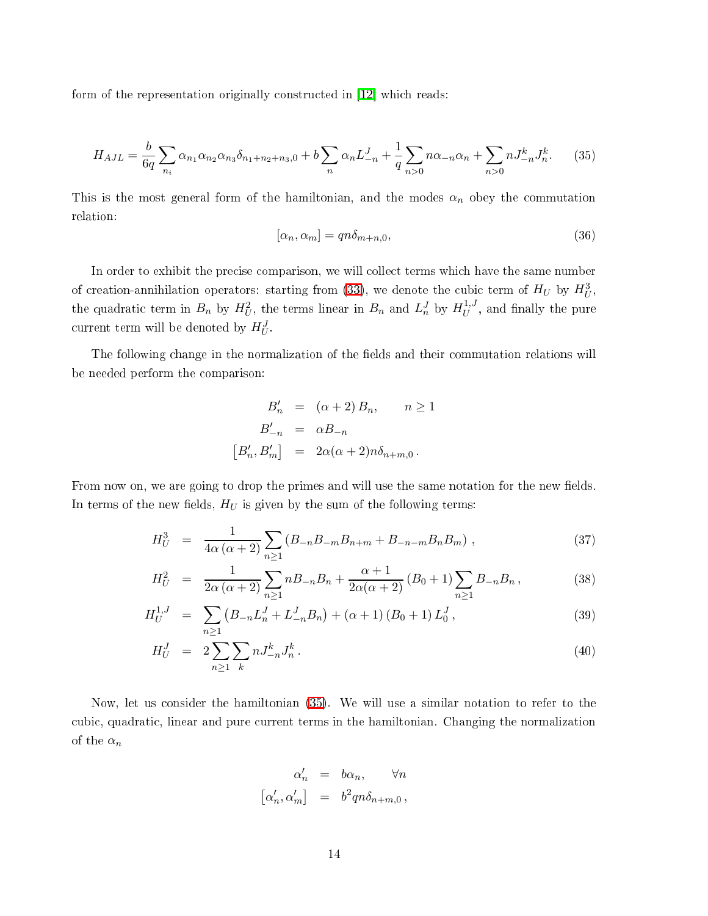form of the representation originally constructed in [12] which reads:

$$H_{AJL} = \frac{b}{6q} \sum_{n_i} \alpha_{n_1} \alpha_{n_2} \alpha_{n_3} \delta_{n_1+n_2+n_3,0} + b \sum_n \alpha_n L^J_{-n} + \frac{1}{q} \sum_{n>0} n \alpha_{-n} \alpha_n + \sum_{n>0} n J^k_{-n} J^k_n. \tag{35}$$

This is the most general form of the hamiltonian, and the modes $\alpha_n$ obey the commutation relation:

$$[\alpha_n, \alpha_m] = qn\delta_{m+n,0}, \tag{36}$$

In order to exhibit the precise comparison, we will collect terms which have the same number of creation-annihilation operators: starting from (33), we denote the cubic term of $H_U$ by $H^3_U$, the quadratic term in $B_n$ by $H^2_U$, the terms linear in $B_n$ and $L^J_n$ by $H^{1,J}_U$, and finally the pure current term will be denoted by $H^J_U$.

The following change in the normalization of the fields and their commutation relations will be needed perform the comparison:

$$\begin{aligned} B'_n &= (\alpha + 2) B_n, \qquad n \geq 1 \\ B'_{-n} &= \alpha B_{-n} \\ \left[B'_n, B'_m\right] &= 2\alpha(\alpha + 2) n \delta_{n+m,0}\,. \end{aligned}$$

From now on, we are going to drop the primes and will use the same notation for the new fields. In terms of the new fields, $H_U$ is given by the sum of the following terms:

$$H^3_U = \frac{1}{4\alpha(\alpha+2)} \sum_{n \geq 1} \left(B_{-n} B_{-m} B_{n+m} + B_{-n-m} B_n B_m\right), \tag{37}$$

$$H^2_U = \frac{1}{2\alpha(\alpha+2)} \sum_{n \geq 1} n B_{-n} B_n + \frac{\alpha+1}{2\alpha(\alpha+2)} (B_0 + 1) \sum_{n \geq 1} B_{-n} B_n\,, \tag{38}$$

$$H^{1,J}_U = \sum_{n \geq 1} \left(B_{-n} L^J_n + L^J_{-n} B_n\right) + (\alpha + 1)(B_0 + 1) L^J_0\,, \tag{39}$$

$$H^J_U = 2 \sum_{n \geq 1} \sum_k n J^k_{-n} J^k_n\,. \tag{40}$$

Now, let us consider the hamiltonian (35). We will use a similar notation to refer to the cubic, quadratic, linear and pure current terms in the hamiltonian. Changing the normalization of the $\alpha_n$

$$\begin{aligned} \alpha'_n &= b\alpha_n, \qquad \forall n \\ \left[\alpha'_n, \alpha'_m\right] &= b^2 qn\delta_{n+m,0}\,, \end{aligned}$$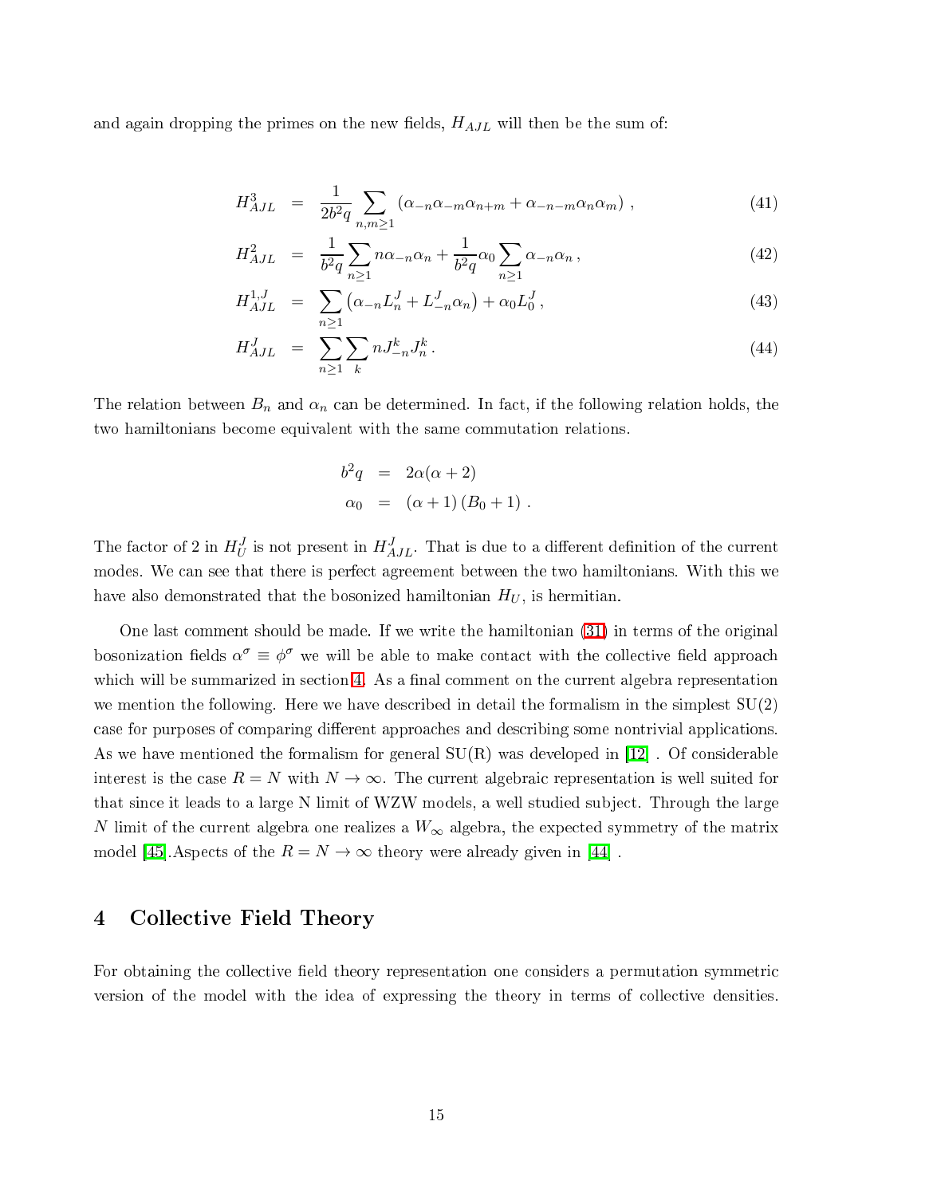and again dropping the primes on the new fields, $H_{AJL}$ will then be the sum of:

$$
H^3_{AJL} = \frac{1}{2b^2 q} \sum_{n,m\geq 1} \left( \alpha_{-n}\alpha_{-m}\alpha_{n+m} + \alpha_{-n-m}\alpha_n\alpha_m \right) , \tag{41}
$$

$$
H^2_{AJL} = \frac{1}{b^2 q} \sum_{n\geq 1} n\alpha_{-n}\alpha_n + \frac{1}{b^2 q}\alpha_0 \sum_{n\geq 1} \alpha_{-n}\alpha_n , \tag{42}
$$

$$
H^{1,J}_{AJL} = \sum_{n\geq 1} \left( \alpha_{-n} L^J_n + L^J_{-n}\alpha_n \right) + \alpha_0 L^J_0 , \tag{43}
$$

$$
H^J_{AJL} = \sum_{n\geq 1} \sum_k n J^k_{-n} J^k_n . \tag{44}
$$

The relation between $B_n$ and $\alpha_n$ can be determined. In fact, if the following relation holds, the two hamiltonians become equivalent with the same commutation relations.

$$
\begin{aligned}
b^2 q &= 2\alpha(\alpha+2) \\
\alpha_0 &= (\alpha+1)(B_0+1) .
\end{aligned}
$$

The factor of 2 in $H^J_U$ is not present in $H^J_{AJL}$. That is due to a different definition of the current modes. We can see that there is perfect agreement between the two hamiltonians. With this we have also demonstrated that the bosonized hamiltonian $H_U$, is hermitian.

One last comment should be made. If we write the hamiltonian (31) in terms of the original bosonization fields $\alpha^\sigma \equiv \phi^\sigma$ we will be able to make contact with the collective field approach which will be summarized in section 4. As a final comment on the current algebra representation we mention the following. Here we have described in detail the formalism in the simplest SU(2) case for purposes of comparing different approaches and describing some nontrivial applications. As we have mentioned the formalism for general SU(R) was developed in [12] . Of considerable interest is the case $R = N$ with $N \to \infty$. The current algebraic representation is well suited for that since it leads to a large N limit of WZW models, a well studied subject. Through the large $N$ limit of the current algebra one realizes a $W_\infty$ algebra, the expected symmetry of the matrix model [45].Aspects of the $R = N \to \infty$ theory were already given in [44] .

# 4 Collective Field Theory

For obtaining the collective field theory representation one considers a permutation symmetric version of the model with the idea of expressing the theory in terms of collective densities.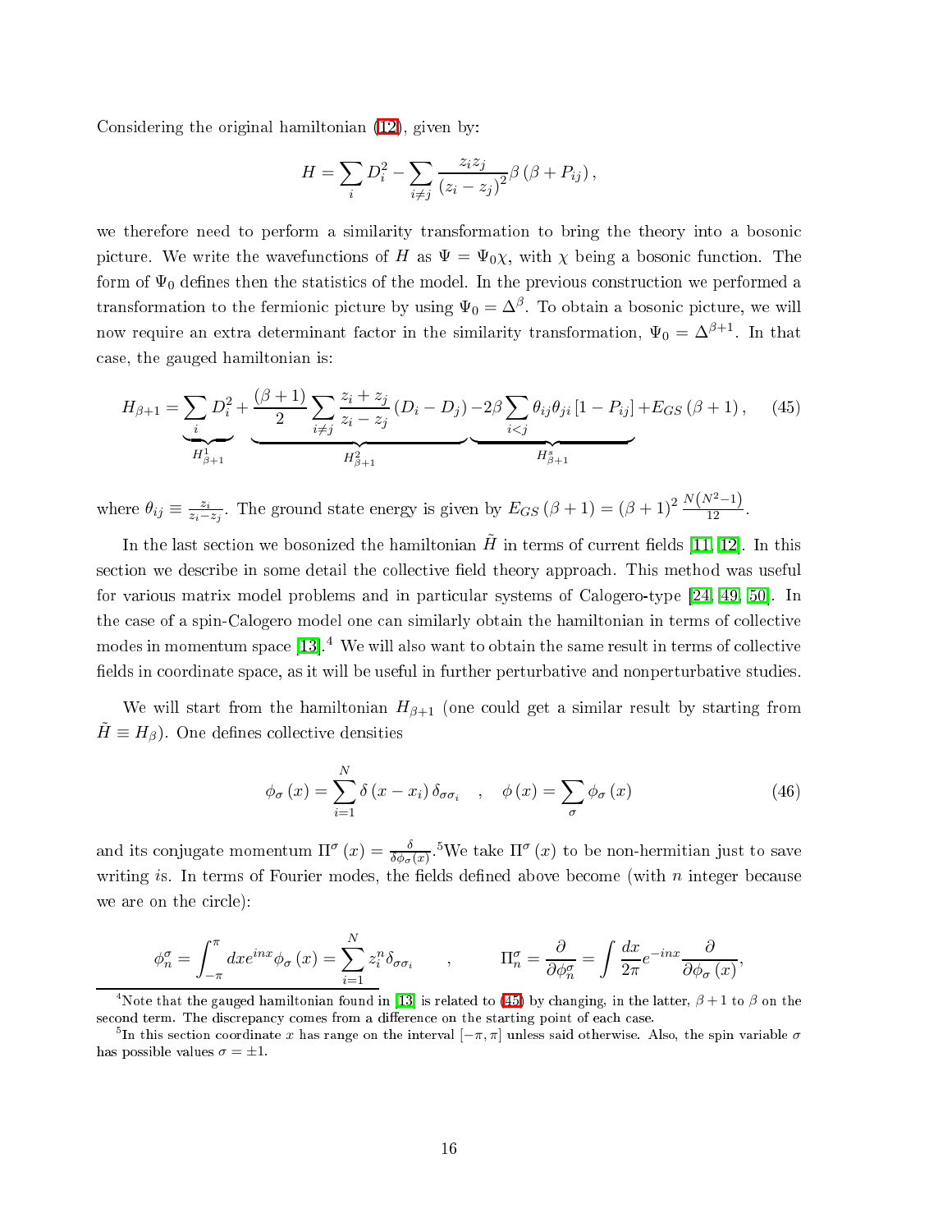Considering the original hamiltonian (12), given by:

$$H = \sum_i D_i^2 - \sum_{i \neq j} \frac{z_i z_j}{(z_i - z_j)^2} \beta \left(\beta + P_{ij}\right),$$

we therefore need to perform a similarity transformation to bring the theory into a bosonic picture. We write the wavefunctions of $H$ as $\Psi = \Psi_0 \chi$, with $\chi$ being a bosonic function. The form of $\Psi_0$ defines then the statistics of the model. In the previous construction we performed a transformation to the fermionic picture by using $\Psi_0 = \Delta^\beta$. To obtain a bosonic picture, we will now require an extra determinant factor in the similarity transformation, $\Psi_0 = \Delta^{\beta+1}$. In that case, the gauged hamiltonian is:

$$H_{\beta+1} = \underbrace{\sum_i D_i^2}_{H^1_{\beta+1}} + \underbrace{\frac{(\beta+1)}{2} \sum_{i \neq j} \frac{z_i + z_j}{z_i - z_j} (D_i - D_j)}_{H^2_{\beta+1}} \underbrace{- 2\beta \sum_{i<j} \theta_{ij} \theta_{ji} \left[1 - P_{ij}\right]}_{H^s_{\beta+1}} + E_{GS}(\beta+1), \qquad (45)$$

where $\theta_{ij} \equiv \frac{z_i}{z_i - z_j}$. The ground state energy is given by $E_{GS}(\beta+1) = (\beta+1)^2 \frac{N(N^2-1)}{12}$.

In the last section we bosonized the hamiltonian $\tilde{H}$ in terms of current fields [11, 12]. In this section we describe in some detail the collective field theory approach. This method was useful for various matrix model problems and in particular systems of Calogero-type [24, 49, 50]. In the case of a spin-Calogero model one can similarly obtain the hamiltonian in terms of collective modes in momentum space [13].[4] We will also want to obtain the same result in terms of collective fields in coordinate space, as it will be useful in further perturbative and nonperturbative studies.

We will start from the hamiltonian $H_{\beta+1}$ (one could get a similar result by starting from $\tilde{H} \equiv H_\beta$). One defines collective densities

$$\phi_\sigma(x) = \sum_{i=1}^N \delta(x - x_i)\, \delta_{\sigma\sigma_i} \quad , \quad \phi(x) = \sum_\sigma \phi_\sigma(x) \qquad (46)$$

and its conjugate momentum $\Pi^\sigma(x) = \frac{\delta}{\delta \phi_\sigma(x)}$.[5] We take $\Pi^\sigma(x)$ to be non-hermitian just to save writing $i$s. In terms of Fourier modes, the fields defined above become (with $n$ integer because we are on the circle):

$$\phi_n^\sigma = \int_{-\pi}^{\pi} dx e^{inx} \phi_\sigma(x) = \sum_{i=1}^N z_i^n \delta_{\sigma\sigma_i} \qquad , \qquad \Pi_n^\sigma = \frac{\partial}{\partial \phi_n^\sigma} = \int \frac{dx}{2\pi} e^{-inx} \frac{\partial}{\partial \phi_\sigma(x)},$$

---

[4] Note that the gauged hamiltonian found in [13] is related to (45) by changing, in the latter, $\beta+1$ to $\beta$ on the second term. The discrepancy comes from a difference on the starting point of each case.

[5] In this section coordinate $x$ has range on the interval $[-\pi, \pi]$ unless said otherwise. Also, the spin variable $\sigma$ has possible values $\sigma = \pm 1$.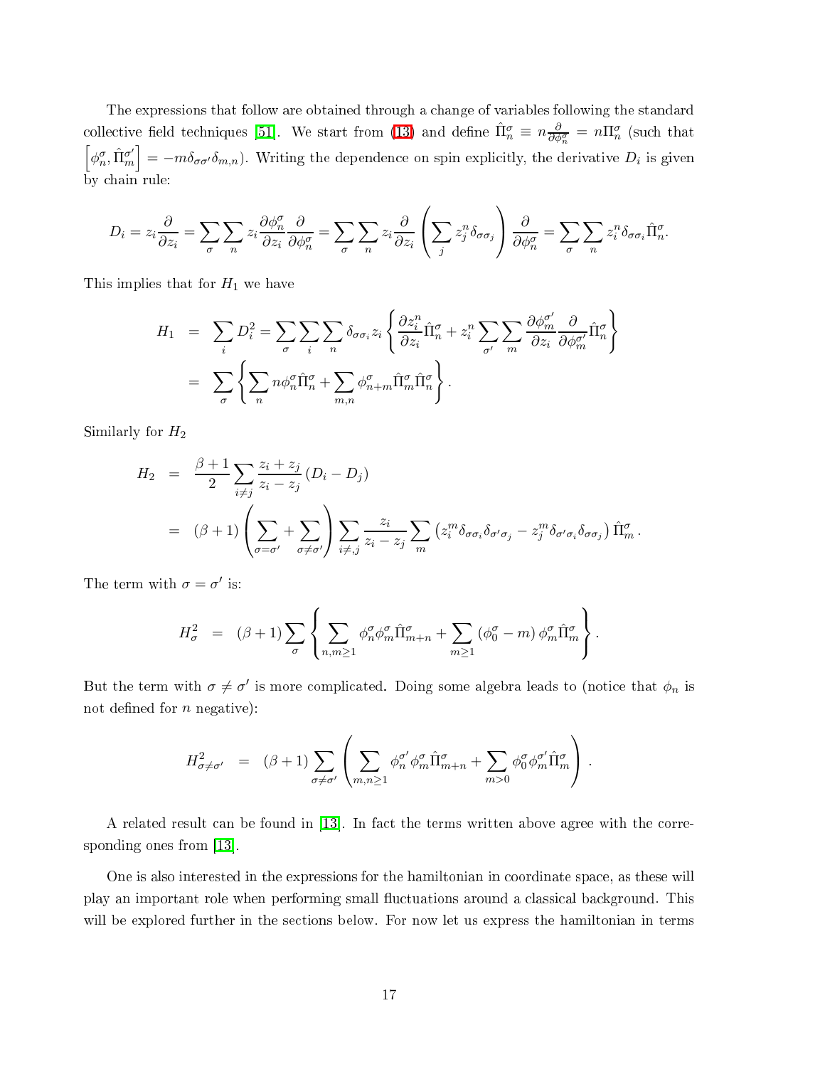The expressions that follow are obtained through a change of variables following the standard collective field techniques [51]. We start from (13) and define $\hat{\Pi}^\sigma_n \equiv n\frac{\partial}{\partial \phi^\sigma_n} = n\Pi^\sigma_n$ (such that $\left[\phi^\sigma_n, \hat{\Pi}^{\sigma'}_m\right] = -m\delta_{\sigma\sigma'}\delta_{m,n}$). Writing the dependence on spin explicitly, the derivative $D_i$ is given by chain rule:

$$D_i = z_i\frac{\partial}{\partial z_i} = \sum_\sigma\sum_n z_i \frac{\partial \phi^\sigma_n}{\partial z_i}\frac{\partial}{\partial \phi^\sigma_n} = \sum_\sigma\sum_n z_i \frac{\partial}{\partial z_i}\left(\sum_j z_j^n \delta_{\sigma\sigma_j}\right)\frac{\partial}{\partial \phi^\sigma_n} = \sum_\sigma\sum_n z_i^n \delta_{\sigma\sigma_i}\hat{\Pi}^\sigma_n.$$

This implies that for $H_1$ we have

$$\begin{aligned}
H_1 &= \sum_i D_i^2 = \sum_\sigma\sum_i\sum_n \delta_{\sigma\sigma_i} z_i \left\{\frac{\partial z_i^n}{\partial z_i}\hat{\Pi}^\sigma_n + z_i^n \sum_{\sigma'}\sum_m \frac{\partial \phi^{\sigma'}_m}{\partial z_i}\frac{\partial}{\partial \phi^{\sigma'}_m}\hat{\Pi}^\sigma_n\right\} \\
&= \sum_\sigma \left\{\sum_n n\phi^\sigma_n \hat{\Pi}^\sigma_n + \sum_{m,n}\phi^\sigma_{n+m}\hat{\Pi}^\sigma_m\hat{\Pi}^\sigma_n\right\}.
\end{aligned}$$

Similarly for $H_2$

$$\begin{aligned}
H_2 &= \frac{\beta+1}{2}\sum_{i\neq j}\frac{z_i+z_j}{z_i-z_j}\left(D_i - D_j\right) \\
&= (\beta+1)\left(\sum_{\sigma=\sigma'} + \sum_{\sigma\neq\sigma'}\right)\sum_{i\neq, j}\frac{z_i}{z_i-z_j}\sum_m \left(z_i^m \delta_{\sigma\sigma_i}\delta_{\sigma'\sigma_j} - z_j^m \delta_{\sigma'\sigma_i}\delta_{\sigma\sigma_j}\right)\hat{\Pi}^\sigma_m .
\end{aligned}$$

The term with $\sigma = \sigma'$ is:

$$H^2_\sigma = (\beta+1)\sum_\sigma \left\{\sum_{n,m\geq 1}\phi^\sigma_n\phi^\sigma_m\hat{\Pi}^\sigma_{m+n} + \sum_{m\geq 1}\left(\phi^\sigma_0 - m\right)\phi^\sigma_m\hat{\Pi}^\sigma_m\right\}.$$

But the term with $\sigma\neq\sigma'$ is more complicated. Doing some algebra leads to (notice that $\phi_n$ is not defined for $n$ negative):

$$H^2_{\sigma\neq\sigma'} = (\beta+1)\sum_{\sigma\neq\sigma'}\left(\sum_{m,n\geq 1}\phi^{\sigma'}_n\phi^\sigma_m\hat{\Pi}^\sigma_{m+n} + \sum_{m>0}\phi^\sigma_0\phi^{\sigma'}_m\hat{\Pi}^\sigma_m\right).$$

A related result can be found in [13]. In fact the terms written above agree with the corresponding ones from [13].

One is also interested in the expressions for the hamiltonian in coordinate space, as these will play an important role when performing small fluctuations around a classical background. This will be explored further in the sections below. For now let us express the hamiltonian in terms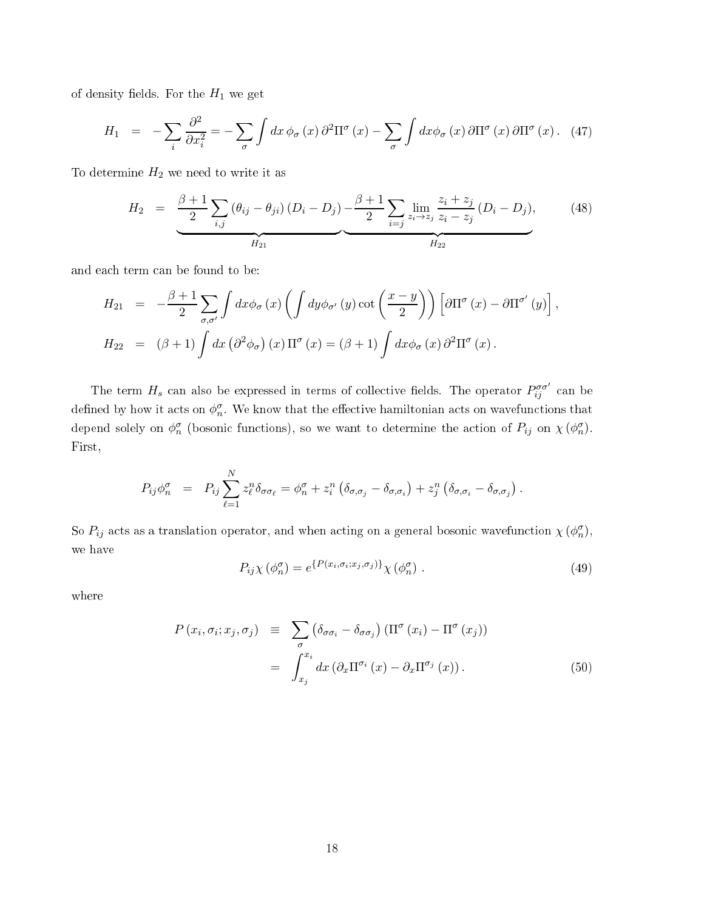of density fields. For the $H_1$ we get

$$H_1 = -\sum_i \frac{\partial^2}{\partial x_i^2} = -\sum_\sigma \int dx\, \phi_\sigma(x)\, \partial^2 \Pi^\sigma(x) - \sum_\sigma \int dx \phi_\sigma(x)\, \partial\Pi^\sigma(x)\, \partial\Pi^\sigma(x)\,. \tag{47}$$

To determine $H_2$ we need to write it as

$$H_2 = \underbrace{\frac{\beta+1}{2}\sum_{i,j}(\theta_{ij}-\theta_{ji})(D_i - D_j)}_{H_{21}} \underbrace{-\frac{\beta+1}{2}\sum_{i=j}\lim_{z_i\to z_j}\frac{z_i+z_j}{z_i-z_j}(D_i-D_j)}_{H_{22}}, \tag{48}$$

and each term can be found to be:

$$H_{21} = -\frac{\beta+1}{2}\sum_{\sigma,\sigma'}\int dx \phi_\sigma(x)\left(\int dy \phi_{\sigma'}(y)\cot\left(\frac{x-y}{2}\right)\right)\left[\partial\Pi^\sigma(x) - \partial\Pi^{\sigma'}(y)\right],$$

$$H_{22} = (\beta+1)\int dx \left(\partial^2\phi_\sigma\right)(x)\,\Pi^\sigma(x) = (\beta+1)\int dx \phi_\sigma(x)\,\partial^2\Pi^\sigma(x)\,.$$

The term $H_s$ can also be expressed in terms of collective fields. The operator $P_{ij}^{\sigma\sigma'}$ can be defined by how it acts on $\phi_n^\sigma$. We know that the effective hamiltonian acts on wavefunctions that depend solely on $\phi_n^\sigma$ (bosonic functions), so we want to determine the action of $P_{ij}$ on $\chi(\phi_n^\sigma)$. First,

$$P_{ij}\phi_n^\sigma = P_{ij}\sum_{\ell=1}^{N} z_\ell^n \delta_{\sigma\sigma_\ell} = \phi_n^\sigma + z_i^n\left(\delta_{\sigma,\sigma_j} - \delta_{\sigma,\sigma_i}\right) + z_j^n\left(\delta_{\sigma,\sigma_i} - \delta_{\sigma,\sigma_j}\right).$$

So $P_{ij}$ acts as a translation operator, and when acting on a general bosonic wavefunction $\chi(\phi_n^\sigma)$, we have

$$P_{ij}\chi(\phi_n^\sigma) = e^{\{P(x_i,\sigma_i;x_j,\sigma_j)\}}\chi(\phi_n^\sigma)\,. \tag{49}$$

where

$$\begin{aligned} P(x_i,\sigma_i;x_j,\sigma_j) &\equiv \sum_\sigma \left(\delta_{\sigma\sigma_i} - \delta_{\sigma\sigma_j}\right)\left(\Pi^\sigma(x_i) - \Pi^\sigma(x_j)\right) \\ &= \int_{x_j}^{x_i} dx \left(\partial_x \Pi^{\sigma_i}(x) - \partial_x \Pi^{\sigma_j}(x)\right). \end{aligned} \tag{50}$$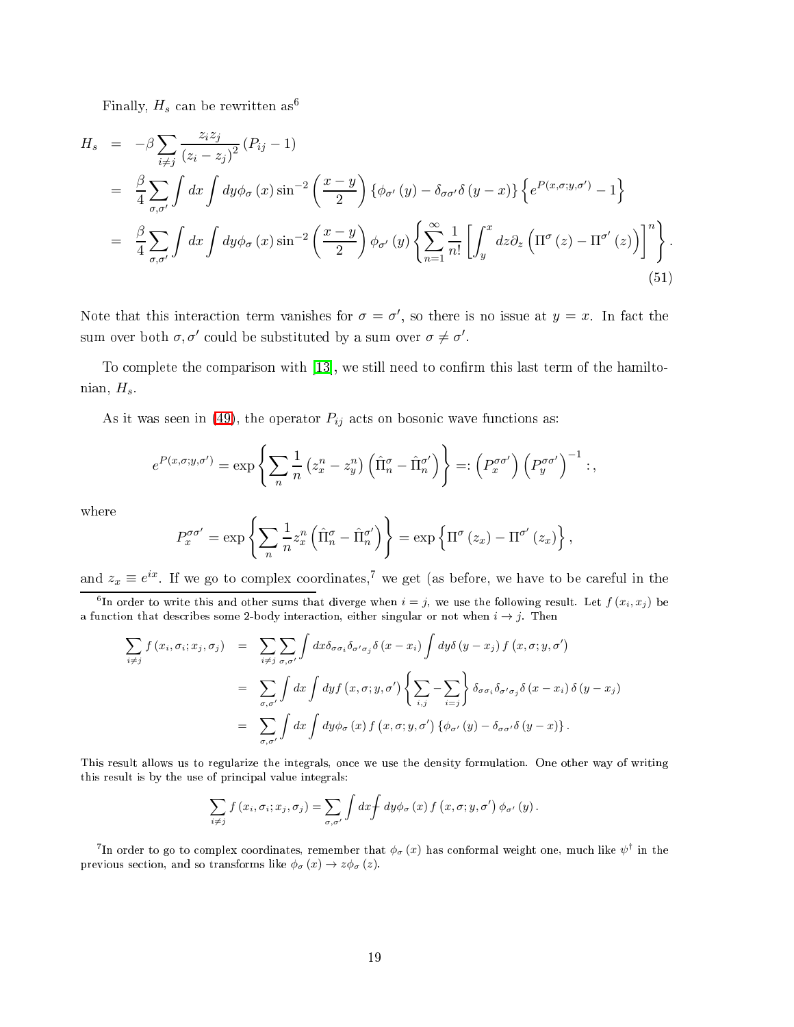Finally, $H_s$ can be rewritten as[6]

$$
\begin{aligned}
H_s &= -\beta \sum_{i\neq j} \frac{z_i z_j}{\left(z_i - z_j\right)^2} \left(P_{ij} - 1\right) \\
&= \frac{\beta}{4} \sum_{\sigma,\sigma'} \int dx \int dy \phi_\sigma\left(x\right) \sin^{-2}\left(\frac{x-y}{2}\right) \left\{\phi_{\sigma'}\left(y\right) - \delta_{\sigma\sigma'} \delta\left(y-x\right)\right\} \left\{e^{P\left(x,\sigma;y,\sigma'\right)} - 1\right\} \\
&= \frac{\beta}{4} \sum_{\sigma,\sigma'} \int dx \int dy \phi_\sigma\left(x\right) \sin^{-2}\left(\frac{x-y}{2}\right) \phi_{\sigma'}\left(y\right) \left\{\sum_{n=1}^{\infty} \frac{1}{n!} \left[\int_y^x dz \partial_z \left(\Pi^\sigma\left(z\right) - \Pi^{\sigma'}\left(z\right)\right)\right]^n\right\}.
\end{aligned} \tag{51}
$$

Note that this interaction term vanishes for $\sigma = \sigma'$, so there is no issue at $y = x$. In fact the sum over both $\sigma, \sigma'$ could be substituted by a sum over $\sigma \neq \sigma'$.

To complete the comparison with [13], we still need to confirm this last term of the hamiltonian, $H_s$.

As it was seen in (49), the operator $P_{ij}$ acts on bosonic wave functions as:

$$
e^{P\left(x,\sigma;y,\sigma'\right)} = \exp\left\{\sum_n \frac{1}{n}\left(z_x^n - z_y^n\right)\left(\hat{\Pi}_n^\sigma - \hat{\Pi}_n^{\sigma'}\right)\right\} =: \left(P_x^{\sigma\sigma'}\right)\left(P_y^{\sigma\sigma'}\right)^{-1} :,
$$

where

$$
P_x^{\sigma\sigma'} = \exp\left\{\sum_n \frac{1}{n} z_x^n \left(\hat{\Pi}_n^\sigma - \hat{\Pi}_n^{\sigma'}\right)\right\} = \exp\left\{\Pi^\sigma\left(z_x\right) - \Pi^{\sigma'}\left(z_x\right)\right\},
$$

and $z_x \equiv e^{ix}$. If we go to complex coordinates,[7] we get (as before, we have to be careful in the

[6] In order to write this and other sums that diverge when $i = j$, we use the following result. Let $f\left(x_i, x_j\right)$ be a function that describes some 2-body interaction, either singular or not when $i \to j$. Then

$$
\begin{aligned}
\sum_{i\neq j} f\left(x_i, \sigma_i; x_j, \sigma_j\right) &= \sum_{i\neq j} \sum_{\sigma,\sigma'} \int dx \delta_{\sigma\sigma_i} \delta_{\sigma'\sigma_j} \delta\left(x - x_i\right) \int dy \delta\left(y - x_j\right) f\left(x, \sigma; y, \sigma'\right) \\
&= \sum_{\sigma,\sigma'} \int dx \int dy f\left(x, \sigma; y, \sigma'\right) \left\{\sum_{i,j} - \sum_{i=j}\right\} \delta_{\sigma\sigma_i} \delta_{\sigma'\sigma_j} \delta\left(x - x_i\right) \delta\left(y - x_j\right) \\
&= \sum_{\sigma,\sigma'} \int dx \int dy \phi_\sigma\left(x\right) f\left(x, \sigma; y, \sigma'\right) \left\{\phi_{\sigma'}\left(y\right) - \delta_{\sigma\sigma'} \delta\left(y - x\right)\right\}.
\end{aligned}
$$

This result allows us to regularize the integrals, once we use the density formulation. One other way of writing this result is by the use of principal value integrals:

$$
\sum_{i\neq j} f\left(x_i, \sigma_i; x_j, \sigma_j\right) = \sum_{\sigma,\sigma'} \int dx ⨍ dy \phi_\sigma\left(x\right) f\left(x, \sigma; y, \sigma'\right) \phi_{\sigma'}\left(y\right).
$$

[7] In order to go to complex coordinates, remember that $\phi_\sigma\left(x\right)$ has conformal weight one, much like $\psi^\dagger$ in the previous section, and so transforms like $\phi_\sigma\left(x\right) \to z\phi_\sigma\left(z\right)$.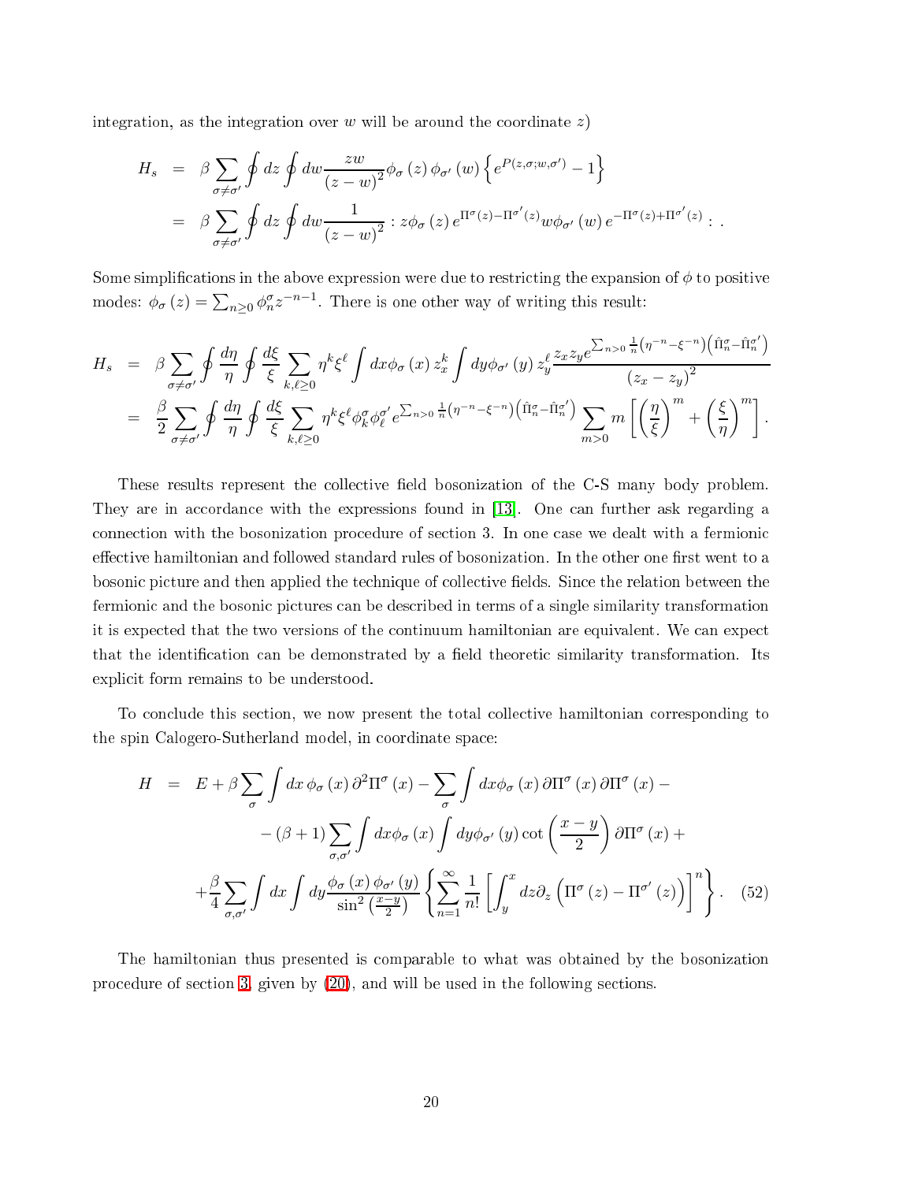integration, as the integration over $w$ will be around the coordinate $z$)

$$
\begin{aligned}
H_s &= \beta \sum_{\sigma \neq \sigma'} \oint dz \oint dw \frac{zw}{(z-w)^2} \phi_\sigma(z)\, \phi_{\sigma'}(w) \left\{ e^{P(z,\sigma;w,\sigma')} - 1 \right\} \\
&= \beta \sum_{\sigma \neq \sigma'} \oint dz \oint dw \frac{1}{(z-w)^2} : z\phi_\sigma(z)\, e^{\Pi^\sigma(z) - \Pi^{\sigma'}(z)} w \phi_{\sigma'}(w)\, e^{-\Pi^\sigma(z) + \Pi^{\sigma'}(z)} : .
\end{aligned}
$$

Some simplifications in the above expression were due to restricting the expansion of $\phi$ to positive modes: $\phi_\sigma(z) = \sum_{n \geq 0} \phi_n^\sigma z^{-n-1}$. There is one other way of writing this result:

$$
\begin{aligned}
H_s &= \beta \sum_{\sigma \neq \sigma'} \oint \frac{d\eta}{\eta} \oint \frac{d\xi}{\xi} \sum_{k,\ell \geq 0} \eta^k \xi^\ell \int dx \phi_\sigma(x)\, z_x^k \int dy \phi_{\sigma'}(y)\, z_y^\ell \frac{z_x z_y e^{\sum_{n>0} \frac{1}{n}\left(\eta^{-n} - \xi^{-n}\right)\left(\hat{\Pi}_n^\sigma - \hat{\Pi}_n^{\sigma'}\right)}}{(z_x - z_y)^2} \\
&= \frac{\beta}{2} \sum_{\sigma \neq \sigma'} \oint \frac{d\eta}{\eta} \oint \frac{d\xi}{\xi} \sum_{k,\ell \geq 0} \eta^k \xi^\ell \phi_k^\sigma \phi_\ell^{\sigma'} e^{\sum_{n>0} \frac{1}{n}\left(\eta^{-n} - \xi^{-n}\right)\left(\hat{\Pi}_n^\sigma - \hat{\Pi}_n^{\sigma'}\right)} \sum_{m>0} m \left[ \left(\frac{\eta}{\xi}\right)^m + \left(\frac{\xi}{\eta}\right)^m \right].
\end{aligned}
$$

These results represent the collective field bosonization of the C-S many body problem. They are in accordance with the expressions found in [13]. One can further ask regarding a connection with the bosonization procedure of section 3. In one case we dealt with a fermionic effective hamiltonian and followed standard rules of bosonization. In the other one first went to a bosonic picture and then applied the technique of collective fields. Since the relation between the fermionic and the bosonic pictures can be described in terms of a single similarity transformation it is expected that the two versions of the continuum hamiltonian are equivalent. We can expect that the identification can be demonstrated by a field theoretic similarity transformation. Its explicit form remains to be understood.

To conclude this section, we now present the total collective hamiltonian corresponding to the spin Calogero-Sutherland model, in coordinate space:

$$
\begin{aligned}
H &= E + \beta \sum_\sigma \int dx\, \phi_\sigma(x)\, \partial^2 \Pi^\sigma(x) - \sum_\sigma \int dx \phi_\sigma(x)\, \partial \Pi^\sigma(x)\, \partial \Pi^\sigma(x) - \\
&\qquad - (\beta + 1) \sum_{\sigma,\sigma'} \int dx \phi_\sigma(x) \int dy \phi_{\sigma'}(y) \cot\left(\frac{x-y}{2}\right) \partial \Pi^\sigma(x) + \\
&\quad + \frac{\beta}{4} \sum_{\sigma,\sigma'} \int dx \int dy \frac{\phi_\sigma(x)\, \phi_{\sigma'}(y)}{\sin^2\left(\frac{x-y}{2}\right)} \left\{ \sum_{n=1}^\infty \frac{1}{n!} \left[ \int_y^x dz \partial_z \left( \Pi^\sigma(z) - \Pi^{\sigma'}(z) \right) \right]^n \right\}. \quad (52)
\end{aligned}
$$

The hamiltonian thus presented is comparable to what was obtained by the bosonization procedure of section 3, given by (20), and will be used in the following sections.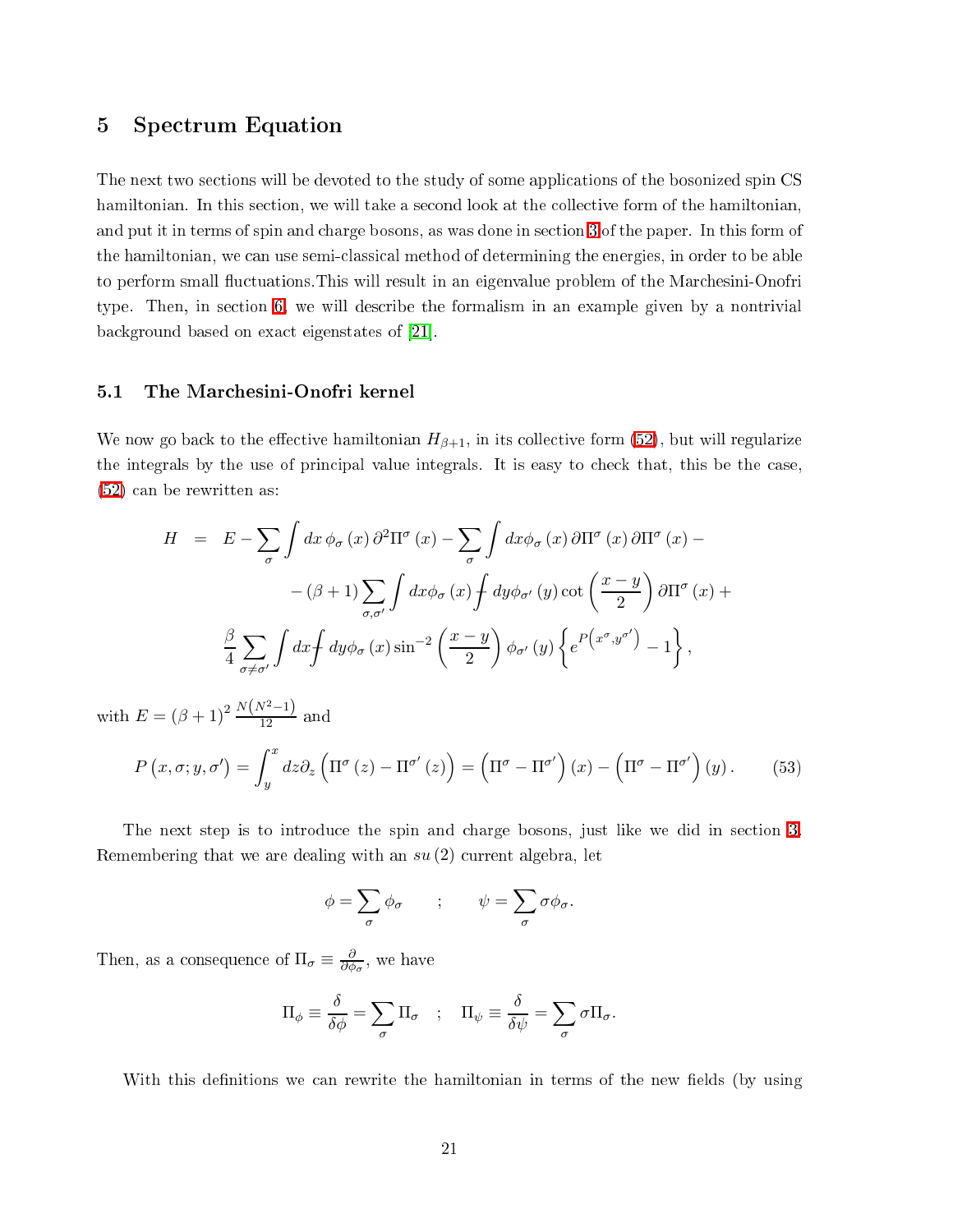# 5 Spectrum Equation

The next two sections will be devoted to the study of some applications of the bosonized spin CS hamiltonian. In this section, we will take a second look at the collective form of the hamiltonian, and put it in terms of spin and charge bosons, as was done in section 3 of the paper. In this form of the hamiltonian, we can use semi-classical method of determining the energies, in order to be able to perform small fluctuations.This will result in an eigenvalue problem of the Marchesini-Onofri type. Then, in section 6, we will describe the formalism in an example given by a nontrivial background based on exact eigenstates of [21].

## 5.1 The Marchesini-Onofri kernel

We now go back to the effective hamiltonian $H_{\beta+1}$, in its collective form (52), but will regularize the integrals by the use of principal value integrals. It is easy to check that, this be the case, (52) can be rewritten as:

$$
\begin{aligned}
H &= E - \sum_{\sigma} \int dx\, \phi_{\sigma}(x)\, \partial^{2}\Pi^{\sigma}(x) - \sum_{\sigma} \int dx \phi_{\sigma}(x)\, \partial\Pi^{\sigma}(x)\, \partial\Pi^{\sigma}(x) - \\
&\quad - (\beta+1) \sum_{\sigma,\sigma'} \int dx \phi_{\sigma}(x) ⨍ dy \phi_{\sigma'}(y) \cot\left(\frac{x-y}{2}\right) \partial\Pi^{\sigma}(x) + \\
&\quad \frac{\beta}{4} \sum_{\sigma\neq\sigma'} \int dx ⨍ dy \phi_{\sigma}(x) \sin^{-2}\left(\frac{x-y}{2}\right) \phi_{\sigma'}(y) \left\{ e^{P\left(x^{\sigma}, y^{\sigma'}\right)} - 1 \right\},
\end{aligned}
$$

with $E = (\beta+1)^{2} \frac{N\left(N^{2}-1\right)}{12}$ and

$$
P\left(x,\sigma; y,\sigma'\right) = \int_{y}^{x} dz \partial_{z}\left(\Pi^{\sigma}(z) - \Pi^{\sigma'}(z)\right) = \left(\Pi^{\sigma} - \Pi^{\sigma'}\right)(x) - \left(\Pi^{\sigma} - \Pi^{\sigma'}\right)(y). \tag{53}
$$

The next step is to introduce the spin and charge bosons, just like we did in section 3. Remembering that we are dealing with an $su(2)$ current algebra, let

$$
\phi = \sum_{\sigma} \phi_{\sigma} \qquad ; \qquad \psi = \sum_{\sigma} \sigma \phi_{\sigma}.
$$

Then, as a consequence of $\Pi_{\sigma} \equiv \frac{\partial}{\partial \phi_{\sigma}}$, we have

$$
\Pi_{\phi} \equiv \frac{\delta}{\delta \phi} = \sum_{\sigma} \Pi_{\sigma} \quad ; \quad \Pi_{\psi} \equiv \frac{\delta}{\delta \psi} = \sum_{\sigma} \sigma \Pi_{\sigma}.
$$

With this definitions we can rewrite the hamiltonian in terms of the new fields (by using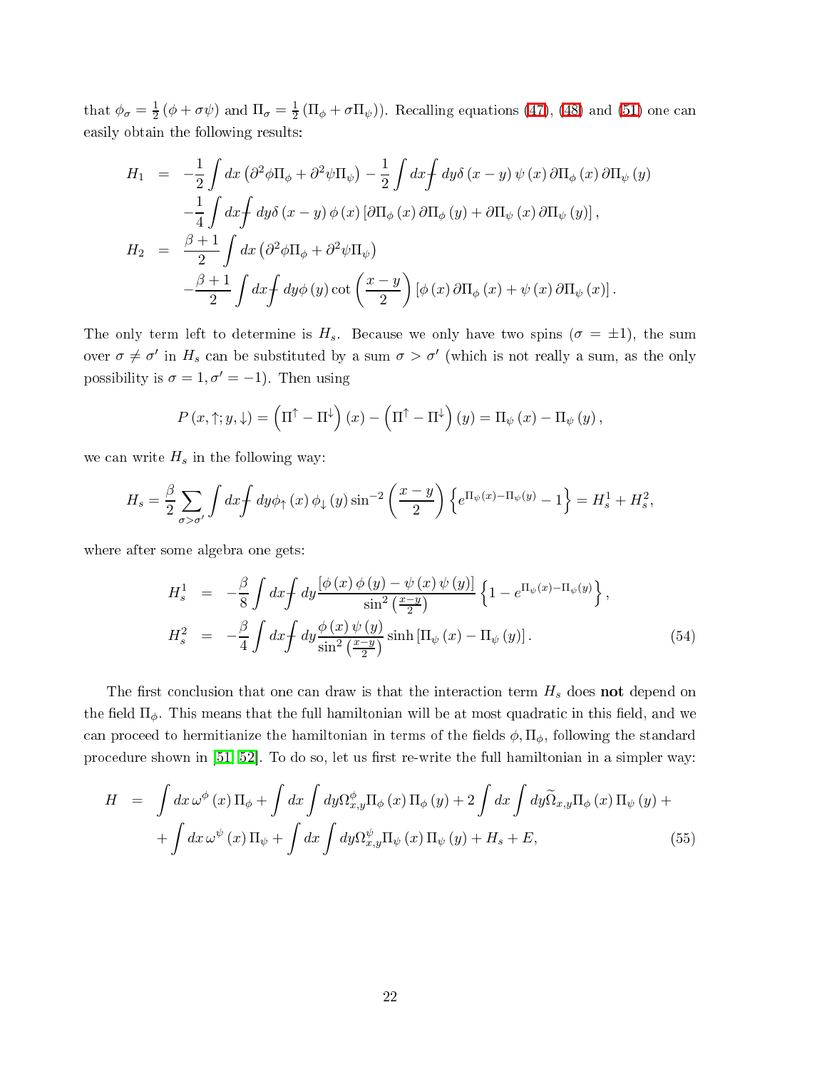that $\phi_\sigma = \frac{1}{2}(\phi + \sigma\psi)$ and $\Pi_\sigma = \frac{1}{2}(\Pi_\phi + \sigma\Pi_\psi)$). Recalling equations (47), (48) and (51) one can easily obtain the following results:

$$
\begin{aligned}
H_1 &= -\frac{1}{2}\int dx \left(\partial^2\phi\Pi_\phi + \partial^2\psi\Pi_\psi\right) - \frac{1}{2}\int dx ⨍ dy \delta(x-y)\,\psi(x)\,\partial\Pi_\phi(x)\,\partial\Pi_\psi(y) \\
&\quad -\frac{1}{4}\int dx ⨍ dy \delta(x-y)\,\phi(x)\left[\partial\Pi_\phi(x)\,\partial\Pi_\phi(y) + \partial\Pi_\psi(x)\,\partial\Pi_\psi(y)\right], \\
H_2 &= \frac{\beta+1}{2}\int dx \left(\partial^2\phi\Pi_\phi + \partial^2\psi\Pi_\psi\right) \\
&\quad -\frac{\beta+1}{2}\int dx ⨍ dy \phi(y)\cot\left(\frac{x-y}{2}\right)\left[\phi(x)\,\partial\Pi_\phi(x) + \psi(x)\,\partial\Pi_\psi(x)\right].
\end{aligned}
$$

The only term left to determine is $H_s$. Because we only have two spins ($\sigma = \pm 1$), the sum over $\sigma \neq \sigma'$ in $H_s$ can be substituted by a sum $\sigma > \sigma'$ (which is not really a sum, as the only possibility is $\sigma = 1, \sigma' = -1$). Then using

$$
P(x, \uparrow; y, \downarrow) = \left(\Pi^\uparrow - \Pi^\downarrow\right)(x) - \left(\Pi^\uparrow - \Pi^\downarrow\right)(y) = \Pi_\psi(x) - \Pi_\psi(y),
$$

we can write $H_s$ in the following way:

$$
H_s = \frac{\beta}{2}\sum_{\sigma > \sigma'}\int dx ⨍ dy \phi_\uparrow(x)\,\phi_\downarrow(y)\sin^{-2}\left(\frac{x-y}{2}\right)\left\{e^{\Pi_\psi(x) - \Pi_\psi(y)} - 1\right\} = H_s^1 + H_s^2,
$$

where after some algebra one gets:

$$
\begin{aligned}
H_s^1 &= -\frac{\beta}{8}\int dx ⨍ dy \frac{\left[\phi(x)\,\phi(y) - \psi(x)\,\psi(y)\right]}{\sin^2\left(\frac{x-y}{2}\right)}\left\{1 - e^{\Pi_\psi(x) - \Pi_\psi(y)}\right\}, \\
H_s^2 &= -\frac{\beta}{4}\int dx ⨍ dy \frac{\phi(x)\,\psi(y)}{\sin^2\left(\frac{x-y}{2}\right)}\sinh\left[\Pi_\psi(x) - \Pi_\psi(y)\right].
\end{aligned}
\tag{54}
$$

The first conclusion that one can draw is that the interaction term $H_s$ does **not** depend on the field $\Pi_\phi$. This means that the full hamiltonian will be at most quadratic in this field, and we can proceed to hermitianize the hamiltonian in terms of the fields $\phi, \Pi_\phi$, following the standard procedure shown in [51, 52]. To do so, let us first re-write the full hamiltonian in a simpler way:

$$
\begin{aligned}
H &= \int dx\, \omega^\phi(x)\,\Pi_\phi + \int dx \int dy \Omega^\phi_{x,y}\Pi_\phi(x)\,\Pi_\phi(y) + 2\int dx \int dy \widetilde{\Omega}_{x,y}\Pi_\phi(x)\,\Pi_\psi(y) + \\
&\quad + \int dx\, \omega^\psi(x)\,\Pi_\psi + \int dx \int dy \Omega^\psi_{x,y}\Pi_\psi(x)\,\Pi_\psi(y) + H_s + E,
\end{aligned}
\tag{55}
$$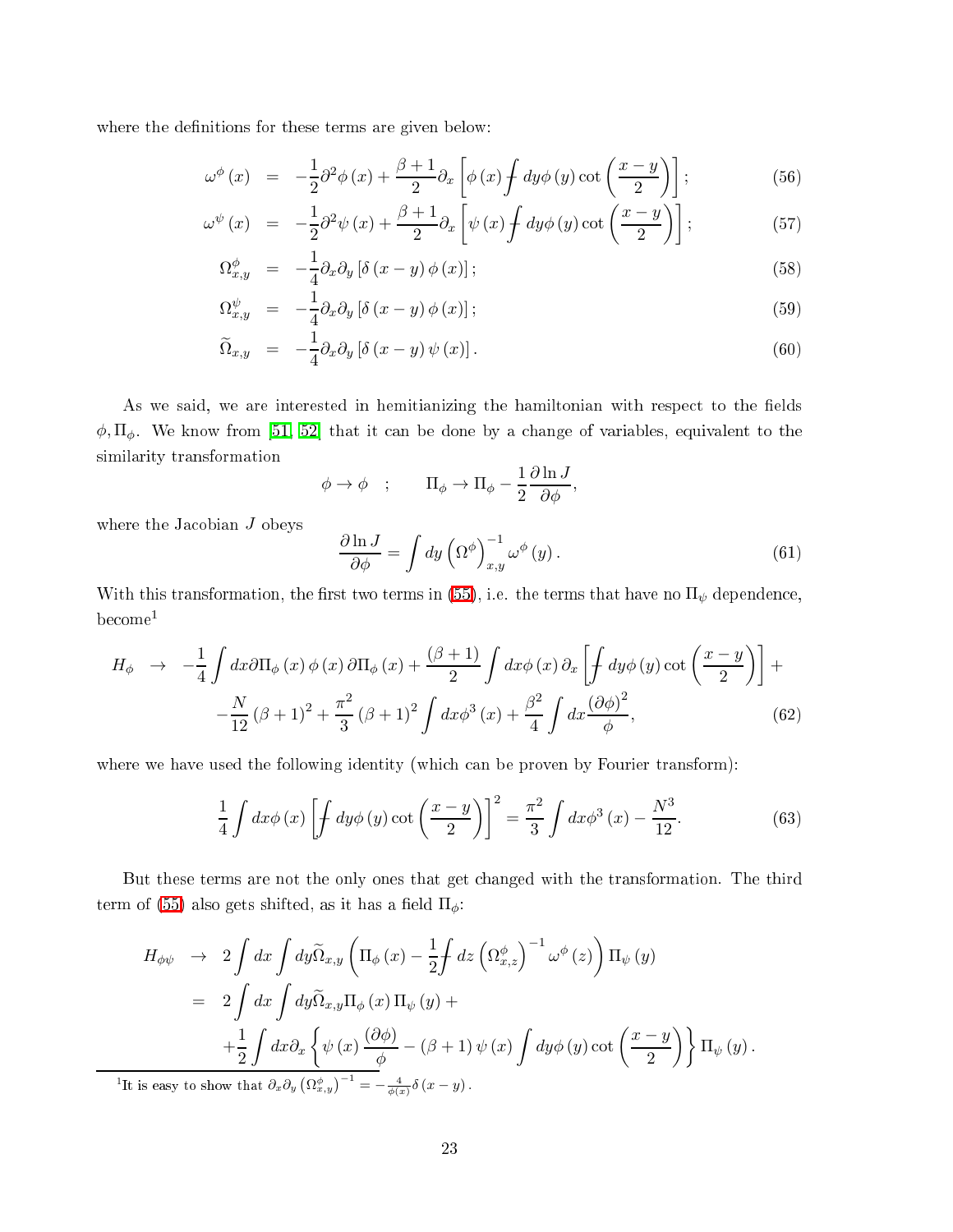where the definitions for these terms are given below:

$$\omega^{\phi}(x) = -\frac{1}{2}\partial^2\phi(x) + \frac{\beta+1}{2}\partial_x\left[\phi(x) \fint dy\phi(y)\cot\left(\frac{x-y}{2}\right)\right]; \tag{56}$$

$$\omega^{\psi}(x) = -\frac{1}{2}\partial^2\psi(x) + \frac{\beta+1}{2}\partial_x\left[\psi(x) \fint dy\phi(y)\cot\left(\frac{x-y}{2}\right)\right]; \tag{57}$$

$$\Omega^{\phi}_{x,y} = -\frac{1}{4}\partial_x\partial_y\left[\delta(x-y)\phi(x)\right]; \tag{58}$$

$$\Omega^{\psi}_{x,y} = -\frac{1}{4}\partial_x\partial_y\left[\delta(x-y)\phi(x)\right]; \tag{59}$$

$$\widetilde{\Omega}_{x,y} = -\frac{1}{4}\partial_x\partial_y\left[\delta(x-y)\psi(x)\right]. \tag{60}$$

As we said, we are interested in hemitianizing the hamiltonian with respect to the fields $\phi, \Pi_\phi$. We know from [51, 52] that it can be done by a change of variables, equivalent to the similarity transformation

$$\phi \to \phi \quad ; \qquad \Pi_\phi \to \Pi_\phi - \frac{1}{2}\frac{\partial \ln J}{\partial \phi},$$

where the Jacobian $J$ obeys

$$\frac{\partial \ln J}{\partial \phi} = \int dy \left(\Omega^{\phi}\right)^{-1}_{x,y}\omega^{\phi}(y). \tag{61}$$

With this transformation, the first two terms in (55), i.e. the terms that have no $\Pi_\psi$ dependence, become[1]

$$\begin{aligned} H_\phi \to & -\frac{1}{4}\int dx \partial\Pi_\phi(x)\phi(x)\partial\Pi_\phi(x) + \frac{(\beta+1)}{2}\int dx\phi(x)\partial_x\left[\fint dy\phi(y)\cot\left(\frac{x-y}{2}\right)\right] + \\ & -\frac{N}{12}(\beta+1)^2 + \frac{\pi^2}{3}(\beta+1)^2\int dx\phi^3(x) + \frac{\beta^2}{4}\int dx\frac{(\partial\phi)^2}{\phi}, \end{aligned} \tag{62}$$

where we have used the following identity (which can be proven by Fourier transform):

$$\frac{1}{4}\int dx\phi(x)\left[\fint dy\phi(y)\cot\left(\frac{x-y}{2}\right)\right]^2 = \frac{\pi^2}{3}\int dx\phi^3(x) - \frac{N^3}{12}. \tag{63}$$

But these terms are not the only ones that get changed with the transformation. The third term of (55) also gets shifted, as it has a field $\Pi_\phi$:

$$\begin{aligned} H_{\phi\psi} \to & \; 2\int dx\int dy\widetilde{\Omega}_{x,y}\left(\Pi_\phi(x) - \frac{1}{2}\fint dz\left(\Omega^{\phi}_{x,z}\right)^{-1}\omega^{\phi}(z)\right)\Pi_\psi(y) \\ = & \; 2\int dx\int dy\widetilde{\Omega}_{x,y}\Pi_\phi(x)\Pi_\psi(y) + \\ & +\frac{1}{2}\int dx\partial_x\left\{\psi(x)\frac{(\partial\phi)}{\phi} - (\beta+1)\psi(x)\int dy\phi(y)\cot\left(\frac{x-y}{2}\right)\right\}\Pi_\psi(y). \end{aligned}$$

[1] It is easy to show that $\partial_x\partial_y\left(\Omega^{\phi}_{x,y}\right)^{-1} = -\frac{4}{\phi(x)}\delta(x-y)$.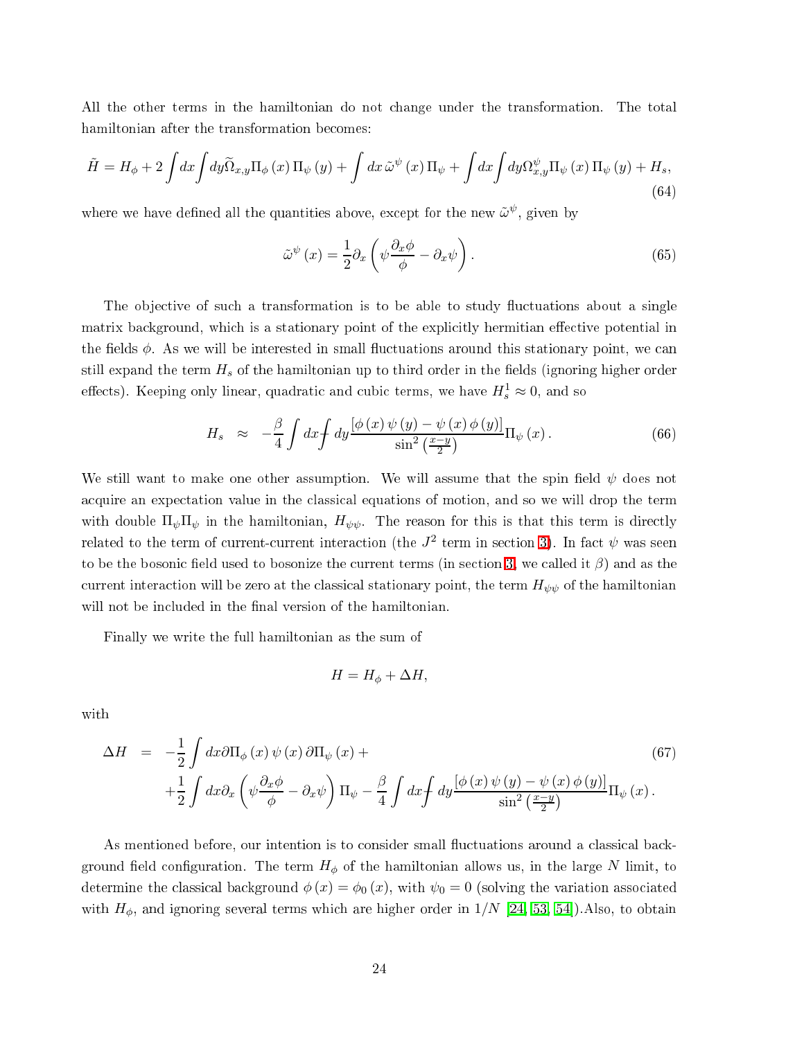All the other terms in the hamiltonian do not change under the transformation. The total hamiltonian after the transformation becomes:

$$\tilde{H} = H_\phi + 2\int dx \int dy \widetilde{\Omega}_{x,y} \Pi_\phi(x) \Pi_\psi(y) + \int dx\, \tilde{\omega}^\psi(x) \Pi_\psi + \int dx \int dy \Omega^\psi_{x,y} \Pi_\psi(x) \Pi_\psi(y) + H_s, \tag{64}$$

where we have defined all the quantities above, except for the new $\tilde{\omega}^\psi$, given by

$$\tilde{\omega}^\psi(x) = \frac{1}{2}\partial_x \left( \psi \frac{\partial_x \phi}{\phi} - \partial_x \psi \right). \tag{65}$$

The objective of such a transformation is to be able to study fluctuations about a single matrix background, which is a stationary point of the explicitly hermitian effective potential in the fields $\phi$. As we will be interested in small fluctuations around this stationary point, we can still expand the term $H_s$ of the hamiltonian up to third order in the fields (ignoring higher order effects). Keeping only linear, quadratic and cubic terms, we have $H^1_s \approx 0$, and so

$$H_s \approx -\frac{\beta}{4} \int dx \,⨍\, dy \frac{[\phi(x)\psi(y) - \psi(x)\phi(y)]}{\sin^2\left(\frac{x-y}{2}\right)} \Pi_\psi(x). \tag{66}$$

We still want to make one other assumption. We will assume that the spin field $\psi$ does not acquire an expectation value in the classical equations of motion, and so we will drop the term with double $\Pi_\psi \Pi_\psi$ in the hamiltonian, $H_{\psi\psi}$. The reason for this is that this term is directly related to the term of current-current interaction (the $J^2$ term in section 3). In fact $\psi$ was seen to be the bosonic field used to bosonize the current terms (in section 3, we called it $\beta$) and as the current interaction will be zero at the classical stationary point, the term $H_{\psi\psi}$ of the hamiltonian will not be included in the final version of the hamiltonian.

Finally we write the full hamiltonian as the sum of

$$H = H_\phi + \Delta H,$$

with

$$\begin{aligned} \Delta H &= -\frac{1}{2} \int dx \partial \Pi_\phi(x) \psi(x) \partial \Pi_\psi(x) + \\ &\quad + \frac{1}{2} \int dx \partial_x \left( \psi \frac{\partial_x \phi}{\phi} - \partial_x \psi \right) \Pi_\psi - \frac{\beta}{4} \int dx \,⨍\, dy \frac{[\phi(x)\psi(y) - \psi(x)\phi(y)]}{\sin^2\left(\frac{x-y}{2}\right)} \Pi_\psi(x). \end{aligned} \tag{67}$$

As mentioned before, our intention is to consider small fluctuations around a classical background field configuration. The term $H_\phi$ of the hamiltonian allows us, in the large $N$ limit, to determine the classical background $\phi(x) = \phi_0(x)$, with $\psi_0 = 0$ (solving the variation associated with $H_\phi$, and ignoring several terms which are higher order in $1/N$ [24, 53, 54]).Also, to obtain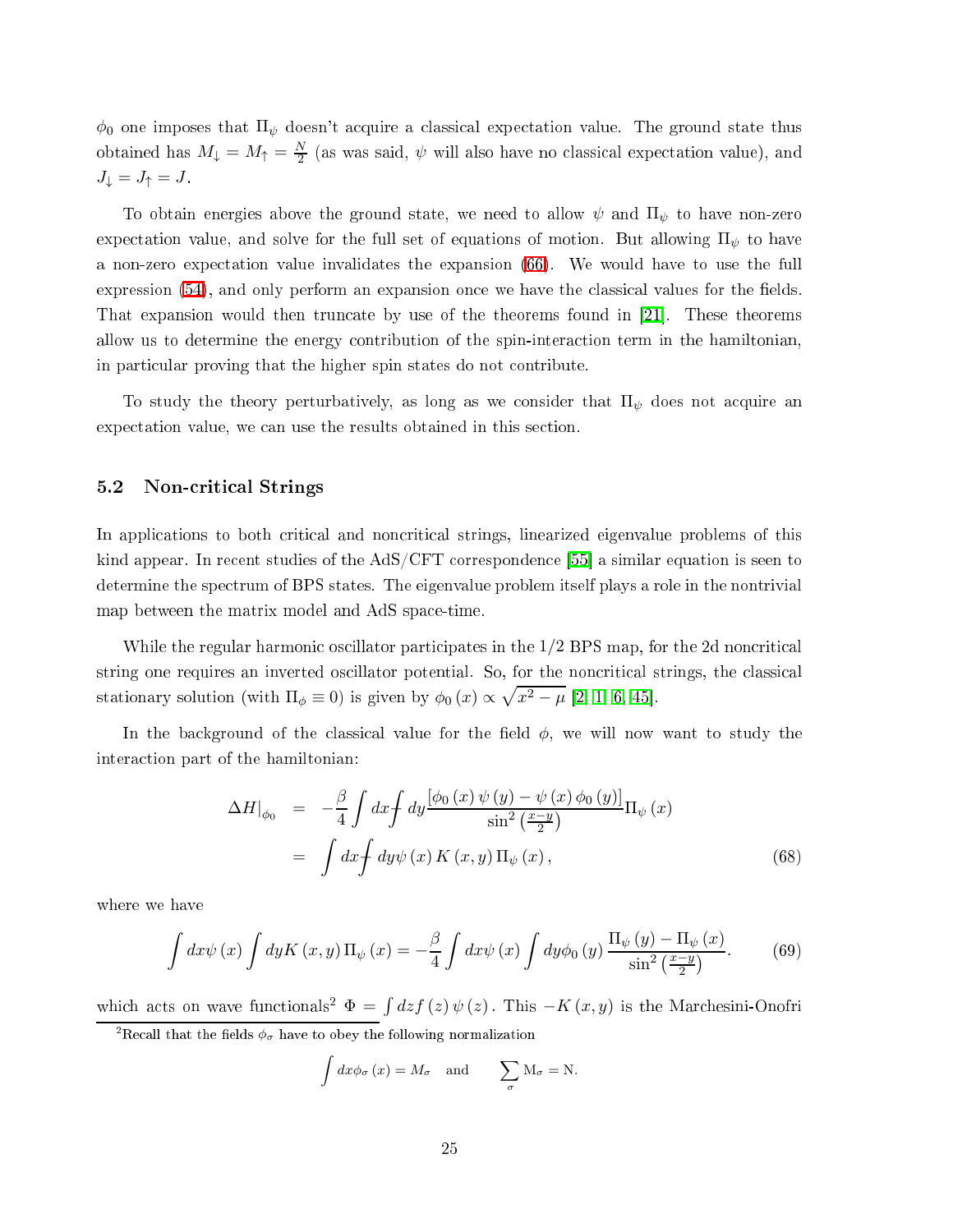$\phi_0$ one imposes that $\Pi_\psi$ doesn't acquire a classical expectation value. The ground state thus obtained has $M_\downarrow = M_\uparrow = \frac{N}{2}$ (as was said, $\psi$ will also have no classical expectation value), and $J_\downarrow = J_\uparrow = J$.

To obtain energies above the ground state, we need to allow $\psi$ and $\Pi_\psi$ to have non-zero expectation value, and solve for the full set of equations of motion. But allowing $\Pi_\psi$ to have a non-zero expectation value invalidates the expansion (66). We would have to use the full expression (54), and only perform an expansion once we have the classical values for the fields. That expansion would then truncate by use of the theorems found in [21]. These theorems allow us to determine the energy contribution of the spin-interaction term in the hamiltonian, in particular proving that the higher spin states do not contribute.

To study the theory perturbatively, as long as we consider that $\Pi_\psi$ does not acquire an expectation value, we can use the results obtained in this section.

### 5.2 Non-critical Strings

In applications to both critical and noncritical strings, linearized eigenvalue problems of this kind appear. In recent studies of the AdS/CFT correspondence [55] a similar equation is seen to determine the spectrum of BPS states. The eigenvalue problem itself plays a role in the nontrivial map between the matrix model and AdS space-time.

While the regular harmonic oscillator participates in the 1/2 BPS map, for the 2d noncritical string one requires an inverted oscillator potential. So, for the noncritical strings, the classical stationary solution (with $\Pi_\phi \equiv 0$) is given by $\phi_0(x) \propto \sqrt{x^2 - \mu}$ [2, 1, 6, 45].

In the background of the classical value for the field $\phi$, we will now want to study the interaction part of the hamiltonian:

$$\begin{aligned}
\Delta H|_{\phi_0} &= -\frac{\beta}{4}\int dx \fint dy \frac{[\phi_0(x)\psi(y) - \psi(x)\phi_0(y)]}{\sin^2\left(\frac{x-y}{2}\right)}\Pi_\psi(x) \\
&= \int dx \fint dy \psi(x) K(x,y)\Pi_\psi(x),
\end{aligned} \tag{68}$$

where we have

$$\int dx \psi(x) \int dy K(x,y)\Pi_\psi(x) = -\frac{\beta}{4}\int dx \psi(x) \int dy \phi_0(y) \frac{\Pi_\psi(y) - \Pi_\psi(x)}{\sin^2\left(\frac{x-y}{2}\right)}. \tag{69}$$

which acts on wave functionals[2] $\Phi = \int dz f(z)\psi(z)$. This $-K(x,y)$ is the Marchesini-Onofri

[2] Recall that the fields $\phi_\sigma$ have to obey the following normalization

$$\int dx \phi_\sigma(x) = M_\sigma \quad \text{and} \quad \sum_\sigma \mathrm{M}_\sigma = \mathrm{N}.$$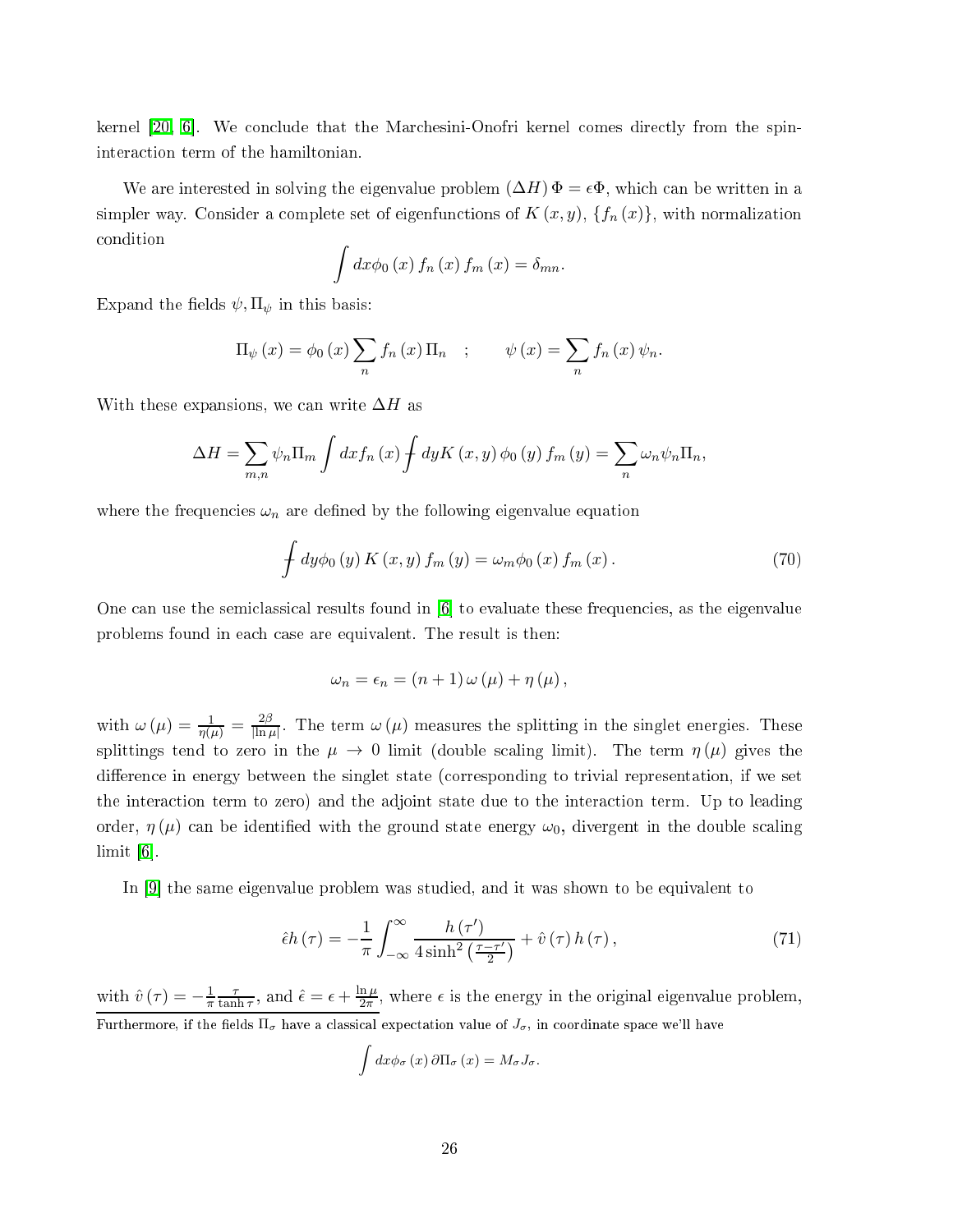kernel [20, 6]. We conclude that the Marchesini-Onofri kernel comes directly from the spin-interaction term of the hamiltonian.

We are interested in solving the eigenvalue problem $(\Delta H)\,\Phi = \epsilon\Phi$, which can be written in a simpler way. Consider a complete set of eigenfunctions of $K(x,y)$, $\{f_n(x)\}$, with normalization condition

$$\int dx \phi_0(x)\, f_n(x)\, f_m(x) = \delta_{mn}.$$

Expand the fields $\psi, \Pi_\psi$ in this basis:

$$\Pi_\psi(x) = \phi_0(x)\sum_n f_n(x)\,\Pi_n \quad ; \qquad \psi(x) = \sum_n f_n(x)\,\psi_n.$$

With these expansions, we can write $\Delta H$ as

$$\Delta H = \sum_{m,n}\psi_n\Pi_m \int dx f_n(x) \fint dy K(x,y)\,\phi_0(y)\, f_m(y) = \sum_n \omega_n \psi_n \Pi_n,$$

where the frequencies $\omega_n$ are defined by the following eigenvalue equation

$$\fint dy \phi_0(y)\, K(x,y)\, f_m(y) = \omega_m \phi_0(x)\, f_m(x)\,. \tag{70}$$

One can use the semiclassical results found in [6] to evaluate these frequencies, as the eigenvalue problems found in each case are equivalent. The result is then:

$$\omega_n = \epsilon_n = (n+1)\,\omega(\mu) + \eta(\mu)\,,$$

with $\omega(\mu) = \frac{1}{\eta(\mu)} = \frac{2\beta}{|\ln \mu|}$. The term $\omega(\mu)$ measures the splitting in the singlet energies. These splittings tend to zero in the $\mu \to 0$ limit (double scaling limit). The term $\eta(\mu)$ gives the difference in energy between the singlet state (corresponding to trivial representation, if we set the interaction term to zero) and the adjoint state due to the interaction term. Up to leading order, $\eta(\mu)$ can be identified with the ground state energy $\omega_0$, divergent in the double scaling limit [6].

In [9] the same eigenvalue problem was studied, and it was shown to be equivalent to

$$\hat{\epsilon} h(\tau) = -\frac{1}{\pi}\int_{-\infty}^{\infty} \frac{h(\tau')}{4\sinh^2\left(\frac{\tau-\tau'}{2}\right)} + \hat{v}(\tau)\, h(\tau)\,, \tag{71}$$

with $\hat{v}(\tau) = -\frac{1}{\pi}\frac{\tau}{\tanh \tau}$, and $\hat{\epsilon} = \epsilon + \frac{\ln \mu}{2\pi}$, where $\epsilon$ is the energy in the original eigenvalue problem,

Furthermore, if the fields $\Pi_\sigma$ have a classical expectation value of $J_\sigma$, in coordinate space we'll have

$$\int dx \phi_\sigma(x)\, \partial \Pi_\sigma(x) = M_\sigma J_\sigma.$$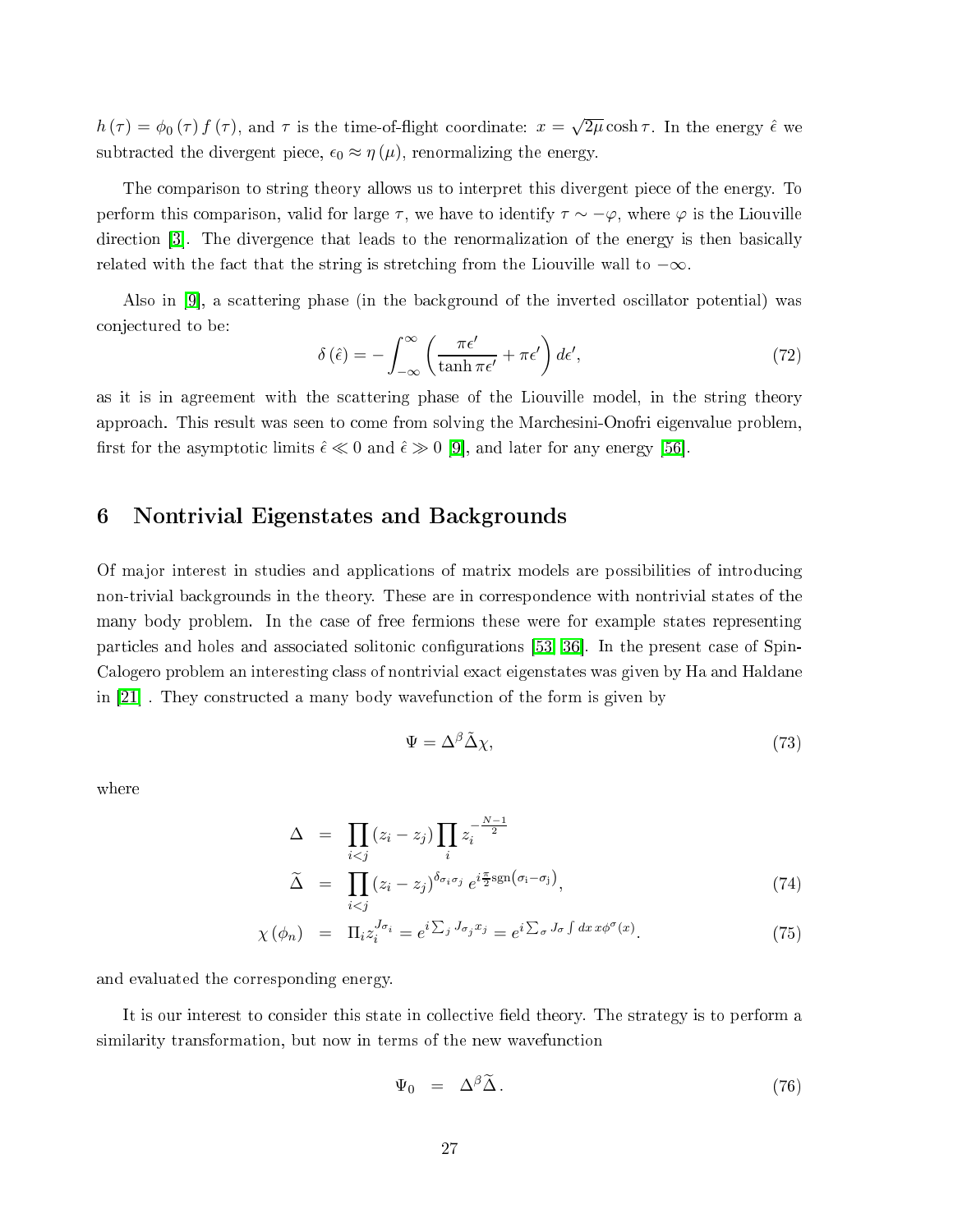$h(\tau) = \phi_0(\tau) f(\tau)$, and $\tau$ is the time-of-flight coordinate: $x = \sqrt{2\mu}\cosh\tau$. In the energy $\hat{\epsilon}$ we subtracted the divergent piece, $\epsilon_0 \approx \eta(\mu)$, renormalizing the energy.

The comparison to string theory allows us to interpret this divergent piece of the energy. To perform this comparison, valid for large $\tau$, we have to identify $\tau \sim -\varphi$, where $\varphi$ is the Liouville direction [3]. The divergence that leads to the renormalization of the energy is then basically related with the fact that the string is stretching from the Liouville wall to $-\infty$.

Also in [9], a scattering phase (in the background of the inverted oscillator potential) was conjectured to be:

$$\delta(\hat{\epsilon}) = -\int_{-\infty}^{\infty} \left( \frac{\pi\epsilon'}{\tanh \pi\epsilon'} + \pi\epsilon' \right) d\epsilon', \tag{72}$$

as it is in agreement with the scattering phase of the Liouville model, in the string theory approach. This result was seen to come from solving the Marchesini-Onofri eigenvalue problem, first for the asymptotic limits $\hat{\epsilon} \ll 0$ and $\hat{\epsilon} \gg 0$ [9], and later for any energy [56].

## 6 Nontrivial Eigenstates and Backgrounds

Of major interest in studies and applications of matrix models are possibilities of introducing non-trivial backgrounds in the theory. These are in correspondence with nontrivial states of the many body problem. In the case of free fermions these were for example states representing particles and holes and associated solitonic configurations [53, 36]. In the present case of Spin-Calogero problem an interesting class of nontrivial exact eigenstates was given by Ha and Haldane in [21] . They constructed a many body wavefunction of the form is given by

$$\Psi = \Delta^{\beta} \tilde{\Delta} \chi, \tag{73}$$

where

$$\begin{aligned} \Delta &= \prod_{i<j} (z_i - z_j) \prod_i z_i^{-\frac{N-1}{2}} \\ \widetilde{\Delta} &= \prod_{i<j} (z_i - z_j)^{\delta_{\sigma_i \sigma_j}} e^{i\frac{\pi}{2}\mathrm{sgn}(\sigma_i - \sigma_j)}, \end{aligned} \tag{74}$$

$$\chi(\phi_n) = \Pi_i z_i^{J_{\sigma_i}} = e^{i\sum_j J_{\sigma_j} x_j} = e^{i\sum_\sigma J_\sigma \int dx\, x \phi^\sigma(x)}. \tag{75}$$

and evaluated the corresponding energy.

It is our interest to consider this state in collective field theory. The strategy is to perform a similarity transformation, but now in terms of the new wavefunction

$$\Psi_0 = \Delta^{\beta} \widetilde{\Delta}. \tag{76}$$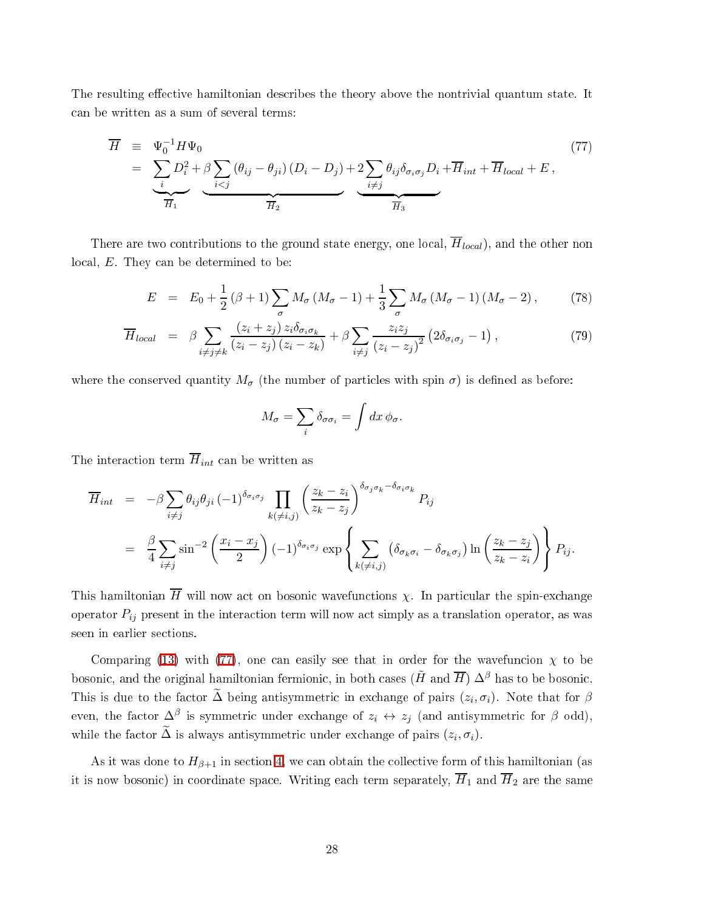The resulting effective hamiltonian describes the theory above the nontrivial quantum state. It can be written as a sum of several terms:

$$
\begin{aligned}
\overline{H} &\equiv \Psi_0^{-1} H \Psi_0 \\
&= \underbrace{\sum_i D_i^2}_{\overline{H}_1} + \underbrace{\beta \sum_{i<j} \left(\theta_{ij} - \theta_{ji}\right) \left(D_i - D_j\right)}_{\overline{H}_2} + \underbrace{2 \sum_{i \neq j} \theta_{ij} \delta_{\sigma_i \sigma_j} D_i}_{\overline{H}_3} + \overline{H}_{int} + \overline{H}_{local} + E \,,
\end{aligned}
\tag{77}
$$

There are two contributions to the ground state energy, one local, $\overline{H}_{local}$), and the other non local, $E$. They can be determined to be:

$$
E = E_0 + \frac{1}{2}\left(\beta+1\right) \sum_\sigma M_\sigma \left(M_\sigma - 1\right) + \frac{1}{3} \sum_\sigma M_\sigma \left(M_\sigma - 1\right)\left(M_\sigma - 2\right) , \tag{78}
$$

$$
\overline{H}_{local} = \beta \sum_{i \neq j \neq k} \frac{\left(z_i + z_j\right) z_i \delta_{\sigma_i \sigma_k}}{\left(z_i - z_j\right)\left(z_i - z_k\right)} + \beta \sum_{i \neq j} \frac{z_i z_j}{\left(z_i - z_j\right)^2} \left(2 \delta_{\sigma_i \sigma_j} - 1\right) , \tag{79}
$$

where the conserved quantity $M_\sigma$ (the number of particles with spin $\sigma$) is defined as before:

$$
M_\sigma = \sum_i \delta_{\sigma \sigma_i} = \int dx \, \phi_\sigma .
$$

The interaction term $\overline{H}_{int}$ can be written as

$$
\begin{aligned}
\overline{H}_{int} &= -\beta \sum_{i \neq j} \theta_{ij} \theta_{ji} \left(-1\right)^{\delta_{\sigma_i \sigma_j}} \prod_{k (\neq i,j)} \left(\frac{z_k - z_i}{z_k - z_j}\right)^{\delta_{\sigma_j \sigma_k} - \delta_{\sigma_i \sigma_k}} P_{ij} \\
&= \frac{\beta}{4} \sum_{i \neq j} \sin^{-2}\left(\frac{x_i - x_j}{2}\right) \left(-1\right)^{\delta_{\sigma_i \sigma_j}} \exp\left\{ \sum_{k (\neq i,j)} \left(\delta_{\sigma_k \sigma_i} - \delta_{\sigma_k \sigma_j}\right) \ln\left(\frac{z_k - z_j}{z_k - z_i}\right) \right\} P_{ij} .
\end{aligned}
$$

This hamiltonian $\overline{H}$ will now act on bosonic wavefunctions $\chi$. In particular the spin-exchange operator $P_{ij}$ present in the interaction term will now act simply as a translation operator, as was seen in earlier sections.

Comparing (13) with (77), one can easily see that in order for the wavefuncion $\chi$ to be bosonic, and the original hamiltonian fermionic, in both cases ($\tilde{H}$ and $\overline{H}$) $\Delta^\beta$ has to be bosonic. This is due to the factor $\widetilde{\Delta}$ being antisymmetric in exchange of pairs $(z_i, \sigma_i)$. Note that for $\beta$ even, the factor $\Delta^\beta$ is symmetric under exchange of $z_i \leftrightarrow z_j$ (and antisymmetric for $\beta$ odd), while the factor $\widetilde{\Delta}$ is always antisymmetric under exchange of pairs $(z_i, \sigma_i)$.

As it was done to $H_{\beta+1}$ in section 4, we can obtain the collective form of this hamiltonian (as it is now bosonic) in coordinate space. Writing each term separately, $\overline{H}_1$ and $\overline{H}_2$ are the same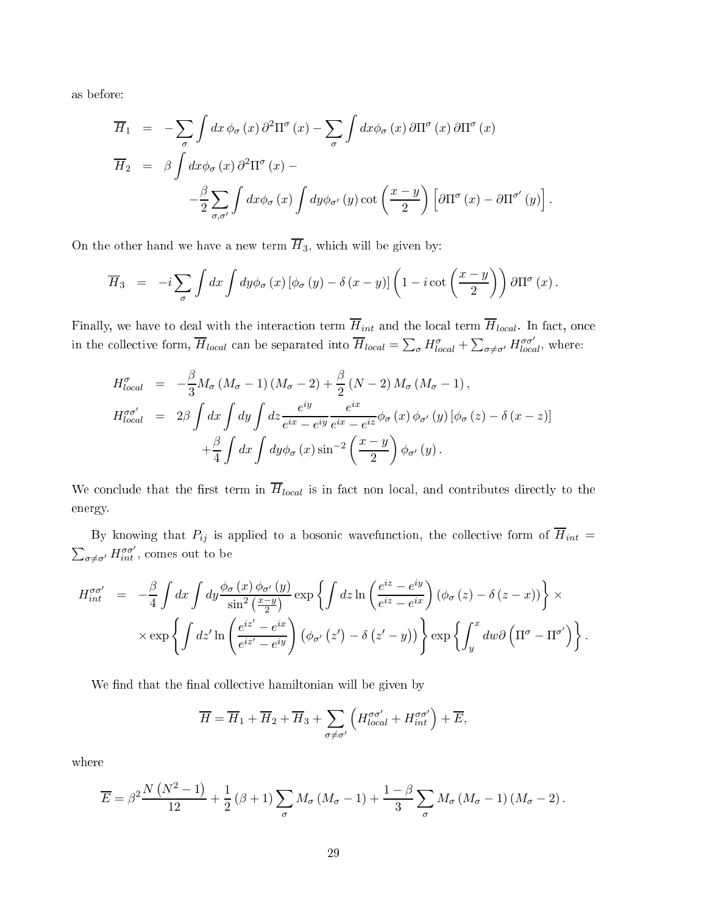as before:

$$
\begin{aligned}
\overline{H}_1 &= -\sum_\sigma \int dx\, \phi_\sigma(x)\, \partial^2 \Pi^\sigma(x) - \sum_\sigma \int dx \phi_\sigma(x)\, \partial \Pi^\sigma(x)\, \partial \Pi^\sigma(x) \\
\overline{H}_2 &= \beta \int dx \phi_\sigma(x)\, \partial^2 \Pi^\sigma(x) - \\
&\quad -\frac{\beta}{2} \sum_{\sigma,\sigma'} \int dx \phi_\sigma(x) \int dy \phi_{\sigma'}(y) \cot\left(\frac{x-y}{2}\right) \left[\partial \Pi^\sigma(x) - \partial \Pi^{\sigma'}(y)\right].
\end{aligned}
$$

On the other hand we have a new term $\overline{H}_3$, which will be given by:

$$
\overline{H}_3 = -i \sum_\sigma \int dx \int dy \phi_\sigma(x) \left[\phi_\sigma(y) - \delta(x-y)\right] \left(1 - i \cot\left(\frac{x-y}{2}\right)\right) \partial \Pi^\sigma(x).
$$

Finally, we have to deal with the interaction term $\overline{H}_{int}$ and the local term $\overline{H}_{local}$. In fact, once in the collective form, $\overline{H}_{local}$ can be separated into $\overline{H}_{local} = \sum_\sigma H^\sigma_{local} + \sum_{\sigma \neq \sigma'} H^{\sigma\sigma'}_{local}$, where:

$$
\begin{aligned}
H^\sigma_{local} &= -\frac{\beta}{3} M_\sigma (M_\sigma - 1)(M_\sigma - 2) + \frac{\beta}{2}(N-2) M_\sigma (M_\sigma - 1), \\
H^{\sigma\sigma'}_{local} &= 2\beta \int dx \int dy \int dz \frac{e^{iy}}{e^{ix} - e^{iy}} \frac{e^{ix}}{e^{ix} - e^{iz}} \phi_\sigma(x)\, \phi_{\sigma'}(y) \left[\phi_\sigma(z) - \delta(x-z)\right] \\
&\quad + \frac{\beta}{4} \int dx \int dy \phi_\sigma(x) \sin^{-2}\left(\frac{x-y}{2}\right) \phi_{\sigma'}(y).
\end{aligned}
$$

We conclude that the first term in $\overline{H}_{local}$ is in fact non local, and contributes directly to the energy.

By knowing that $P_{ij}$ is applied to a bosonic wavefunction, the collective form of $\overline{H}_{int} = \sum_{\sigma \neq \sigma'} H^{\sigma\sigma'}_{int}$, comes out to be

$$
\begin{aligned}
H^{\sigma\sigma'}_{int} &= -\frac{\beta}{4} \int dx \int dy \frac{\phi_\sigma(x)\, \phi_{\sigma'}(y)}{\sin^2\left(\frac{x-y}{2}\right)} \exp\left\{ \int dz \ln\left(\frac{e^{iz} - e^{iy}}{e^{iz} - e^{ix}}\right) \left(\phi_\sigma(z) - \delta(z-x)\right) \right\} \times \\
&\quad \times \exp\left\{ \int dz' \ln\left(\frac{e^{iz'} - e^{ix}}{e^{iz'} - e^{iy}}\right) \left(\phi_{\sigma'}(z') - \delta(z'-y)\right) \right\} \exp\left\{ \int_y^x dw\, \partial\left(\Pi^\sigma - \Pi^{\sigma'}\right) \right\}.
\end{aligned}
$$

We find that the final collective hamiltonian will be given by

$$
\overline{H} = \overline{H}_1 + \overline{H}_2 + \overline{H}_3 + \sum_{\sigma \neq \sigma'} \left(H^{\sigma\sigma'}_{local} + H^{\sigma\sigma'}_{int}\right) + \overline{E},
$$

where

$$
\overline{E} = \beta^2 \frac{N\left(N^2 - 1\right)}{12} + \frac{1}{2}(\beta + 1) \sum_\sigma M_\sigma (M_\sigma - 1) + \frac{1-\beta}{3} \sum_\sigma M_\sigma (M_\sigma - 1)(M_\sigma - 2).
$$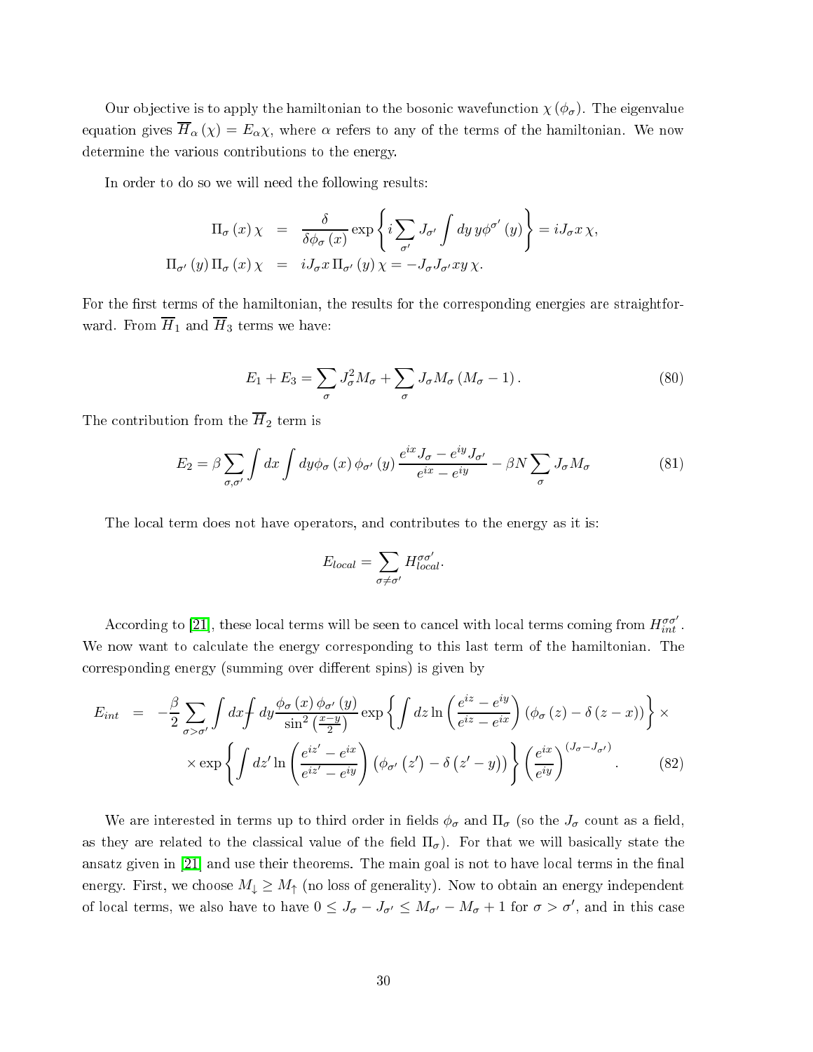Our objective is to apply the hamiltonian to the bosonic wavefunction $\chi(\phi_\sigma)$. The eigenvalue equation gives $\overline{H}_\alpha(\chi) = E_\alpha \chi$, where $\alpha$ refers to any of the terms of the hamiltonian. We now determine the various contributions to the energy.

In order to do so we will need the following results:

$$
\begin{aligned}
\Pi_\sigma(x)\chi &= \frac{\delta}{\delta\phi_\sigma(x)} \exp\left\{ i\sum_{\sigma'} J_{\sigma'} \int dy\, y \phi^{\sigma'}(y) \right\} = iJ_\sigma x\,\chi, \\
\Pi_{\sigma'}(y)\Pi_\sigma(x)\chi &= iJ_\sigma x\,\Pi_{\sigma'}(y)\chi = -J_\sigma J_{\sigma'} xy\,\chi.
\end{aligned}
$$

For the first terms of the hamiltonian, the results for the corresponding energies are straightforward. From $\overline{H}_1$ and $\overline{H}_3$ terms we have:

$$
E_1 + E_3 = \sum_\sigma J_\sigma^2 M_\sigma + \sum_\sigma J_\sigma M_\sigma (M_\sigma - 1). \tag{80}
$$

The contribution from the $\overline{H}_2$ term is

$$
E_2 = \beta \sum_{\sigma,\sigma'} \int dx \int dy \phi_\sigma(x)\phi_{\sigma'}(y) \frac{e^{ix}J_\sigma - e^{iy}J_{\sigma'}}{e^{ix} - e^{iy}} - \beta N \sum_\sigma J_\sigma M_\sigma \tag{81}
$$

The local term does not have operators, and contributes to the energy as it is:

$$
E_{local} = \sum_{\sigma \neq \sigma'} H_{local}^{\sigma\sigma'}.
$$

According to [21], these local terms will be seen to cancel with local terms coming from $H_{int}^{\sigma\sigma'}$. We now want to calculate the energy corresponding to this last term of the hamiltonian. The corresponding energy (summing over different spins) is given by

$$
\begin{aligned}
E_{int} &= -\frac{\beta}{2} \sum_{\sigma > \sigma'} \int dx \fint dy \frac{\phi_\sigma(x)\phi_{\sigma'}(y)}{\sin^2\left(\frac{x-y}{2}\right)} \exp\left\{ \int dz \ln\left( \frac{e^{iz} - e^{iy}}{e^{iz} - e^{ix}} \right) (\phi_\sigma(z) - \delta(z-x)) \right\} \times \\
&\quad \times \exp\left\{ \int dz' \ln\left( \frac{e^{iz'} - e^{ix}}{e^{iz'} - e^{iy}} \right) (\phi_{\sigma'}(z') - \delta(z'-y)) \right\} \left( \frac{e^{ix}}{e^{iy}} \right)^{(J_\sigma - J_{\sigma'})}.
\end{aligned} \tag{82}
$$

We are interested in terms up to third order in fields $\phi_\sigma$ and $\Pi_\sigma$ (so the $J_\sigma$ count as a field, as they are related to the classical value of the field $\Pi_\sigma$). For that we will basically state the ansatz given in [21] and use their theorems. The main goal is not to have local terms in the final energy. First, we choose $M_\downarrow \geq M_\uparrow$ (no loss of generality). Now to obtain an energy independent of local terms, we also have to have $0 \leq J_\sigma - J_{\sigma'} \leq M_{\sigma'} - M_\sigma + 1$ for $\sigma > \sigma'$, and in this case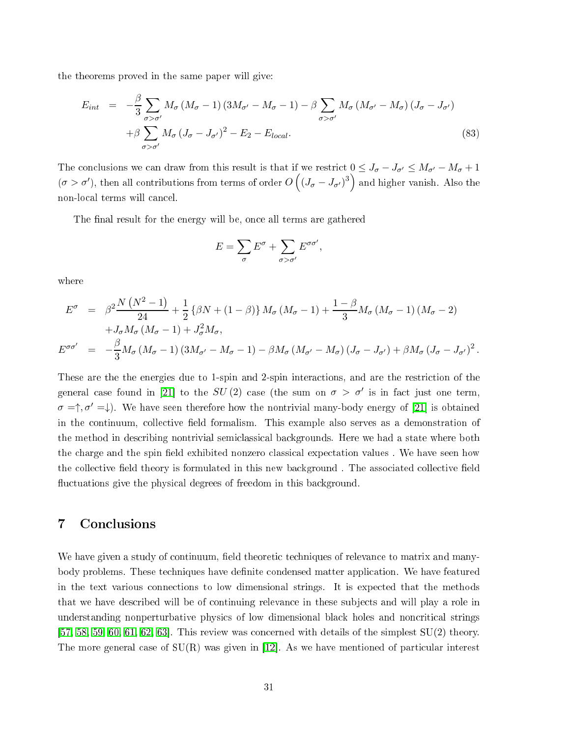the theorems proved in the same paper will give:

$$
\begin{aligned}
E_{int} &= -\frac{\beta}{3}\sum_{\sigma>\sigma'} M_\sigma\left(M_\sigma-1\right)\left(3M_{\sigma'}-M_\sigma-1\right)-\beta\sum_{\sigma>\sigma'} M_\sigma\left(M_{\sigma'}-M_\sigma\right)\left(J_\sigma-J_{\sigma'}\right)\\
&\quad+\beta\sum_{\sigma>\sigma'} M_\sigma\left(J_\sigma-J_{\sigma'}\right)^2-E_2-E_{local}.
\end{aligned}
\tag{83}
$$

The conclusions we can draw from this result is that if we restrict $0 \leq J_\sigma - J_{\sigma'} \leq M_{\sigma'} - M_\sigma + 1$ ($\sigma > \sigma'$), then all contributions from terms of order $O\left(\left(J_\sigma - J_{\sigma'}\right)^3\right)$ and higher vanish. Also the non-local terms will cancel.

The final result for the energy will be, once all terms are gathered

$$
E = \sum_\sigma E^\sigma + \sum_{\sigma>\sigma'} E^{\sigma\sigma'},
$$

where

$$
\begin{aligned}
E^\sigma &= \beta^2\frac{N\left(N^2-1\right)}{24}+\frac{1}{2}\left\{\beta N+(1-\beta)\right\}M_\sigma\left(M_\sigma-1\right)+\frac{1-\beta}{3}M_\sigma\left(M_\sigma-1\right)\left(M_\sigma-2\right)\\
&\quad+J_\sigma M_\sigma\left(M_\sigma-1\right)+J_\sigma^2 M_\sigma,\\
E^{\sigma\sigma'} &= -\frac{\beta}{3}M_\sigma\left(M_\sigma-1\right)\left(3M_{\sigma'}-M_\sigma-1\right)-\beta M_\sigma\left(M_{\sigma'}-M_\sigma\right)\left(J_\sigma-J_{\sigma'}\right)+\beta M_\sigma\left(J_\sigma-J_{\sigma'}\right)^2.
\end{aligned}
$$

These are the the energies due to 1-spin and 2-spin interactions, and are the restriction of the general case found in [21] to the $SU(2)$ case (the sum on $\sigma > \sigma'$ is in fact just one term, $\sigma = \uparrow, \sigma' = \downarrow$). We have seen therefore how the nontrivial many-body energy of [21] is obtained in the continuum, collective field formalism. This example also serves as a demonstration of the method in describing nontrivial semiclassical backgrounds. Here we had a state where both the charge and the spin field exhibited nonzero classical expectation values . We have seen how the collective field theory is formulated in this new background . The associated collective field fluctuations give the physical degrees of freedom in this background.

## 7 Conclusions

We have given a study of continuum, field theoretic techniques of relevance to matrix and many-body problems. These techniques have definite condensed matter application. We have featured in the text various connections to low dimensional strings. It is expected that the methods that we have described will be of continuing relevance in these subjects and will play a role in understanding nonperturbative physics of low dimensional black holes and noncritical strings [57, 58, 59, 60, 61, 62, 63]. This review was concerned with details of the simplest SU(2) theory. The more general case of SU(R) was given in [12]. As we have mentioned of particular interest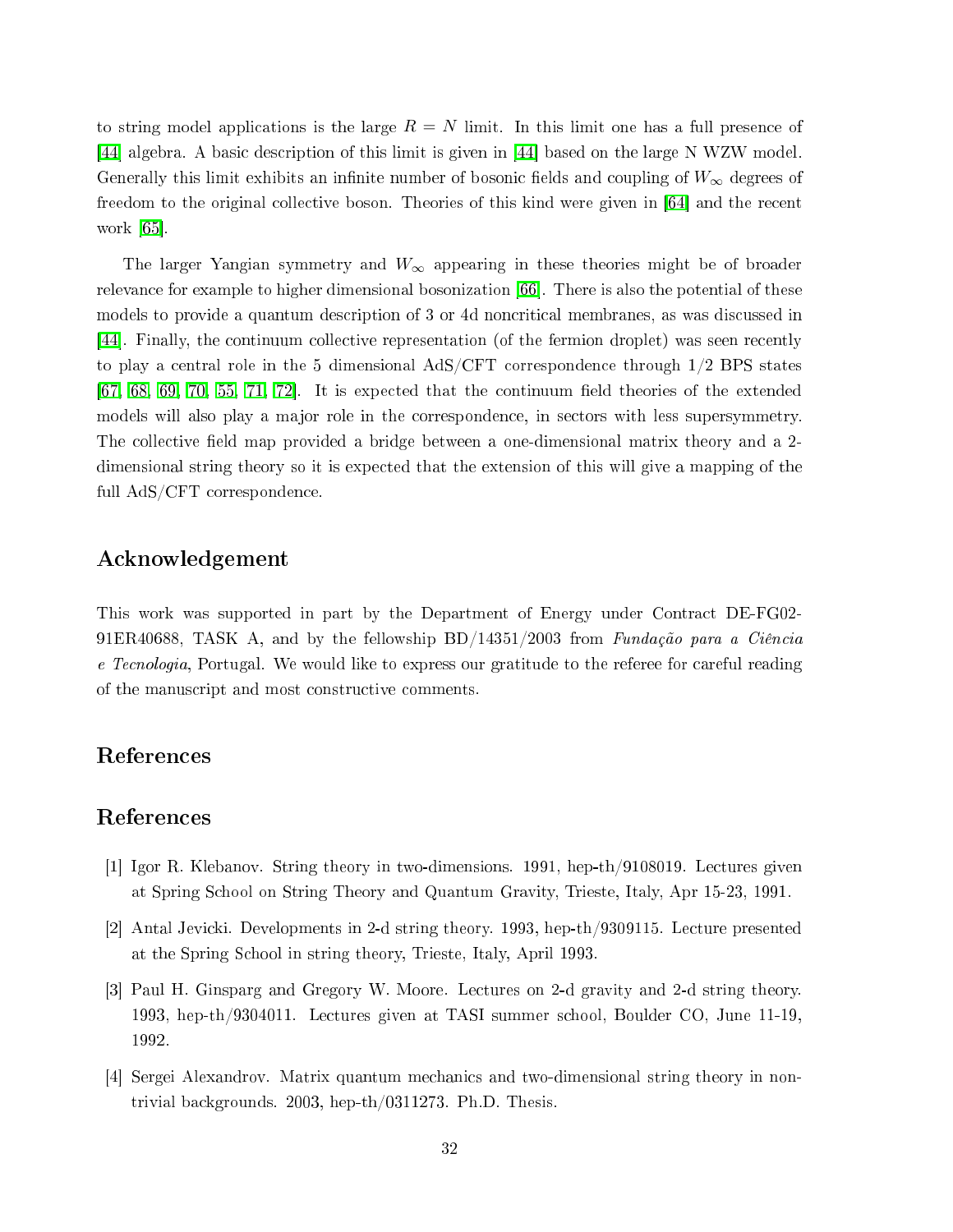to string model applications is the large $R = N$ limit. In this limit one has a full presence of [44] algebra. A basic description of this limit is given in [44] based on the large N WZW model. Generally this limit exhibits an infinite number of bosonic fields and coupling of $W_\infty$ degrees of freedom to the original collective boson. Theories of this kind were given in [64] and the recent work [65].

The larger Yangian symmetry and $W_\infty$ appearing in these theories might be of broader relevance for example to higher dimensional bosonization [66]. There is also the potential of these models to provide a quantum description of 3 or 4d noncritical membranes, as was discussed in [44]. Finally, the continuum collective representation (of the fermion droplet) was seen recently to play a central role in the 5 dimensional AdS/CFT correspondence through 1/2 BPS states [67, 68, 69, 70, 55, 71, 72]. It is expected that the continuum field theories of the extended models will also play a major role in the correspondence, in sectors with less supersymmetry. The collective field map provided a bridge between a one-dimensional matrix theory and a 2-dimensional string theory so it is expected that the extension of this will give a mapping of the full AdS/CFT correspondence.

## Acknowledgement

This work was supported in part by the Department of Energy under Contract DE-FG02-91ER40688, TASK A, and by the fellowship BD/14351/2003 from *Fundação para a Ciência e Tecnologia*, Portugal. We would like to express our gratitude to the referee for careful reading of the manuscript and most constructive comments.

## References

## References

[1] Igor R. Klebanov. String theory in two-dimensions. 1991, hep-th/9108019. Lectures given at Spring School on String Theory and Quantum Gravity, Trieste, Italy, Apr 15-23, 1991.

[2] Antal Jevicki. Developments in 2-d string theory. 1993, hep-th/9309115. Lecture presented at the Spring School in string theory, Trieste, Italy, April 1993.

[3] Paul H. Ginsparg and Gregory W. Moore. Lectures on 2-d gravity and 2-d string theory. 1993, hep-th/9304011. Lectures given at TASI summer school, Boulder CO, June 11-19, 1992.

[4] Sergei Alexandrov. Matrix quantum mechanics and two-dimensional string theory in non-trivial backgrounds. 2003, hep-th/0311273. Ph.D. Thesis.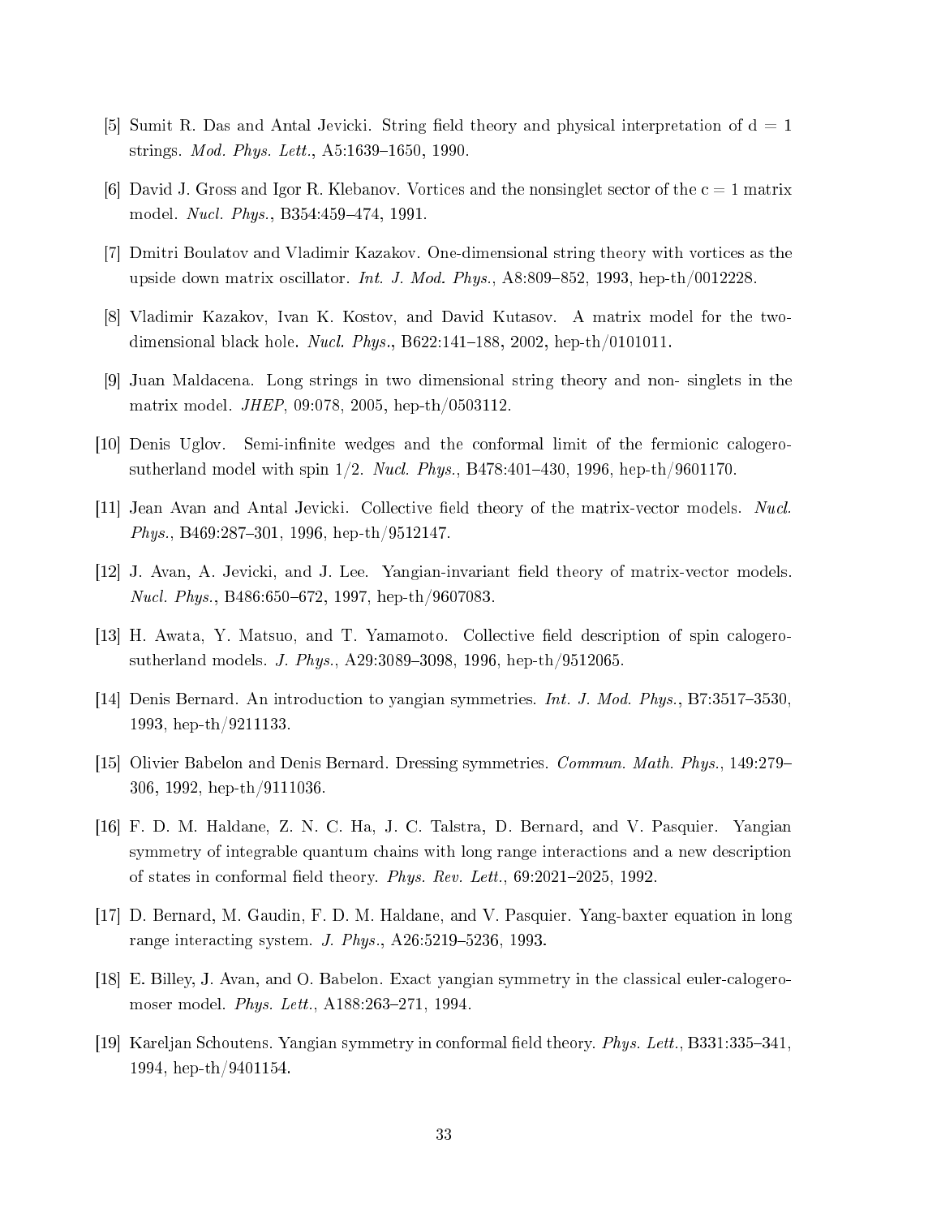[5] Sumit R. Das and Antal Jevicki. String field theory and physical interpretation of d = 1 strings. *Mod. Phys. Lett.*, A5:1639–1650, 1990.

[6] David J. Gross and Igor R. Klebanov. Vortices and the nonsinglet sector of the c = 1 matrix model. *Nucl. Phys.*, B354:459–474, 1991.

[7] Dmitri Boulatov and Vladimir Kazakov. One-dimensional string theory with vortices as the upside down matrix oscillator. *Int. J. Mod. Phys.*, A8:809–852, 1993, hep-th/0012228.

[8] Vladimir Kazakov, Ivan K. Kostov, and David Kutasov. A matrix model for the two-dimensional black hole. *Nucl. Phys.*, B622:141–188, 2002, hep-th/0101011.

[9] Juan Maldacena. Long strings in two dimensional string theory and non- singlets in the matrix model. *JHEP*, 09:078, 2005, hep-th/0503112.

[10] Denis Uglov. Semi-infinite wedges and the conformal limit of the fermionic calogero-sutherland model with spin 1/2. *Nucl. Phys.*, B478:401–430, 1996, hep-th/9601170.

[11] Jean Avan and Antal Jevicki. Collective field theory of the matrix-vector models. *Nucl. Phys.*, B469:287–301, 1996, hep-th/9512147.

[12] J. Avan, A. Jevicki, and J. Lee. Yangian-invariant field theory of matrix-vector models. *Nucl. Phys.*, B486:650–672, 1997, hep-th/9607083.

[13] H. Awata, Y. Matsuo, and T. Yamamoto. Collective field description of spin calogero-sutherland models. *J. Phys.*, A29:3089–3098, 1996, hep-th/9512065.

[14] Denis Bernard. An introduction to yangian symmetries. *Int. J. Mod. Phys.*, B7:3517–3530, 1993, hep-th/9211133.

[15] Olivier Babelon and Denis Bernard. Dressing symmetries. *Commun. Math. Phys.*, 149:279–306, 1992, hep-th/9111036.

[16] F. D. M. Haldane, Z. N. C. Ha, J. C. Talstra, D. Bernard, and V. Pasquier. Yangian symmetry of integrable quantum chains with long range interactions and a new description of states in conformal field theory. *Phys. Rev. Lett.*, 69:2021–2025, 1992.

[17] D. Bernard, M. Gaudin, F. D. M. Haldane, and V. Pasquier. Yang-baxter equation in long range interacting system. *J. Phys.*, A26:5219–5236, 1993.

[18] E. Billey, J. Avan, and O. Babelon. Exact yangian symmetry in the classical euler-calogero-moser model. *Phys. Lett.*, A188:263–271, 1994.

[19] Kareljan Schoutens. Yangian symmetry in conformal field theory. *Phys. Lett.*, B331:335–341, 1994, hep-th/9401154.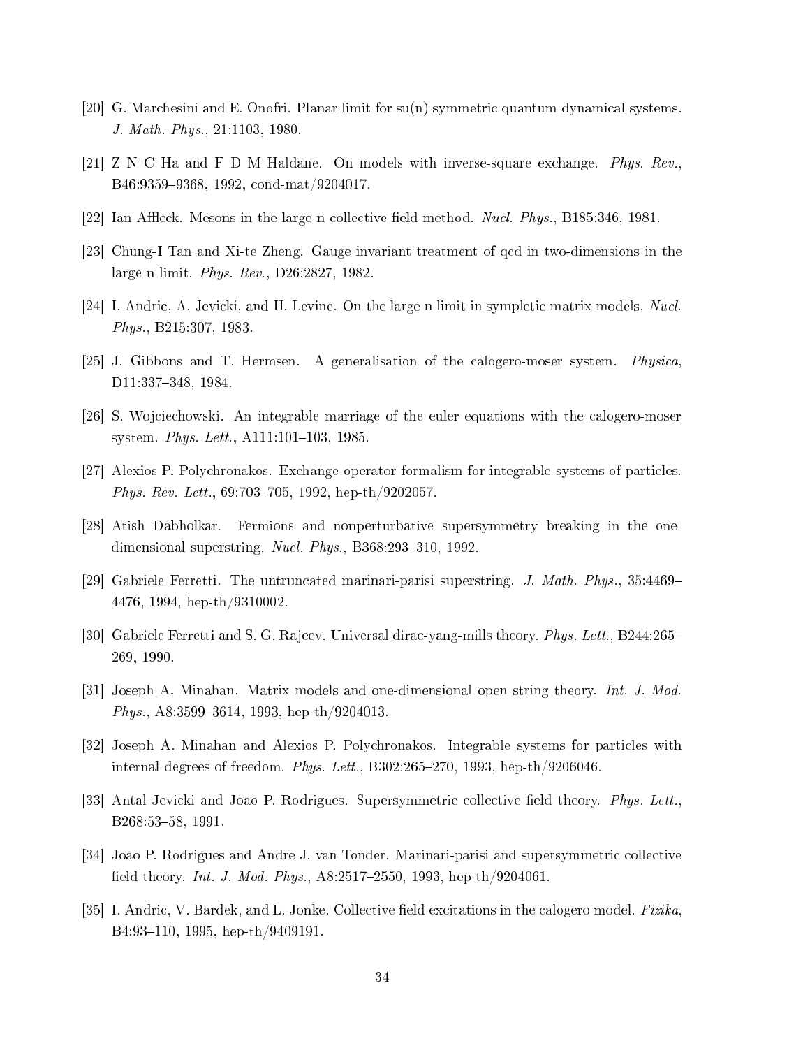[20] G. Marchesini and E. Onofri. Planar limit for su(n) symmetric quantum dynamical systems. *J. Math. Phys.*, 21:1103, 1980.

[21] Z N C Ha and F D M Haldane. On models with inverse-square exchange. *Phys. Rev.*, B46:9359–9368, 1992, cond-mat/9204017.

[22] Ian Affleck. Mesons in the large n collective field method. *Nucl. Phys.*, B185:346, 1981.

[23] Chung-I Tan and Xi-te Zheng. Gauge invariant treatment of qcd in two-dimensions in the large n limit. *Phys. Rev.*, D26:2827, 1982.

[24] I. Andric, A. Jevicki, and H. Levine. On the large n limit in sympletic matrix models. *Nucl. Phys.*, B215:307, 1983.

[25] J. Gibbons and T. Hermsen. A generalisation of the calogero-moser system. *Physica*, D11:337–348, 1984.

[26] S. Wojciechowski. An integrable marriage of the euler equations with the calogero-moser system. *Phys. Lett.*, A111:101–103, 1985.

[27] Alexios P. Polychronakos. Exchange operator formalism for integrable systems of particles. *Phys. Rev. Lett.*, 69:703–705, 1992, hep-th/9202057.

[28] Atish Dabholkar. Fermions and nonperturbative supersymmetry breaking in the one-dimensional superstring. *Nucl. Phys.*, B368:293–310, 1992.

[29] Gabriele Ferretti. The untruncated marinari-parisi superstring. *J. Math. Phys.*, 35:4469–4476, 1994, hep-th/9310002.

[30] Gabriele Ferretti and S. G. Rajeev. Universal dirac-yang-mills theory. *Phys. Lett.*, B244:265–269, 1990.

[31] Joseph A. Minahan. Matrix models and one-dimensional open string theory. *Int. J. Mod. Phys.*, A8:3599–3614, 1993, hep-th/9204013.

[32] Joseph A. Minahan and Alexios P. Polychronakos. Integrable systems for particles with internal degrees of freedom. *Phys. Lett.*, B302:265–270, 1993, hep-th/9206046.

[33] Antal Jevicki and Joao P. Rodrigues. Supersymmetric collective field theory. *Phys. Lett.*, B268:53–58, 1991.

[34] Joao P. Rodrigues and Andre J. van Tonder. Marinari-parisi and supersymmetric collective field theory. *Int. J. Mod. Phys.*, A8:2517–2550, 1993, hep-th/9204061.

[35] I. Andric, V. Bardek, and L. Jonke. Collective field excitations in the calogero model. *Fizika*, B4:93–110, 1995, hep-th/9409191.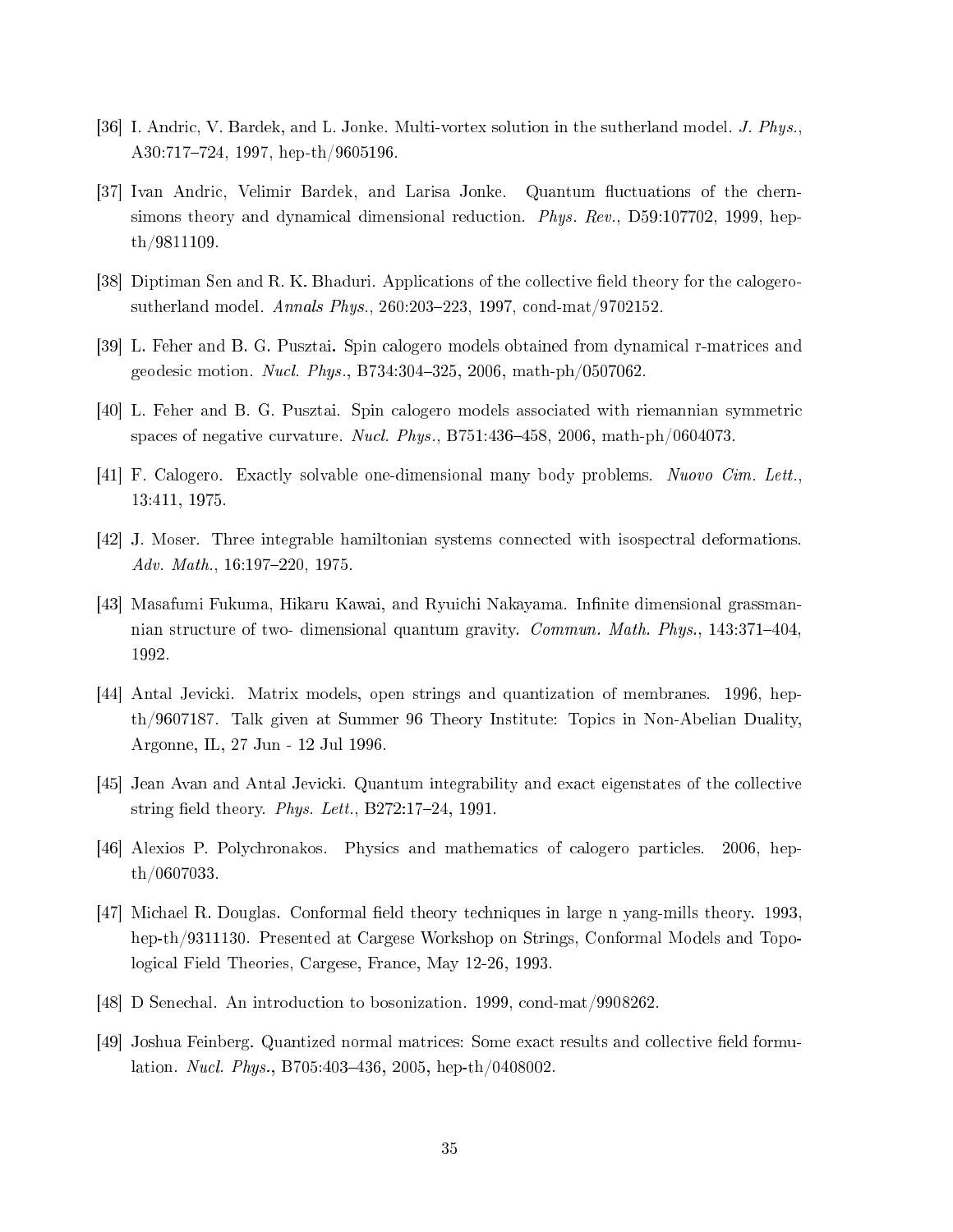[36] I. Andric, V. Bardek, and L. Jonke. Multi-vortex solution in the sutherland model. *J. Phys.*, A30:717–724, 1997, hep-th/9605196.

[37] Ivan Andric, Velimir Bardek, and Larisa Jonke. Quantum fluctuations of the chern-simons theory and dynamical dimensional reduction. *Phys. Rev.*, D59:107702, 1999, hep-th/9811109.

[38] Diptiman Sen and R. K. Bhaduri. Applications of the collective field theory for the calogero-sutherland model. *Annals Phys.*, 260:203–223, 1997, cond-mat/9702152.

[39] L. Feher and B. G. Pusztai. Spin calogero models obtained from dynamical r-matrices and geodesic motion. *Nucl. Phys.*, B734:304–325, 2006, math-ph/0507062.

[40] L. Feher and B. G. Pusztai. Spin calogero models associated with riemannian symmetric spaces of negative curvature. *Nucl. Phys.*, B751:436–458, 2006, math-ph/0604073.

[41] F. Calogero. Exactly solvable one-dimensional many body problems. *Nuovo Cim. Lett.*, 13:411, 1975.

[42] J. Moser. Three integrable hamiltonian systems connected with isospectral deformations. *Adv. Math.*, 16:197–220, 1975.

[43] Masafumi Fukuma, Hikaru Kawai, and Ryuichi Nakayama. Infinite dimensional grassmannian structure of two- dimensional quantum gravity. *Commun. Math. Phys.*, 143:371–404, 1992.

[44] Antal Jevicki. Matrix models, open strings and quantization of membranes. 1996, hep-th/9607187. Talk given at Summer 96 Theory Institute: Topics in Non-Abelian Duality, Argonne, IL, 27 Jun - 12 Jul 1996.

[45] Jean Avan and Antal Jevicki. Quantum integrability and exact eigenstates of the collective string field theory. *Phys. Lett.*, B272:17–24, 1991.

[46] Alexios P. Polychronakos. Physics and mathematics of calogero particles. 2006, hep-th/0607033.

[47] Michael R. Douglas. Conformal field theory techniques in large n yang-mills theory. 1993, hep-th/9311130. Presented at Cargese Workshop on Strings, Conformal Models and Topological Field Theories, Cargese, France, May 12-26, 1993.

[48] D Senechal. An introduction to bosonization. 1999, cond-mat/9908262.

[49] Joshua Feinberg. Quantized normal matrices: Some exact results and collective field formulation. *Nucl. Phys.*, B705:403–436, 2005, hep-th/0408002.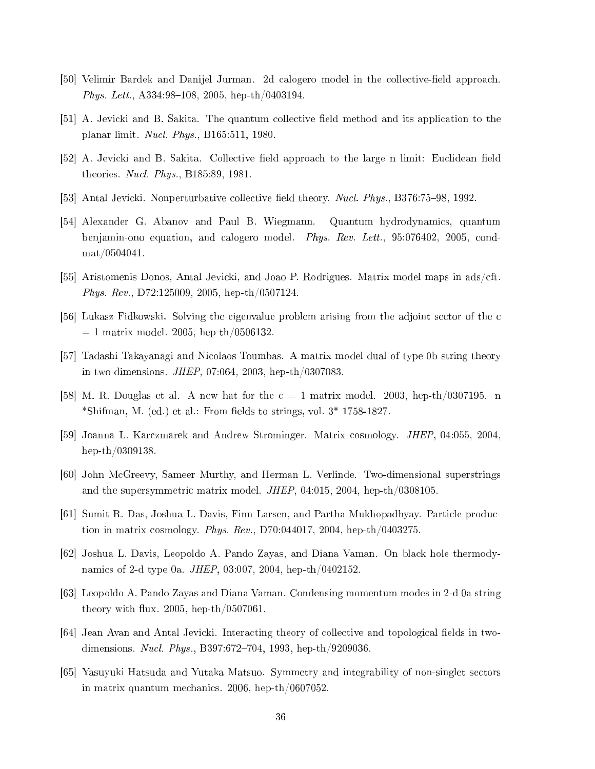[50] Velimir Bardek and Danijel Jurman. 2d calogero model in the collective-field approach. *Phys. Lett.*, A334:98–108, 2005, hep-th/0403194.

[51] A. Jevicki and B. Sakita. The quantum collective field method and its application to the planar limit. *Nucl. Phys.*, B165:511, 1980.

[52] A. Jevicki and B. Sakita. Collective field approach to the large n limit: Euclidean field theories. *Nucl. Phys.*, B185:89, 1981.

[53] Antal Jevicki. Nonperturbative collective field theory. *Nucl. Phys.*, B376:75–98, 1992.

[54] Alexander G. Abanov and Paul B. Wiegmann. Quantum hydrodynamics, quantum benjamin-ono equation, and calogero model. *Phys. Rev. Lett.*, 95:076402, 2005, cond-mat/0504041.

[55] Aristomenis Donos, Antal Jevicki, and Joao P. Rodrigues. Matrix model maps in ads/cft. *Phys. Rev.*, D72:125009, 2005, hep-th/0507124.

[56] Lukasz Fidkowski. Solving the eigenvalue problem arising from the adjoint sector of the c = 1 matrix model. 2005, hep-th/0506132.

[57] Tadashi Takayanagi and Nicolaos Toumbas. A matrix model dual of type 0b string theory in two dimensions. *JHEP*, 07:064, 2003, hep-th/0307083.

[58] M. R. Douglas et al. A new hat for the c = 1 matrix model. 2003, hep-th/0307195. n *Shifman, M. (ed.) et al.: From fields to strings, vol. 3* 1758-1827.

[59] Joanna L. Karczmarek and Andrew Strominger. Matrix cosmology. *JHEP*, 04:055, 2004, hep-th/0309138.

[60] John McGreevy, Sameer Murthy, and Herman L. Verlinde. Two-dimensional superstrings and the supersymmetric matrix model. *JHEP*, 04:015, 2004, hep-th/0308105.

[61] Sumit R. Das, Joshua L. Davis, Finn Larsen, and Partha Mukhopadhyay. Particle production in matrix cosmology. *Phys. Rev.*, D70:044017, 2004, hep-th/0403275.

[62] Joshua L. Davis, Leopoldo A. Pando Zayas, and Diana Vaman. On black hole thermodynamics of 2-d type 0a. *JHEP*, 03:007, 2004, hep-th/0402152.

[63] Leopoldo A. Pando Zayas and Diana Vaman. Condensing momentum modes in 2-d 0a string theory with flux. 2005, hep-th/0507061.

[64] Jean Avan and Antal Jevicki. Interacting theory of collective and topological fields in two-dimensions. *Nucl. Phys.*, B397:672–704, 1993, hep-th/9209036.

[65] Yasuyuki Hatsuda and Yutaka Matsuo. Symmetry and integrability of non-singlet sectors in matrix quantum mechanics. 2006, hep-th/0607052.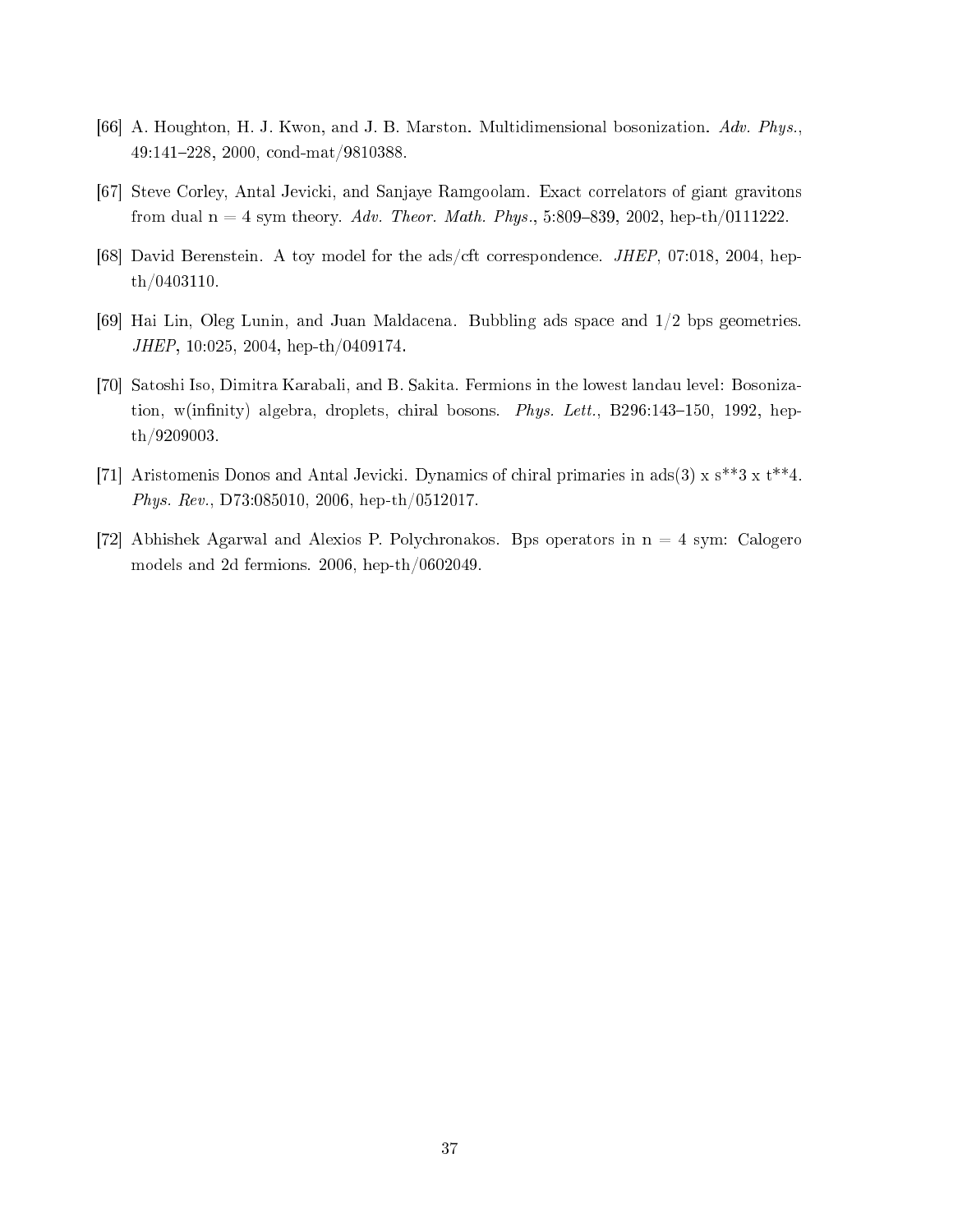[66] A. Houghton, H. J. Kwon, and J. B. Marston. Multidimensional bosonization. *Adv. Phys.*, 49:141–228, 2000, cond-mat/9810388.

[67] Steve Corley, Antal Jevicki, and Sanjaye Ramgoolam. Exact correlators of giant gravitons from dual n = 4 sym theory. *Adv. Theor. Math. Phys.*, 5:809–839, 2002, hep-th/0111222.

[68] David Berenstein. A toy model for the ads/cft correspondence. *JHEP*, 07:018, 2004, hep-th/0403110.

[69] Hai Lin, Oleg Lunin, and Juan Maldacena. Bubbling ads space and 1/2 bps geometries. *JHEP*, 10:025, 2004, hep-th/0409174.

[70] Satoshi Iso, Dimitra Karabali, and B. Sakita. Fermions in the lowest landau level: Bosonization, w(infinity) algebra, droplets, chiral bosons. *Phys. Lett.*, B296:143–150, 1992, hep-th/9209003.

[71] Aristomenis Donos and Antal Jevicki. Dynamics of chiral primaries in ads(3) x s**3 x t**4. *Phys. Rev.*, D73:085010, 2006, hep-th/0512017.

[72] Abhishek Agarwal and Alexios P. Polychronakos. Bps operators in n = 4 sym: Calogero models and 2d fermions. 2006, hep-th/0602049.